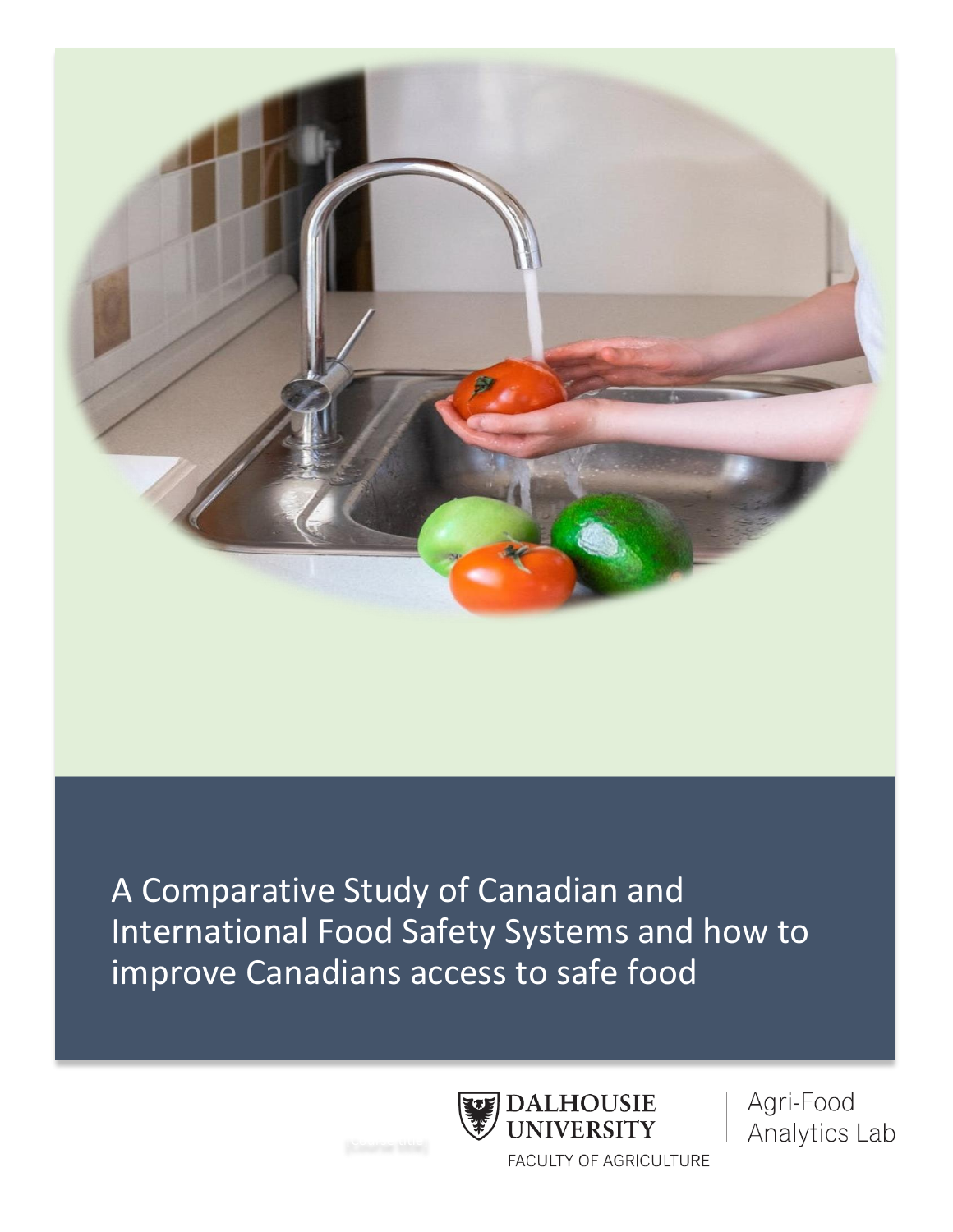# A Comparative Study of Canadian and International Food Safety Systems and how to improve Canadians access to safe food

DALHOUSIE UNIVERSITY

FACULTY OF AGRICULTURE

Agri-Food Analytics Lab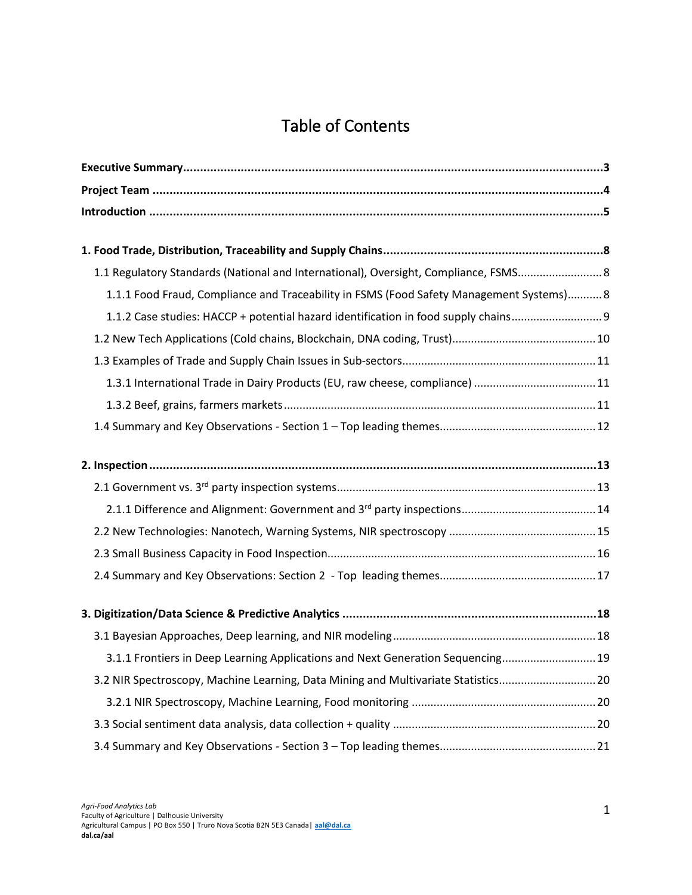# Table of Contents

**Executive Summary** .......... **3**

**Project Team** .......... **4**

**Introduction** .......... **5**

**1. Food Trade, Distribution, Traceability and Supply Chains** .......... **8**

- 1.1 Regulatory Standards (National and International), Oversight, Compliance, FSMS .......... 8
  - 1.1.1 Food Fraud, Compliance and Traceability in FSMS (Food Safety Management Systems) .......... 8
  - 1.1.2 Case studies: HACCP + potential hazard identification in food supply chains .......... 9
- 1.2 New Tech Applications (Cold chains, Blockchain, DNA coding, Trust) .......... 10
- 1.3 Examples of Trade and Supply Chain Issues in Sub-sectors .......... 11
  - 1.3.1 International Trade in Dairy Products (EU, raw cheese, compliance) .......... 11
  - 1.3.2 Beef, grains, farmers markets .......... 11
- 1.4 Summary and Key Observations - Section 1 – Top leading themes .......... 12

**2. Inspection** .......... **13**

- 2.1 Government vs. 3rd party inspection systems .......... 13
  - 2.1.1 Difference and Alignment: Government and 3rd party inspections .......... 14
- 2.2 New Technologies: Nanotech, Warning Systems, NIR spectroscopy .......... 15
- 2.3 Small Business Capacity in Food Inspection .......... 16
- 2.4 Summary and Key Observations: Section 2 - Top leading themes .......... 17

**3. Digitization/Data Science & Predictive Analytics** .......... **18**

- 3.1 Bayesian Approaches, Deep learning, and NIR modeling .......... 18
  - 3.1.1 Frontiers in Deep Learning Applications and Next Generation Sequencing .......... 19
- 3.2 NIR Spectroscopy, Machine Learning, Data Mining and Multivariate Statistics .......... 20
  - 3.2.1 NIR Spectroscopy, Machine Learning, Food monitoring .......... 20
- 3.3 Social sentiment data analysis, data collection + quality .......... 20
- 3.4 Summary and Key Observations - Section 3 – Top leading themes .......... 21

*Agri-Food Analytics Lab*
Faculty of Agriculture | Dalhousie University
Agricultural Campus | PO Box 550 | Truro Nova Scotia B2N 5E3 Canada| aal@dal.ca
**dal.ca/aal**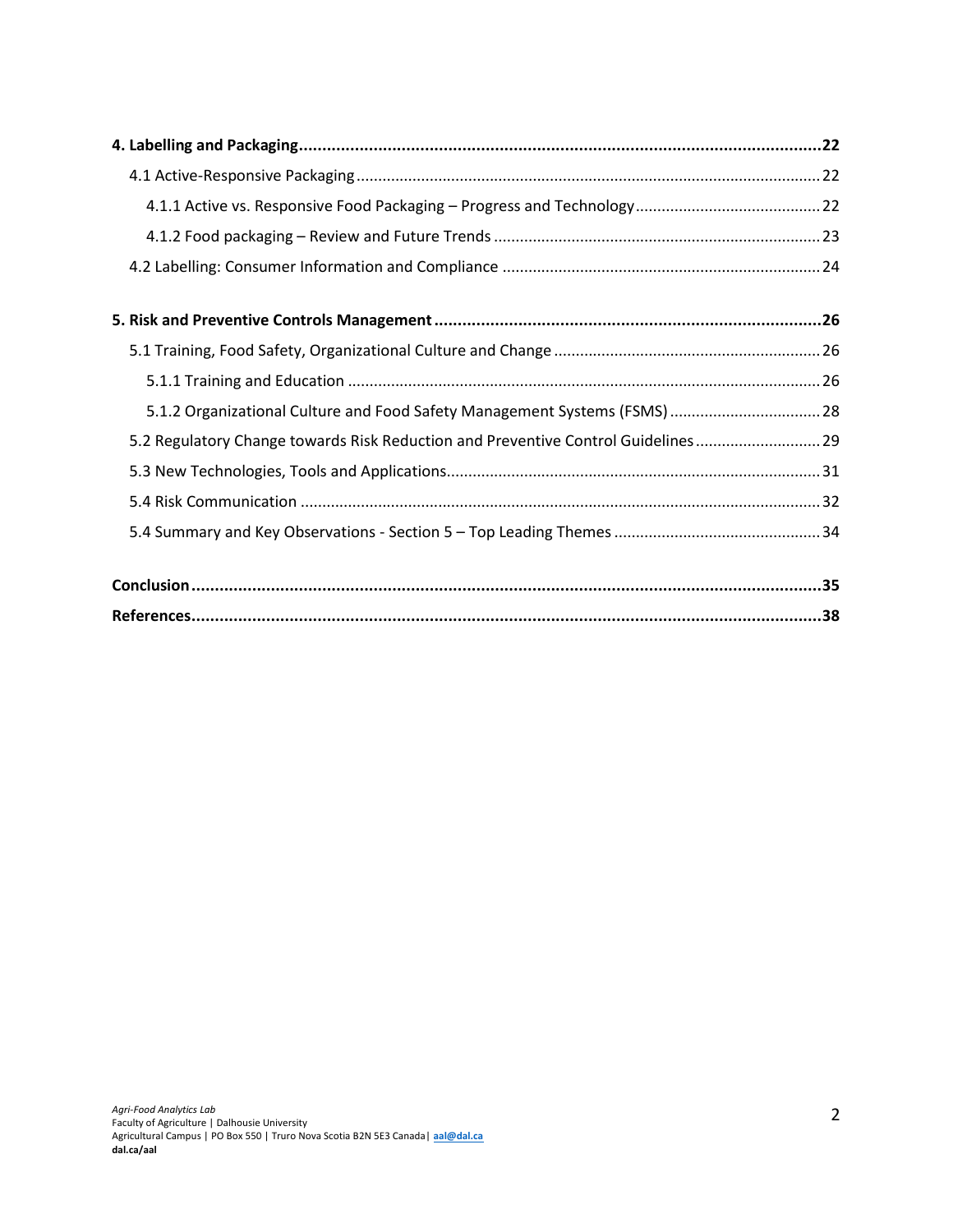**4. Labelling and Packaging** ..... **22**

4.1 Active-Responsive Packaging ..... 22

4.1.1 Active vs. Responsive Food Packaging – Progress and Technology ..... 22

4.1.2 Food packaging – Review and Future Trends ..... 23

4.2 Labelling: Consumer Information and Compliance ..... 24

**5. Risk and Preventive Controls Management** ..... **26**

5.1 Training, Food Safety, Organizational Culture and Change ..... 26

5.1.1 Training and Education ..... 26

5.1.2 Organizational Culture and Food Safety Management Systems (FSMS) ..... 28

5.2 Regulatory Change towards Risk Reduction and Preventive Control Guidelines ..... 29

5.3 New Technologies, Tools and Applications ..... 31

5.4 Risk Communication ..... 32

5.4 Summary and Key Observations - Section 5 – Top Leading Themes ..... 34

**Conclusion** ..... **35**

**References** ..... **38**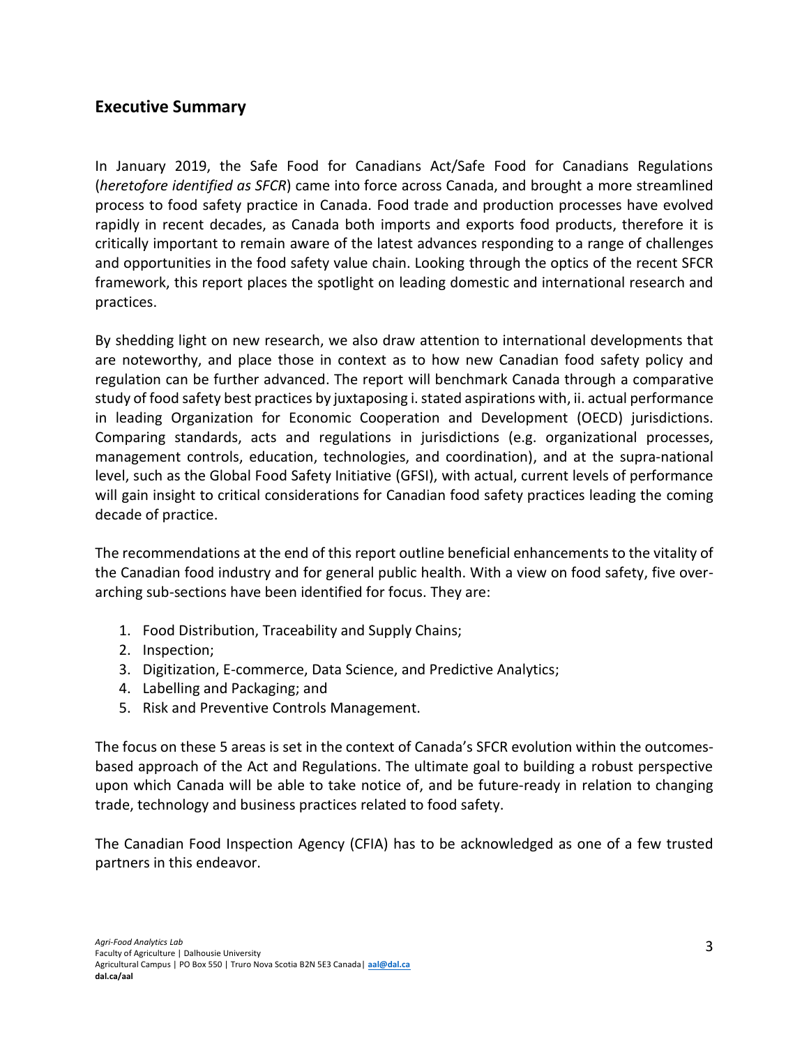## Executive Summary

In January 2019, the Safe Food for Canadians Act/Safe Food for Canadians Regulations (*heretofore identified as SFCR*) came into force across Canada, and brought a more streamlined process to food safety practice in Canada. Food trade and production processes have evolved rapidly in recent decades, as Canada both imports and exports food products, therefore it is critically important to remain aware of the latest advances responding to a range of challenges and opportunities in the food safety value chain. Looking through the optics of the recent SFCR framework, this report places the spotlight on leading domestic and international research and practices.

By shedding light on new research, we also draw attention to international developments that are noteworthy, and place those in context as to how new Canadian food safety policy and regulation can be further advanced. The report will benchmark Canada through a comparative study of food safety best practices by juxtaposing i. stated aspirations with, ii. actual performance in leading Organization for Economic Cooperation and Development (OECD) jurisdictions. Comparing standards, acts and regulations in jurisdictions (e.g. organizational processes, management controls, education, technologies, and coordination), and at the supra-national level, such as the Global Food Safety Initiative (GFSI), with actual, current levels of performance will gain insight to critical considerations for Canadian food safety practices leading the coming decade of practice.

The recommendations at the end of this report outline beneficial enhancements to the vitality of the Canadian food industry and for general public health. With a view on food safety, five over-arching sub-sections have been identified for focus. They are:

1. Food Distribution, Traceability and Supply Chains;
2. Inspection;
3. Digitization, E-commerce, Data Science, and Predictive Analytics;
4. Labelling and Packaging; and
5. Risk and Preventive Controls Management.

The focus on these 5 areas is set in the context of Canada's SFCR evolution within the outcomes-based approach of the Act and Regulations. The ultimate goal to building a robust perspective upon which Canada will be able to take notice of, and be future-ready in relation to changing trade, technology and business practices related to food safety.

The Canadian Food Inspection Agency (CFIA) has to be acknowledged as one of a few trusted partners in this endeavor.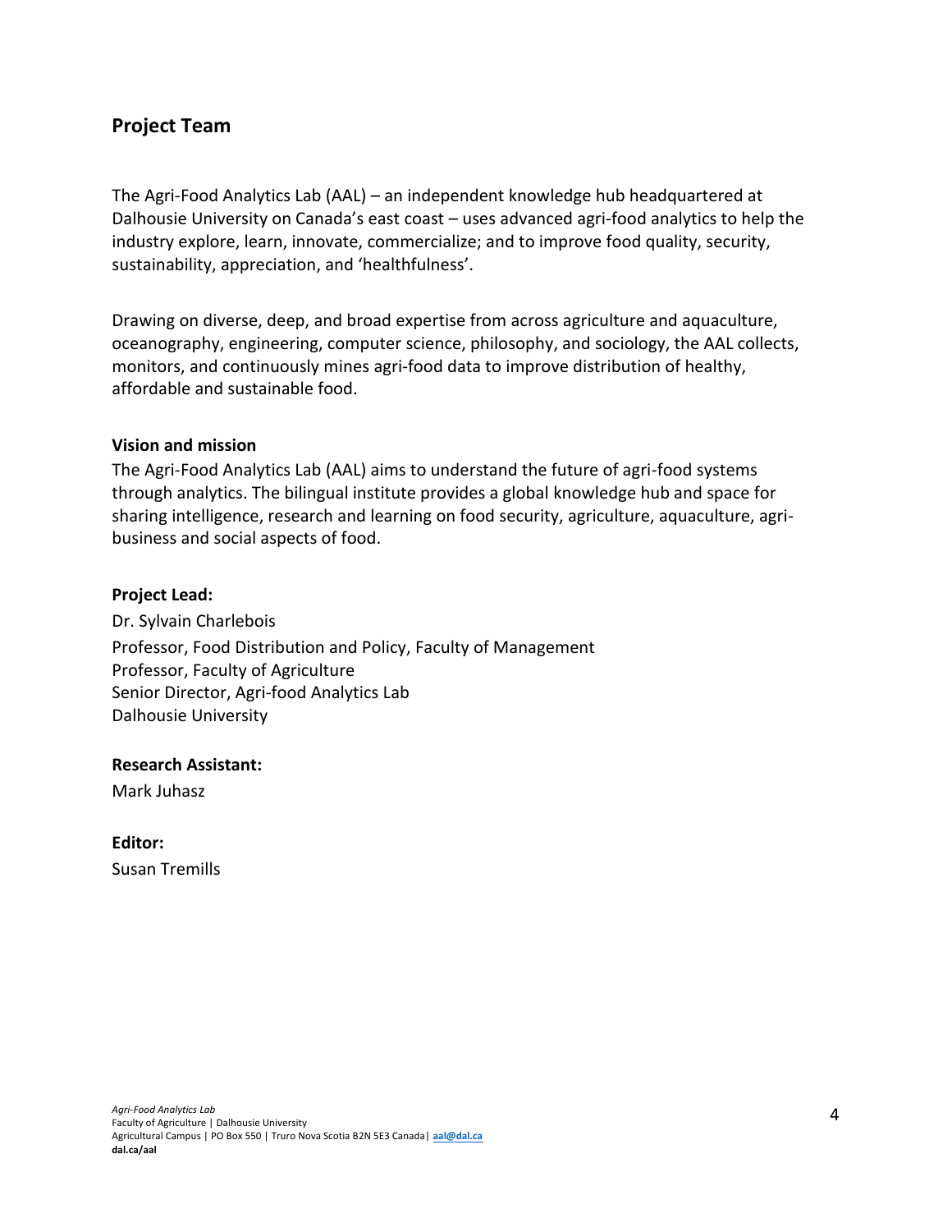## Project Team

The Agri-Food Analytics Lab (AAL) – an independent knowledge hub headquartered at Dalhousie University on Canada's east coast – uses advanced agri-food analytics to help the industry explore, learn, innovate, commercialize; and to improve food quality, security, sustainability, appreciation, and 'healthfulness'.

Drawing on diverse, deep, and broad expertise from across agriculture and aquaculture, oceanography, engineering, computer science, philosophy, and sociology, the AAL collects, monitors, and continuously mines agri-food data to improve distribution of healthy, affordable and sustainable food.

**Vision and mission**

The Agri-Food Analytics Lab (AAL) aims to understand the future of agri-food systems through analytics. The bilingual institute provides a global knowledge hub and space for sharing intelligence, research and learning on food security, agriculture, aquaculture, agri-business and social aspects of food.

**Project Lead:**

Dr. Sylvain Charlebois
Professor, Food Distribution and Policy, Faculty of Management
Professor, Faculty of Agriculture
Senior Director, Agri-food Analytics Lab
Dalhousie University

**Research Assistant:**

Mark Juhasz

**Editor:**

Susan Tremills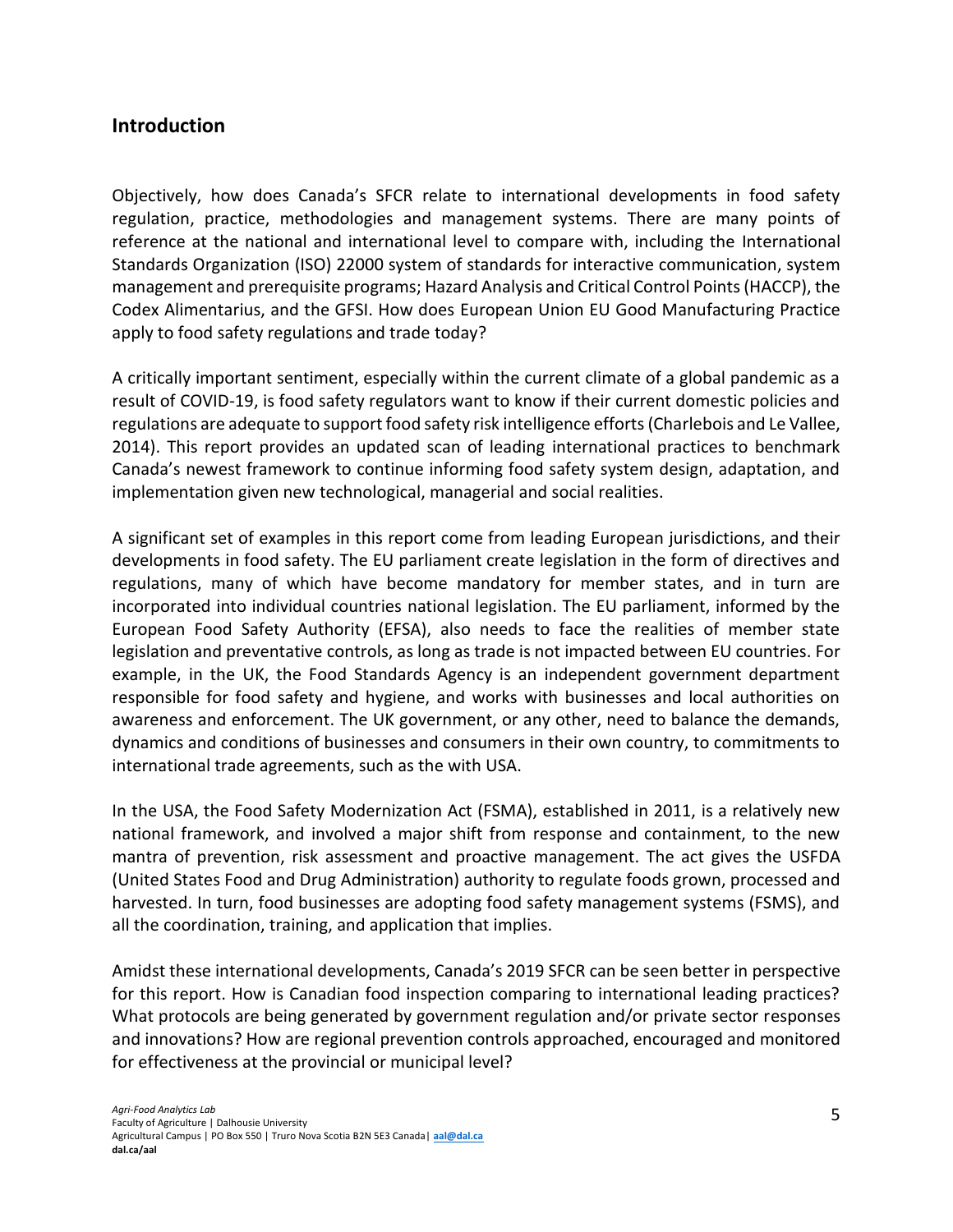## Introduction

Objectively, how does Canada's SFCR relate to international developments in food safety regulation, practice, methodologies and management systems. There are many points of reference at the national and international level to compare with, including the International Standards Organization (ISO) 22000 system of standards for interactive communication, system management and prerequisite programs; Hazard Analysis and Critical Control Points (HACCP), the Codex Alimentarius, and the GFSI. How does European Union EU Good Manufacturing Practice apply to food safety regulations and trade today?

A critically important sentiment, especially within the current climate of a global pandemic as a result of COVID-19, is food safety regulators want to know if their current domestic policies and regulations are adequate to support food safety risk intelligence efforts (Charlebois and Le Vallee, 2014). This report provides an updated scan of leading international practices to benchmark Canada's newest framework to continue informing food safety system design, adaptation, and implementation given new technological, managerial and social realities.

A significant set of examples in this report come from leading European jurisdictions, and their developments in food safety. The EU parliament create legislation in the form of directives and regulations, many of which have become mandatory for member states, and in turn are incorporated into individual countries national legislation. The EU parliament, informed by the European Food Safety Authority (EFSA), also needs to face the realities of member state legislation and preventative controls, as long as trade is not impacted between EU countries. For example, in the UK, the Food Standards Agency is an independent government department responsible for food safety and hygiene, and works with businesses and local authorities on awareness and enforcement. The UK government, or any other, need to balance the demands, dynamics and conditions of businesses and consumers in their own country, to commitments to international trade agreements, such as the with USA.

In the USA, the Food Safety Modernization Act (FSMA), established in 2011, is a relatively new national framework, and involved a major shift from response and containment, to the new mantra of prevention, risk assessment and proactive management. The act gives the USFDA (United States Food and Drug Administration) authority to regulate foods grown, processed and harvested. In turn, food businesses are adopting food safety management systems (FSMS), and all the coordination, training, and application that implies.

Amidst these international developments, Canada's 2019 SFCR can be seen better in perspective for this report. How is Canadian food inspection comparing to international leading practices? What protocols are being generated by government regulation and/or private sector responses and innovations? How are regional prevention controls approached, encouraged and monitored for effectiveness at the provincial or municipal level?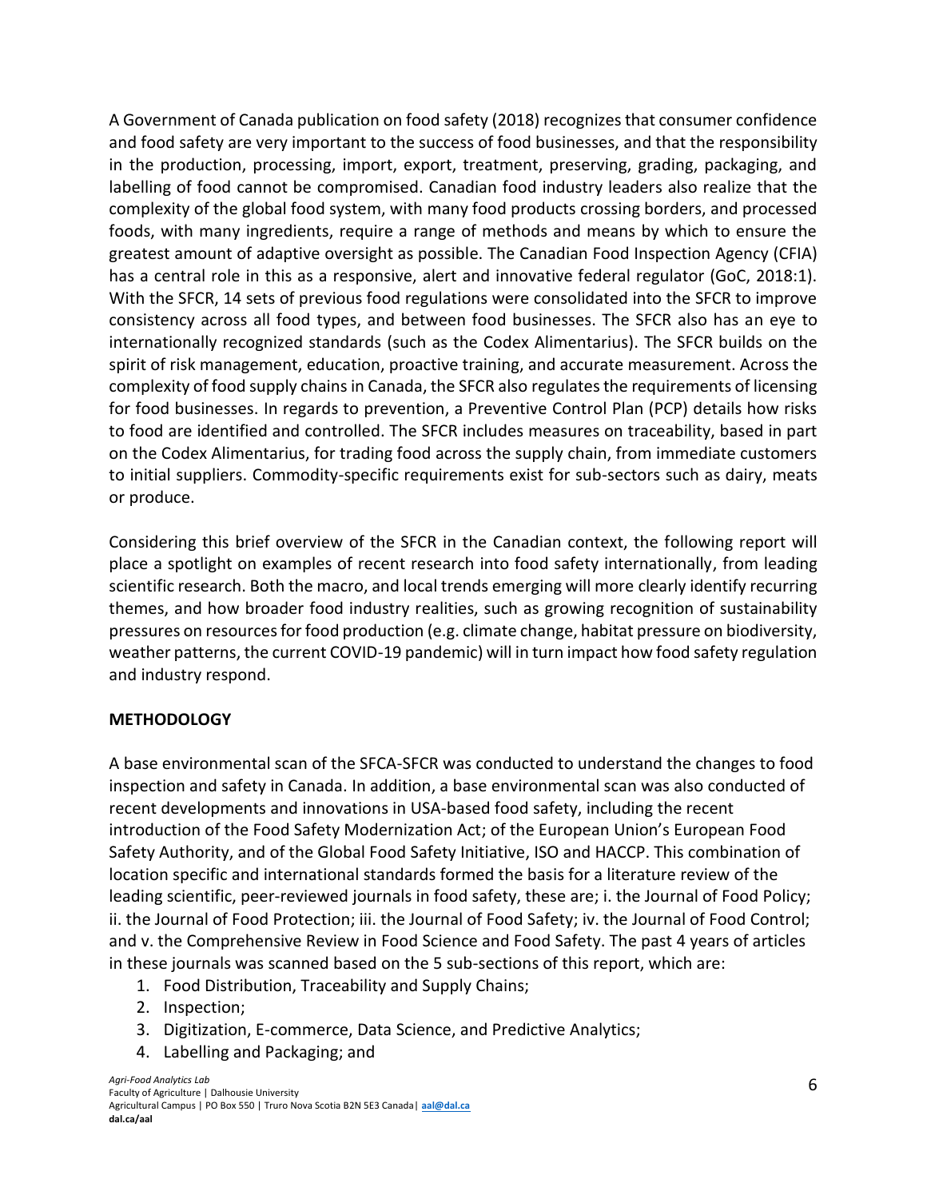A Government of Canada publication on food safety (2018) recognizes that consumer confidence and food safety are very important to the success of food businesses, and that the responsibility in the production, processing, import, export, treatment, preserving, grading, packaging, and labelling of food cannot be compromised. Canadian food industry leaders also realize that the complexity of the global food system, with many food products crossing borders, and processed foods, with many ingredients, require a range of methods and means by which to ensure the greatest amount of adaptive oversight as possible. The Canadian Food Inspection Agency (CFIA) has a central role in this as a responsive, alert and innovative federal regulator (GoC, 2018:1). With the SFCR, 14 sets of previous food regulations were consolidated into the SFCR to improve consistency across all food types, and between food businesses. The SFCR also has an eye to internationally recognized standards (such as the Codex Alimentarius). The SFCR builds on the spirit of risk management, education, proactive training, and accurate measurement. Across the complexity of food supply chains in Canada, the SFCR also regulates the requirements of licensing for food businesses. In regards to prevention, a Preventive Control Plan (PCP) details how risks to food are identified and controlled. The SFCR includes measures on traceability, based in part on the Codex Alimentarius, for trading food across the supply chain, from immediate customers to initial suppliers. Commodity-specific requirements exist for sub-sectors such as dairy, meats or produce.

Considering this brief overview of the SFCR in the Canadian context, the following report will place a spotlight on examples of recent research into food safety internationally, from leading scientific research. Both the macro, and local trends emerging will more clearly identify recurring themes, and how broader food industry realities, such as growing recognition of sustainability pressures on resources for food production (e.g. climate change, habitat pressure on biodiversity, weather patterns, the current COVID-19 pandemic) will in turn impact how food safety regulation and industry respond.

## METHODOLOGY

A base environmental scan of the SFCA-SFCR was conducted to understand the changes to food inspection and safety in Canada. In addition, a base environmental scan was also conducted of recent developments and innovations in USA-based food safety, including the recent introduction of the Food Safety Modernization Act; of the European Union's European Food Safety Authority, and of the Global Food Safety Initiative, ISO and HACCP. This combination of location specific and international standards formed the basis for a literature review of the leading scientific, peer-reviewed journals in food safety, these are; i. the Journal of Food Policy; ii. the Journal of Food Protection; iii. the Journal of Food Safety; iv. the Journal of Food Control; and v. the Comprehensive Review in Food Science and Food Safety. The past 4 years of articles in these journals was scanned based on the 5 sub-sections of this report, which are:

1. Food Distribution, Traceability and Supply Chains;
2. Inspection;
3. Digitization, E-commerce, Data Science, and Predictive Analytics;
4. Labelling and Packaging; and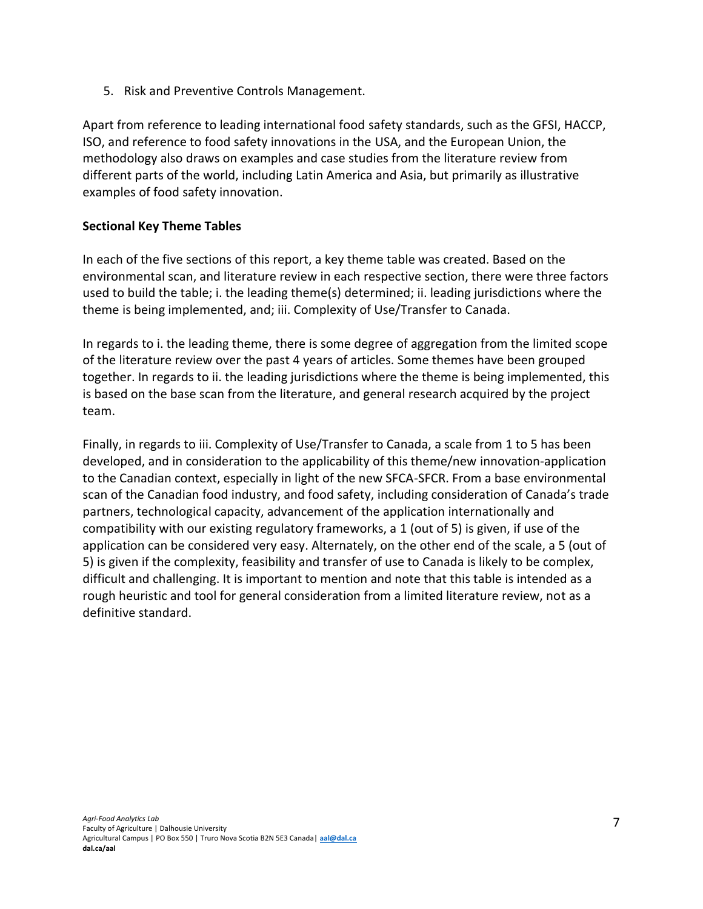5. Risk and Preventive Controls Management.

Apart from reference to leading international food safety standards, such as the GFSI, HACCP, ISO, and reference to food safety innovations in the USA, and the European Union, the methodology also draws on examples and case studies from the literature review from different parts of the world, including Latin America and Asia, but primarily as illustrative examples of food safety innovation.

**Sectional Key Theme Tables**

In each of the five sections of this report, a key theme table was created. Based on the environmental scan, and literature review in each respective section, there were three factors used to build the table; i. the leading theme(s) determined; ii. leading jurisdictions where the theme is being implemented, and; iii. Complexity of Use/Transfer to Canada.

In regards to i. the leading theme, there is some degree of aggregation from the limited scope of the literature review over the past 4 years of articles. Some themes have been grouped together. In regards to ii. the leading jurisdictions where the theme is being implemented, this is based on the base scan from the literature, and general research acquired by the project team.

Finally, in regards to iii. Complexity of Use/Transfer to Canada, a scale from 1 to 5 has been developed, and in consideration to the applicability of this theme/new innovation-application to the Canadian context, especially in light of the new SFCA-SFCR. From a base environmental scan of the Canadian food industry, and food safety, including consideration of Canada's trade partners, technological capacity, advancement of the application internationally and compatibility with our existing regulatory frameworks, a 1 (out of 5) is given, if use of the application can be considered very easy. Alternately, on the other end of the scale, a 5 (out of 5) is given if the complexity, feasibility and transfer of use to Canada is likely to be complex, difficult and challenging. It is important to mention and note that this table is intended as a rough heuristic and tool for general consideration from a limited literature review, not as a definitive standard.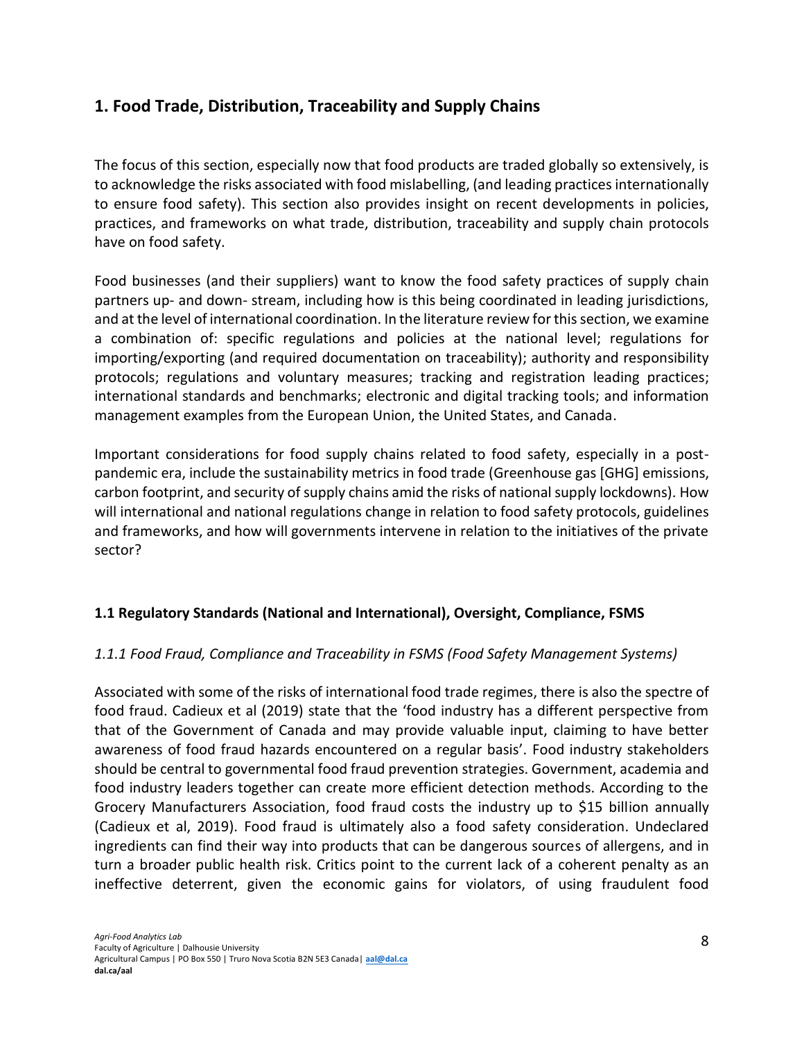## 1. Food Trade, Distribution, Traceability and Supply Chains

The focus of this section, especially now that food products are traded globally so extensively, is to acknowledge the risks associated with food mislabelling, (and leading practices internationally to ensure food safety). This section also provides insight on recent developments in policies, practices, and frameworks on what trade, distribution, traceability and supply chain protocols have on food safety.

Food businesses (and their suppliers) want to know the food safety practices of supply chain partners up- and down- stream, including how is this being coordinated in leading jurisdictions, and at the level of international coordination. In the literature review for this section, we examine a combination of: specific regulations and policies at the national level; regulations for importing/exporting (and required documentation on traceability); authority and responsibility protocols; regulations and voluntary measures; tracking and registration leading practices; international standards and benchmarks; electronic and digital tracking tools; and information management examples from the European Union, the United States, and Canada.

Important considerations for food supply chains related to food safety, especially in a post-pandemic era, include the sustainability metrics in food trade (Greenhouse gas [GHG] emissions, carbon footprint, and security of supply chains amid the risks of national supply lockdowns). How will international and national regulations change in relation to food safety protocols, guidelines and frameworks, and how will governments intervene in relation to the initiatives of the private sector?

### 1.1 Regulatory Standards (National and International), Oversight, Compliance, FSMS

#### *1.1.1 Food Fraud, Compliance and Traceability in FSMS (Food Safety Management Systems)*

Associated with some of the risks of international food trade regimes, there is also the spectre of food fraud. Cadieux et al (2019) state that the 'food industry has a different perspective from that of the Government of Canada and may provide valuable input, claiming to have better awareness of food fraud hazards encountered on a regular basis'. Food industry stakeholders should be central to governmental food fraud prevention strategies. Government, academia and food industry leaders together can create more efficient detection methods. According to the Grocery Manufacturers Association, food fraud costs the industry up to $15 billion annually (Cadieux et al, 2019). Food fraud is ultimately also a food safety consideration. Undeclared ingredients can find their way into products that can be dangerous sources of allergens, and in turn a broader public health risk. Critics point to the current lack of a coherent penalty as an ineffective deterrent, given the economic gains for violators, of using fraudulent food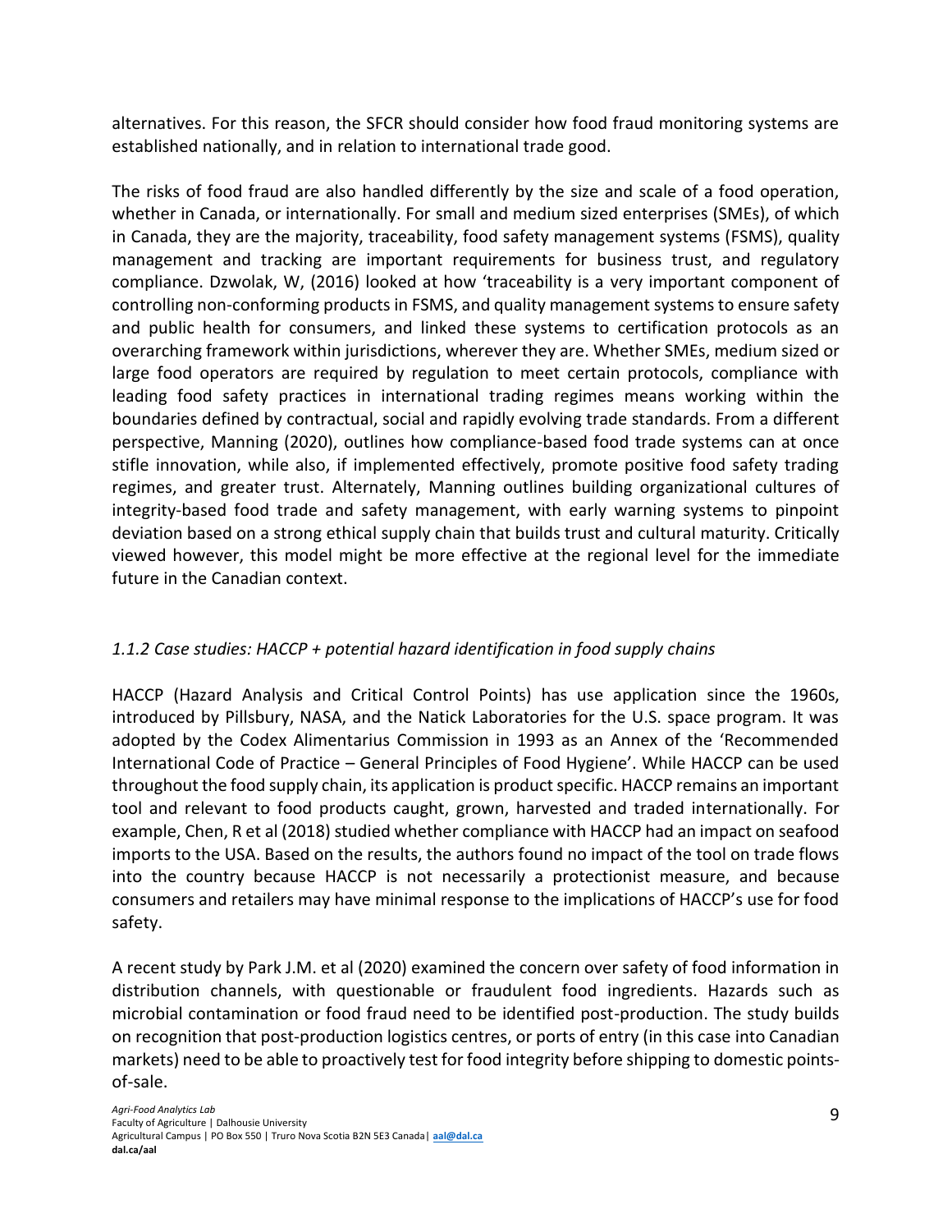alternatives. For this reason, the SFCR should consider how food fraud monitoring systems are established nationally, and in relation to international trade good.

The risks of food fraud are also handled differently by the size and scale of a food operation, whether in Canada, or internationally. For small and medium sized enterprises (SMEs), of which in Canada, they are the majority, traceability, food safety management systems (FSMS), quality management and tracking are important requirements for business trust, and regulatory compliance. Dzwolak, W, (2016) looked at how 'traceability is a very important component of controlling non-conforming products in FSMS, and quality management systems to ensure safety and public health for consumers, and linked these systems to certification protocols as an overarching framework within jurisdictions, wherever they are. Whether SMEs, medium sized or large food operators are required by regulation to meet certain protocols, compliance with leading food safety practices in international trading regimes means working within the boundaries defined by contractual, social and rapidly evolving trade standards. From a different perspective, Manning (2020), outlines how compliance-based food trade systems can at once stifle innovation, while also, if implemented effectively, promote positive food safety trading regimes, and greater trust. Alternately, Manning outlines building organizational cultures of integrity-based food trade and safety management, with early warning systems to pinpoint deviation based on a strong ethical supply chain that builds trust and cultural maturity. Critically viewed however, this model might be more effective at the regional level for the immediate future in the Canadian context.

### *1.1.2 Case studies: HACCP + potential hazard identification in food supply chains*

HACCP (Hazard Analysis and Critical Control Points) has use application since the 1960s, introduced by Pillsbury, NASA, and the Natick Laboratories for the U.S. space program. It was adopted by the Codex Alimentarius Commission in 1993 as an Annex of the 'Recommended International Code of Practice – General Principles of Food Hygiene'. While HACCP can be used throughout the food supply chain, its application is product specific. HACCP remains an important tool and relevant to food products caught, grown, harvested and traded internationally. For example, Chen, R et al (2018) studied whether compliance with HACCP had an impact on seafood imports to the USA. Based on the results, the authors found no impact of the tool on trade flows into the country because HACCP is not necessarily a protectionist measure, and because consumers and retailers may have minimal response to the implications of HACCP's use for food safety.

A recent study by Park J.M. et al (2020) examined the concern over safety of food information in distribution channels, with questionable or fraudulent food ingredients. Hazards such as microbial contamination or food fraud need to be identified post-production. The study builds on recognition that post-production logistics centres, or ports of entry (in this case into Canadian markets) need to be able to proactively test for food integrity before shipping to domestic points-of-sale.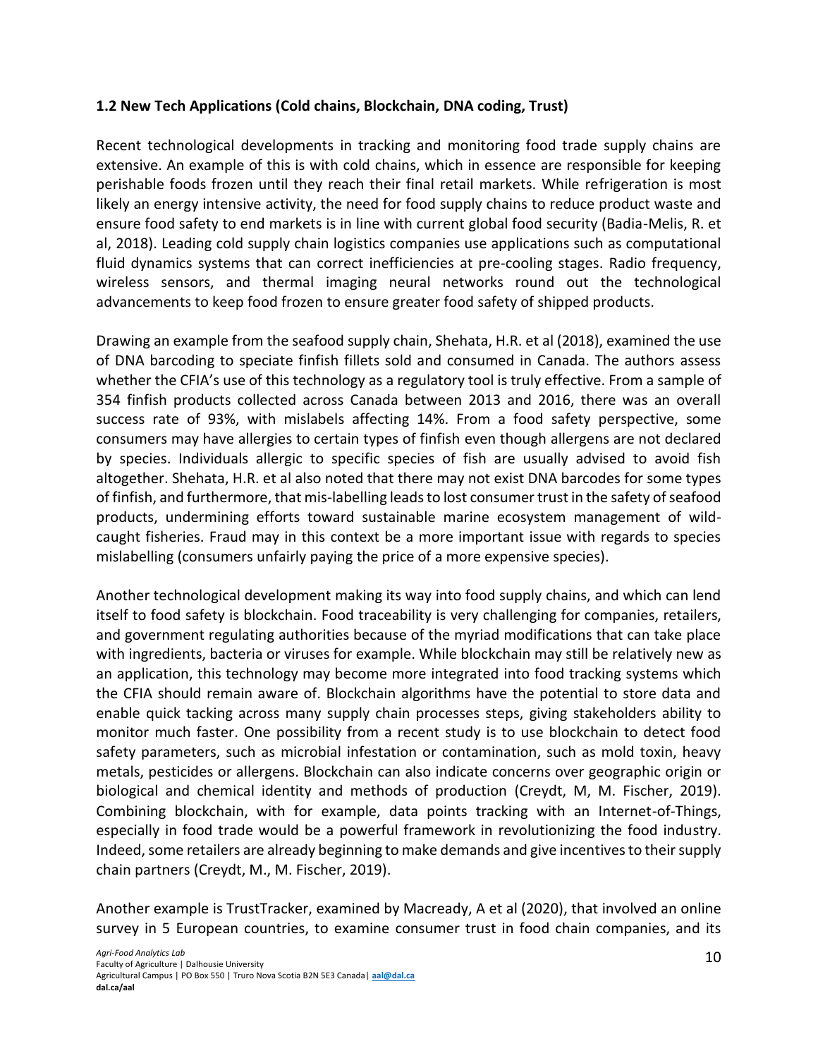### 1.2 New Tech Applications (Cold chains, Blockchain, DNA coding, Trust)

Recent technological developments in tracking and monitoring food trade supply chains are extensive. An example of this is with cold chains, which in essence are responsible for keeping perishable foods frozen until they reach their final retail markets. While refrigeration is most likely an energy intensive activity, the need for food supply chains to reduce product waste and ensure food safety to end markets is in line with current global food security (Badia-Melis, R. et al, 2018). Leading cold supply chain logistics companies use applications such as computational fluid dynamics systems that can correct inefficiencies at pre-cooling stages. Radio frequency, wireless sensors, and thermal imaging neural networks round out the technological advancements to keep food frozen to ensure greater food safety of shipped products.

Drawing an example from the seafood supply chain, Shehata, H.R. et al (2018), examined the use of DNA barcoding to speciate finfish fillets sold and consumed in Canada. The authors assess whether the CFIA's use of this technology as a regulatory tool is truly effective. From a sample of 354 finfish products collected across Canada between 2013 and 2016, there was an overall success rate of 93%, with mislabels affecting 14%. From a food safety perspective, some consumers may have allergies to certain types of finfish even though allergens are not declared by species. Individuals allergic to specific species of fish are usually advised to avoid fish altogether. Shehata, H.R. et al also noted that there may not exist DNA barcodes for some types of finfish, and furthermore, that mis-labelling leads to lost consumer trust in the safety of seafood products, undermining efforts toward sustainable marine ecosystem management of wild-caught fisheries. Fraud may in this context be a more important issue with regards to species mislabelling (consumers unfairly paying the price of a more expensive species).

Another technological development making its way into food supply chains, and which can lend itself to food safety is blockchain. Food traceability is very challenging for companies, retailers, and government regulating authorities because of the myriad modifications that can take place with ingredients, bacteria or viruses for example. While blockchain may still be relatively new as an application, this technology may become more integrated into food tracking systems which the CFIA should remain aware of. Blockchain algorithms have the potential to store data and enable quick tacking across many supply chain processes steps, giving stakeholders ability to monitor much faster. One possibility from a recent study is to use blockchain to detect food safety parameters, such as microbial infestation or contamination, such as mold toxin, heavy metals, pesticides or allergens. Blockchain can also indicate concerns over geographic origin or biological and chemical identity and methods of production (Creydt, M, M. Fischer, 2019). Combining blockchain, with for example, data points tracking with an Internet-of-Things, especially in food trade would be a powerful framework in revolutionizing the food industry. Indeed, some retailers are already beginning to make demands and give incentives to their supply chain partners (Creydt, M., M. Fischer, 2019).

Another example is TrustTracker, examined by Macready, A et al (2020), that involved an online survey in 5 European countries, to examine consumer trust in food chain companies, and its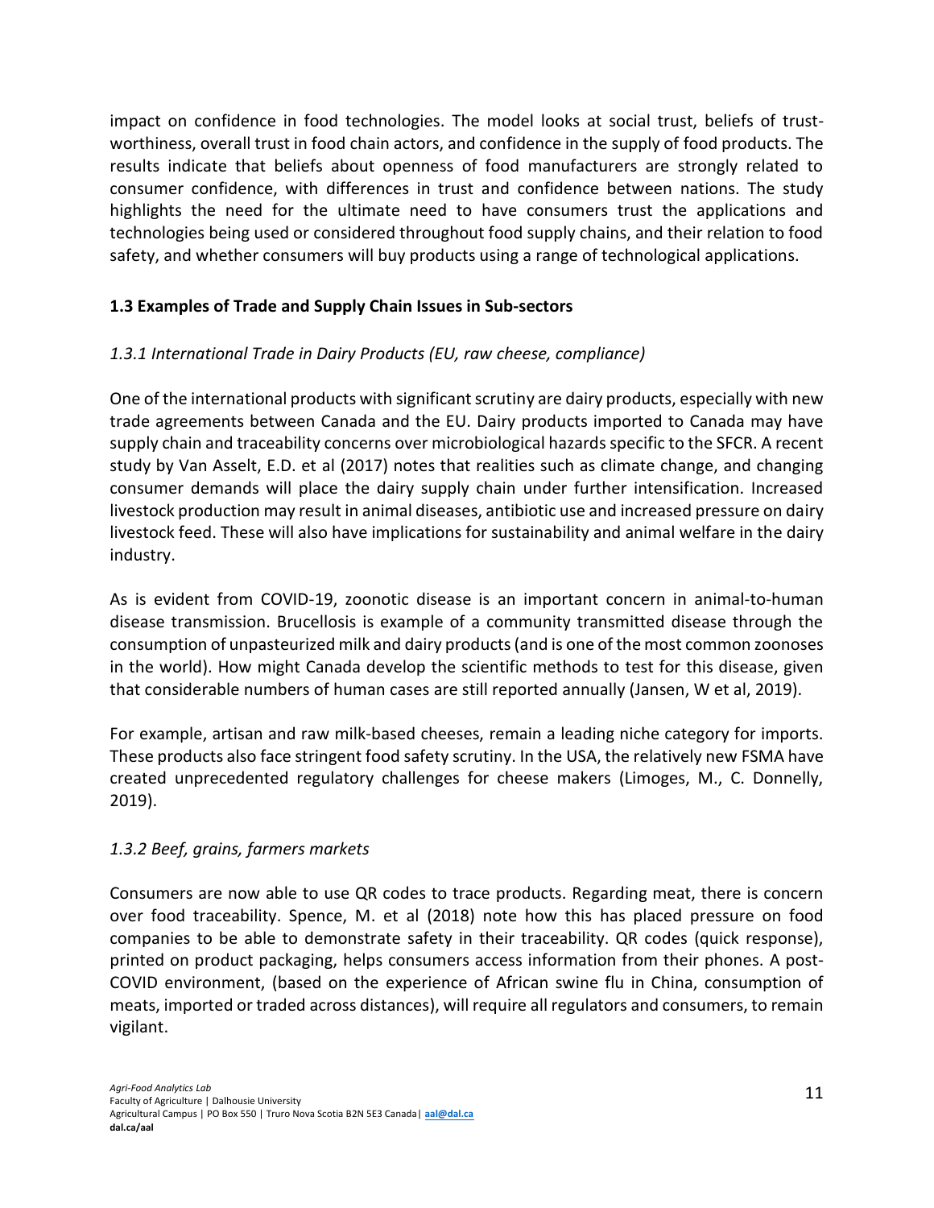impact on confidence in food technologies. The model looks at social trust, beliefs of trust-worthiness, overall trust in food chain actors, and confidence in the supply of food products. The results indicate that beliefs about openness of food manufacturers are strongly related to consumer confidence, with differences in trust and confidence between nations. The study highlights the need for the ultimate need to have consumers trust the applications and technologies being used or considered throughout food supply chains, and their relation to food safety, and whether consumers will buy products using a range of technological applications.

### 1.3 Examples of Trade and Supply Chain Issues in Sub-sectors

#### *1.3.1 International Trade in Dairy Products (EU, raw cheese, compliance)*

One of the international products with significant scrutiny are dairy products, especially with new trade agreements between Canada and the EU. Dairy products imported to Canada may have supply chain and traceability concerns over microbiological hazards specific to the SFCR. A recent study by Van Asselt, E.D. et al (2017) notes that realities such as climate change, and changing consumer demands will place the dairy supply chain under further intensification. Increased livestock production may result in animal diseases, antibiotic use and increased pressure on dairy livestock feed. These will also have implications for sustainability and animal welfare in the dairy industry.

As is evident from COVID-19, zoonotic disease is an important concern in animal-to-human disease transmission. Brucellosis is example of a community transmitted disease through the consumption of unpasteurized milk and dairy products (and is one of the most common zoonoses in the world). How might Canada develop the scientific methods to test for this disease, given that considerable numbers of human cases are still reported annually (Jansen, W et al, 2019).

For example, artisan and raw milk-based cheeses, remain a leading niche category for imports. These products also face stringent food safety scrutiny. In the USA, the relatively new FSMA have created unprecedented regulatory challenges for cheese makers (Limoges, M., C. Donnelly, 2019).

#### *1.3.2 Beef, grains, farmers markets*

Consumers are now able to use QR codes to trace products. Regarding meat, there is concern over food traceability. Spence, M. et al (2018) note how this has placed pressure on food companies to be able to demonstrate safety in their traceability. QR codes (quick response), printed on product packaging, helps consumers access information from their phones. A post-COVID environment, (based on the experience of African swine flu in China, consumption of meats, imported or traded across distances), will require all regulators and consumers, to remain vigilant.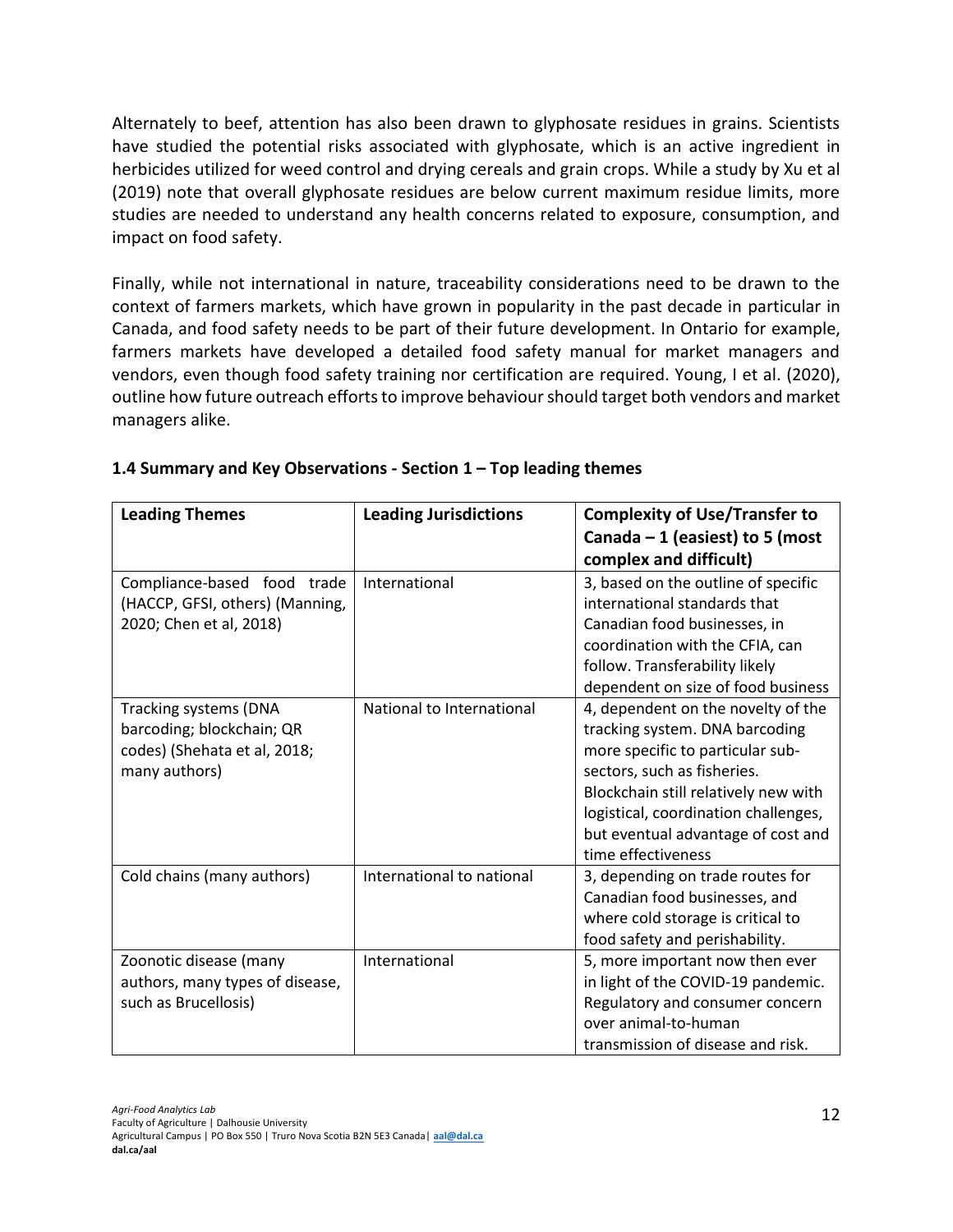Alternately to beef, attention has also been drawn to glyphosate residues in grains. Scientists have studied the potential risks associated with glyphosate, which is an active ingredient in herbicides utilized for weed control and drying cereals and grain crops. While a study by Xu et al (2019) note that overall glyphosate residues are below current maximum residue limits, more studies are needed to understand any health concerns related to exposure, consumption, and impact on food safety.

Finally, while not international in nature, traceability considerations need to be drawn to the context of farmers markets, which have grown in popularity in the past decade in particular in Canada, and food safety needs to be part of their future development. In Ontario for example, farmers markets have developed a detailed food safety manual for market managers and vendors, even though food safety training nor certification are required. Young, I et al. (2020), outline how future outreach efforts to improve behaviour should target both vendors and market managers alike.

### 1.4 Summary and Key Observations - Section 1 – Top leading themes

| Leading Themes | Leading Jurisdictions | Complexity of Use/Transfer to Canada – 1 (easiest) to 5 (most complex and difficult) |
|---|---|---|
| Compliance-based food trade (HACCP, GFSI, others) (Manning, 2020; Chen et al, 2018) | International | 3, based on the outline of specific international standards that Canadian food businesses, in coordination with the CFIA, can follow. Transferability likely dependent on size of food business |
| Tracking systems (DNA barcoding; blockchain; QR codes) (Shehata et al, 2018; many authors) | National to International | 4, dependent on the novelty of the tracking system. DNA barcoding more specific to particular sub-sectors, such as fisheries. Blockchain still relatively new with logistical, coordination challenges, but eventual advantage of cost and time effectiveness |
| Cold chains (many authors) | International to national | 3, depending on trade routes for Canadian food businesses, and where cold storage is critical to food safety and perishability. |
| Zoonotic disease (many authors, many types of disease, such as Brucellosis) | International | 5, more important now then ever in light of the COVID-19 pandemic. Regulatory and consumer concern over animal-to-human transmission of disease and risk. |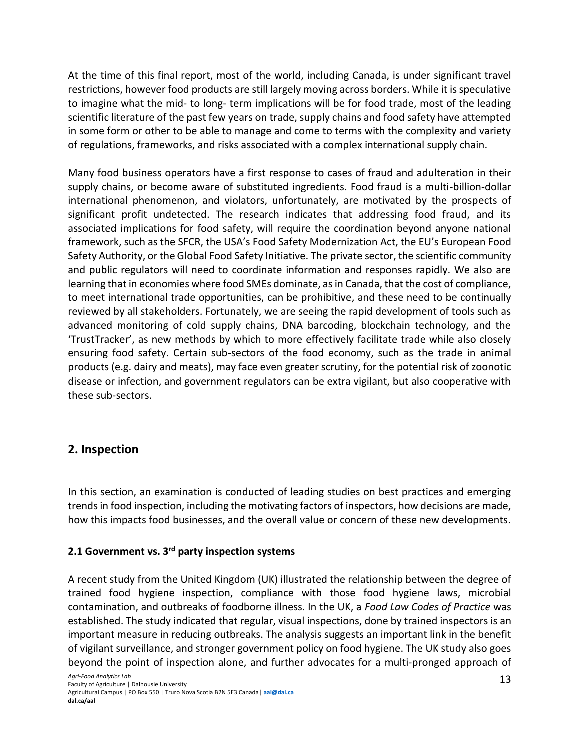At the time of this final report, most of the world, including Canada, is under significant travel restrictions, however food products are still largely moving across borders. While it is speculative to imagine what the mid- to long- term implications will be for food trade, most of the leading scientific literature of the past few years on trade, supply chains and food safety have attempted in some form or other to be able to manage and come to terms with the complexity and variety of regulations, frameworks, and risks associated with a complex international supply chain.

Many food business operators have a first response to cases of fraud and adulteration in their supply chains, or become aware of substituted ingredients. Food fraud is a multi-billion-dollar international phenomenon, and violators, unfortunately, are motivated by the prospects of significant profit undetected. The research indicates that addressing food fraud, and its associated implications for food safety, will require the coordination beyond anyone national framework, such as the SFCR, the USA's Food Safety Modernization Act, the EU's European Food Safety Authority, or the Global Food Safety Initiative. The private sector, the scientific community and public regulators will need to coordinate information and responses rapidly. We also are learning that in economies where food SMEs dominate, as in Canada, that the cost of compliance, to meet international trade opportunities, can be prohibitive, and these need to be continually reviewed by all stakeholders. Fortunately, we are seeing the rapid development of tools such as advanced monitoring of cold supply chains, DNA barcoding, blockchain technology, and the 'TrustTracker', as new methods by which to more effectively facilitate trade while also closely ensuring food safety. Certain sub-sectors of the food economy, such as the trade in animal products (e.g. dairy and meats), may face even greater scrutiny, for the potential risk of zoonotic disease or infection, and government regulators can be extra vigilant, but also cooperative with these sub-sectors.

## 2. Inspection

In this section, an examination is conducted of leading studies on best practices and emerging trends in food inspection, including the motivating factors of inspectors, how decisions are made, how this impacts food businesses, and the overall value or concern of these new developments.

### 2.1 Government vs. 3rd party inspection systems

A recent study from the United Kingdom (UK) illustrated the relationship between the degree of trained food hygiene inspection, compliance with those food hygiene laws, microbial contamination, and outbreaks of foodborne illness. In the UK, a *Food Law Codes of Practice* was established. The study indicated that regular, visual inspections, done by trained inspectors is an important measure in reducing outbreaks. The analysis suggests an important link in the benefit of vigilant surveillance, and stronger government policy on food hygiene. The UK study also goes beyond the point of inspection alone, and further advocates for a multi-pronged approach of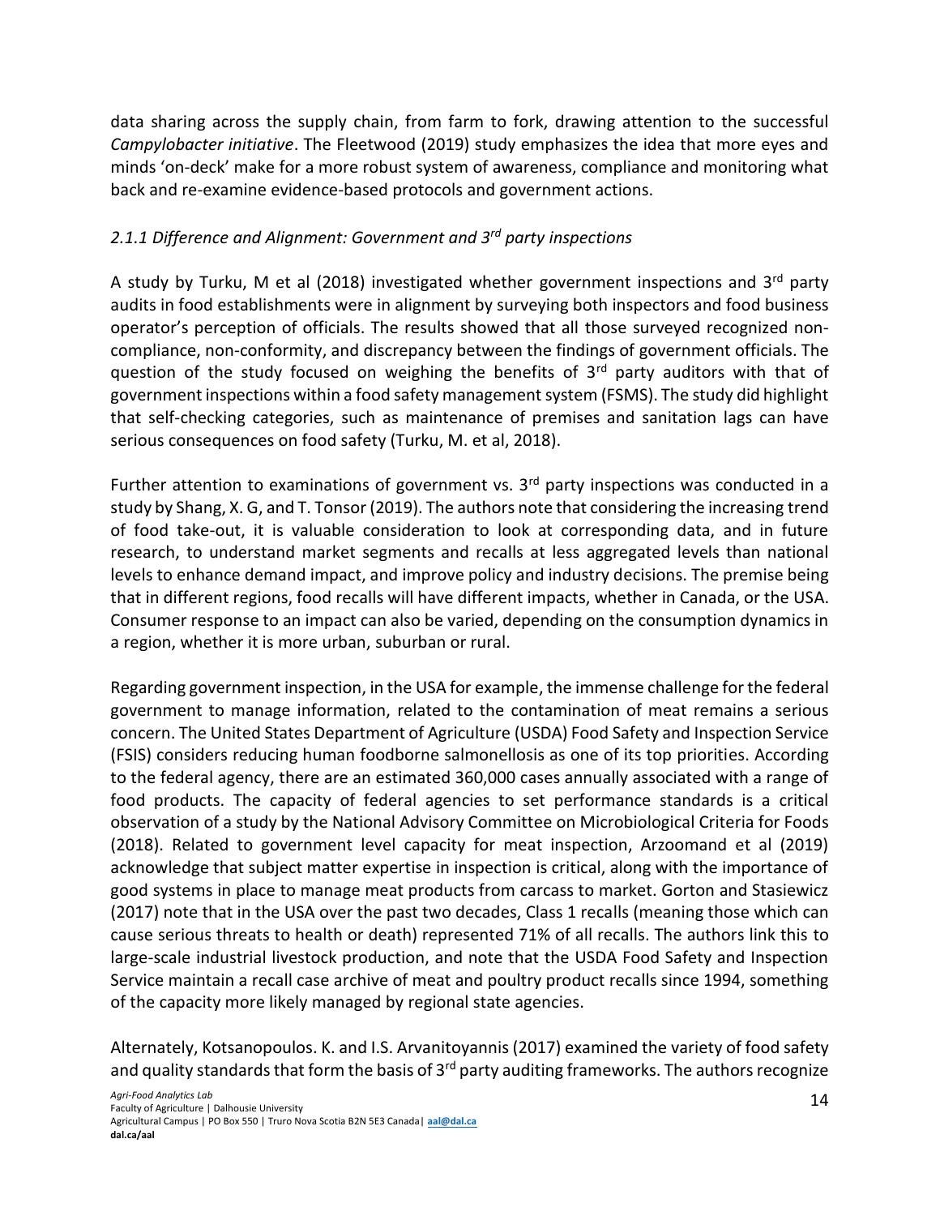data sharing across the supply chain, from farm to fork, drawing attention to the successful *Campylobacter initiative*. The Fleetwood (2019) study emphasizes the idea that more eyes and minds 'on-deck' make for a more robust system of awareness, compliance and monitoring what back and re-examine evidence-based protocols and government actions.

### *2.1.1 Difference and Alignment: Government and 3rd party inspections*

A study by Turku, M et al (2018) investigated whether government inspections and 3rd party audits in food establishments were in alignment by surveying both inspectors and food business operator's perception of officials. The results showed that all those surveyed recognized non-compliance, non-conformity, and discrepancy between the findings of government officials. The question of the study focused on weighing the benefits of 3rd party auditors with that of government inspections within a food safety management system (FSMS). The study did highlight that self-checking categories, such as maintenance of premises and sanitation lags can have serious consequences on food safety (Turku, M. et al, 2018).

Further attention to examinations of government vs. 3rd party inspections was conducted in a study by Shang, X. G, and T. Tonsor (2019). The authors note that considering the increasing trend of food take-out, it is valuable consideration to look at corresponding data, and in future research, to understand market segments and recalls at less aggregated levels than national levels to enhance demand impact, and improve policy and industry decisions. The premise being that in different regions, food recalls will have different impacts, whether in Canada, or the USA. Consumer response to an impact can also be varied, depending on the consumption dynamics in a region, whether it is more urban, suburban or rural.

Regarding government inspection, in the USA for example, the immense challenge for the federal government to manage information, related to the contamination of meat remains a serious concern. The United States Department of Agriculture (USDA) Food Safety and Inspection Service (FSIS) considers reducing human foodborne salmonellosis as one of its top priorities. According to the federal agency, there are an estimated 360,000 cases annually associated with a range of food products. The capacity of federal agencies to set performance standards is a critical observation of a study by the National Advisory Committee on Microbiological Criteria for Foods (2018). Related to government level capacity for meat inspection, Arzoomand et al (2019) acknowledge that subject matter expertise in inspection is critical, along with the importance of good systems in place to manage meat products from carcass to market. Gorton and Stasiewicz (2017) note that in the USA over the past two decades, Class 1 recalls (meaning those which can cause serious threats to health or death) represented 71% of all recalls. The authors link this to large-scale industrial livestock production, and note that the USDA Food Safety and Inspection Service maintain a recall case archive of meat and poultry product recalls since 1994, something of the capacity more likely managed by regional state agencies.

Alternately, Kotsanopoulos. K. and I.S. Arvanitoyannis (2017) examined the variety of food safety and quality standards that form the basis of 3rd party auditing frameworks. The authors recognize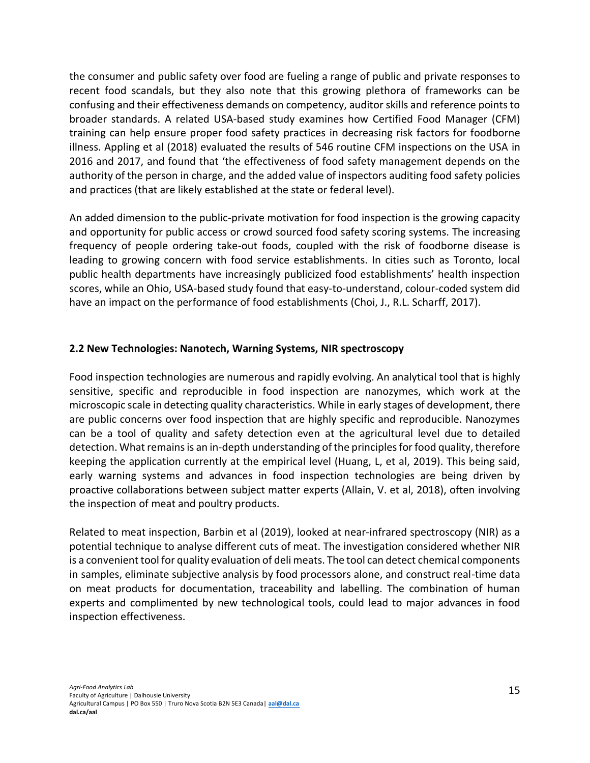the consumer and public safety over food are fueling a range of public and private responses to recent food scandals, but they also note that this growing plethora of frameworks can be confusing and their effectiveness demands on competency, auditor skills and reference points to broader standards. A related USA-based study examines how Certified Food Manager (CFM) training can help ensure proper food safety practices in decreasing risk factors for foodborne illness. Appling et al (2018) evaluated the results of 546 routine CFM inspections on the USA in 2016 and 2017, and found that 'the effectiveness of food safety management depends on the authority of the person in charge, and the added value of inspectors auditing food safety policies and practices (that are likely established at the state or federal level).

An added dimension to the public-private motivation for food inspection is the growing capacity and opportunity for public access or crowd sourced food safety scoring systems. The increasing frequency of people ordering take-out foods, coupled with the risk of foodborne disease is leading to growing concern with food service establishments. In cities such as Toronto, local public health departments have increasingly publicized food establishments' health inspection scores, while an Ohio, USA-based study found that easy-to-understand, colour-coded system did have an impact on the performance of food establishments (Choi, J., R.L. Scharff, 2017).

## 2.2 New Technologies: Nanotech, Warning Systems, NIR spectroscopy

Food inspection technologies are numerous and rapidly evolving. An analytical tool that is highly sensitive, specific and reproducible in food inspection are nanozymes, which work at the microscopic scale in detecting quality characteristics. While in early stages of development, there are public concerns over food inspection that are highly specific and reproducible. Nanozymes can be a tool of quality and safety detection even at the agricultural level due to detailed detection. What remains is an in-depth understanding of the principles for food quality, therefore keeping the application currently at the empirical level (Huang, L, et al, 2019). This being said, early warning systems and advances in food inspection technologies are being driven by proactive collaborations between subject matter experts (Allain, V. et al, 2018), often involving the inspection of meat and poultry products.

Related to meat inspection, Barbin et al (2019), looked at near-infrared spectroscopy (NIR) as a potential technique to analyse different cuts of meat. The investigation considered whether NIR is a convenient tool for quality evaluation of deli meats. The tool can detect chemical components in samples, eliminate subjective analysis by food processors alone, and construct real-time data on meat products for documentation, traceability and labelling. The combination of human experts and complimented by new technological tools, could lead to major advances in food inspection effectiveness.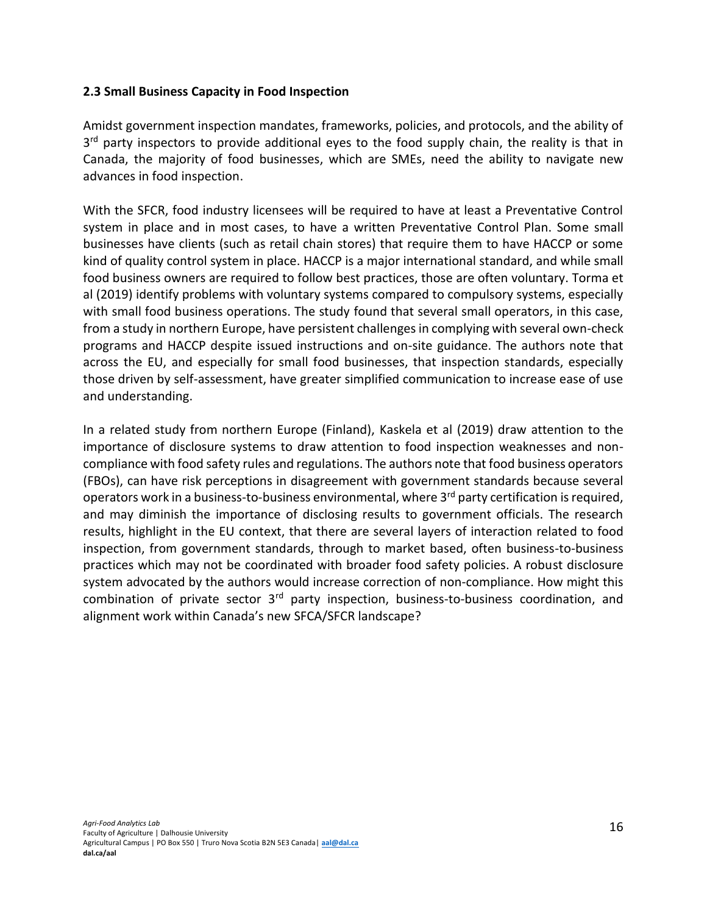### 2.3 Small Business Capacity in Food Inspection

Amidst government inspection mandates, frameworks, policies, and protocols, and the ability of 3rd party inspectors to provide additional eyes to the food supply chain, the reality is that in Canada, the majority of food businesses, which are SMEs, need the ability to navigate new advances in food inspection.

With the SFCR, food industry licensees will be required to have at least a Preventative Control system in place and in most cases, to have a written Preventative Control Plan. Some small businesses have clients (such as retail chain stores) that require them to have HACCP or some kind of quality control system in place. HACCP is a major international standard, and while small food business owners are required to follow best practices, those are often voluntary. Torma et al (2019) identify problems with voluntary systems compared to compulsory systems, especially with small food business operations. The study found that several small operators, in this case, from a study in northern Europe, have persistent challenges in complying with several own-check programs and HACCP despite issued instructions and on-site guidance. The authors note that across the EU, and especially for small food businesses, that inspection standards, especially those driven by self-assessment, have greater simplified communication to increase ease of use and understanding.

In a related study from northern Europe (Finland), Kaskela et al (2019) draw attention to the importance of disclosure systems to draw attention to food inspection weaknesses and non-compliance with food safety rules and regulations. The authors note that food business operators (FBOs), can have risk perceptions in disagreement with government standards because several operators work in a business-to-business environmental, where 3rd party certification is required, and may diminish the importance of disclosing results to government officials. The research results, highlight in the EU context, that there are several layers of interaction related to food inspection, from government standards, through to market based, often business-to-business practices which may not be coordinated with broader food safety policies. A robust disclosure system advocated by the authors would increase correction of non-compliance. How might this combination of private sector 3rd party inspection, business-to-business coordination, and alignment work within Canada's new SFCA/SFCR landscape?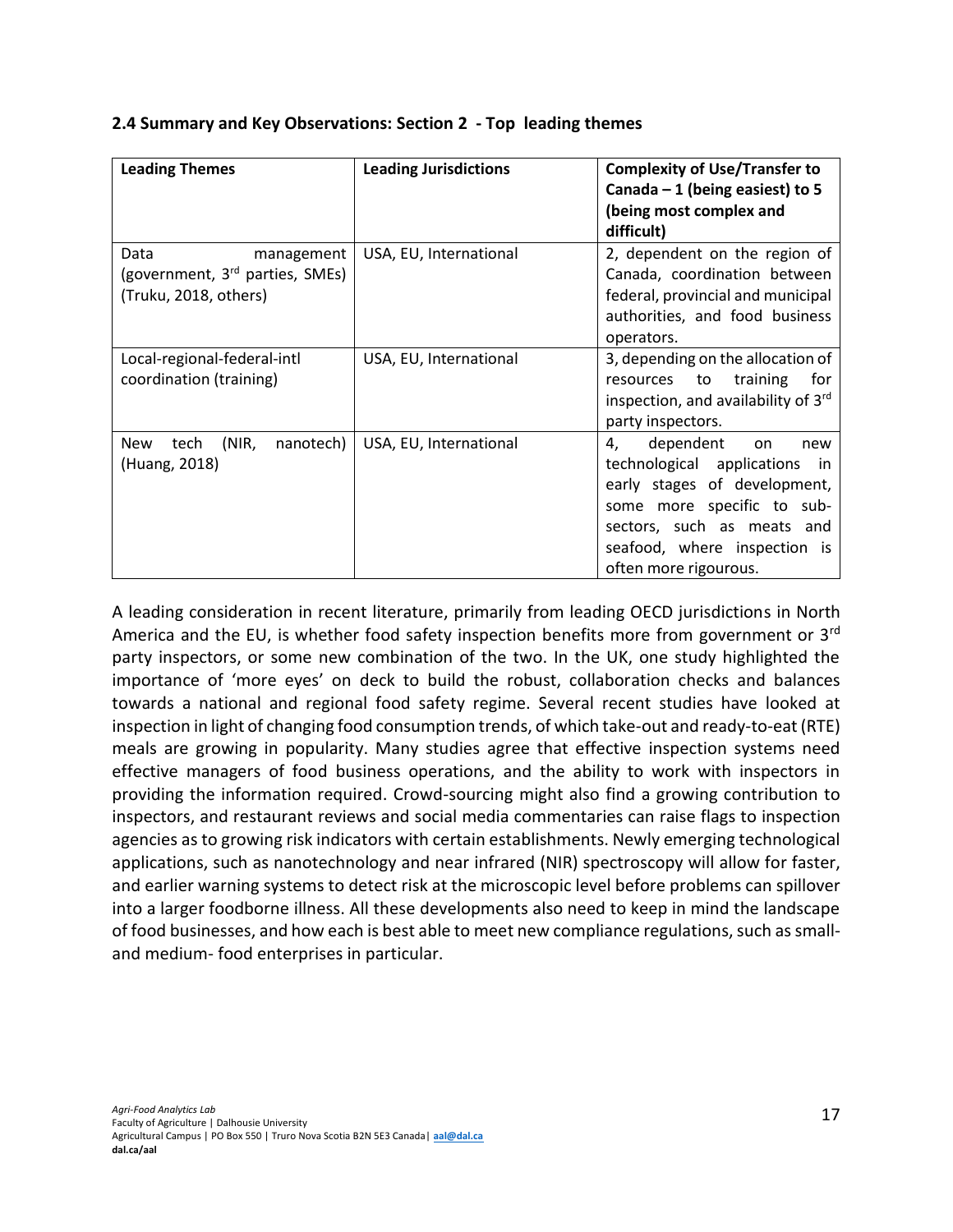### 2.4 Summary and Key Observations: Section 2 - Top leading themes

| Leading Themes | Leading Jurisdictions | Complexity of Use/Transfer to Canada – 1 (being easiest) to 5 (being most complex and difficult) |
|---|---|---|
| Data management (government, 3rd parties, SMEs) (Truku, 2018, others) | USA, EU, International | 2, dependent on the region of Canada, coordination between federal, provincial and municipal authorities, and food business operators. |
| Local-regional-federal-intl coordination (training) | USA, EU, International | 3, depending on the allocation of resources to training for inspection, and availability of 3rd party inspectors. |
| New tech (NIR, nanotech) (Huang, 2018) | USA, EU, International | 4, dependent on new technological applications in early stages of development, some more specific to sub-sectors, such as meats and seafood, where inspection is often more rigourous. |

A leading consideration in recent literature, primarily from leading OECD jurisdictions in North America and the EU, is whether food safety inspection benefits more from government or 3rd party inspectors, or some new combination of the two. In the UK, one study highlighted the importance of 'more eyes' on deck to build the robust, collaboration checks and balances towards a national and regional food safety regime. Several recent studies have looked at inspection in light of changing food consumption trends, of which take-out and ready-to-eat (RTE) meals are growing in popularity. Many studies agree that effective inspection systems need effective managers of food business operations, and the ability to work with inspectors in providing the information required. Crowd-sourcing might also find a growing contribution to inspectors, and restaurant reviews and social media commentaries can raise flags to inspection agencies as to growing risk indicators with certain establishments. Newly emerging technological applications, such as nanotechnology and near infrared (NIR) spectroscopy will allow for faster, and earlier warning systems to detect risk at the microscopic level before problems can spillover into a larger foodborne illness. All these developments also need to keep in mind the landscape of food businesses, and how each is best able to meet new compliance regulations, such as small- and medium- food enterprises in particular.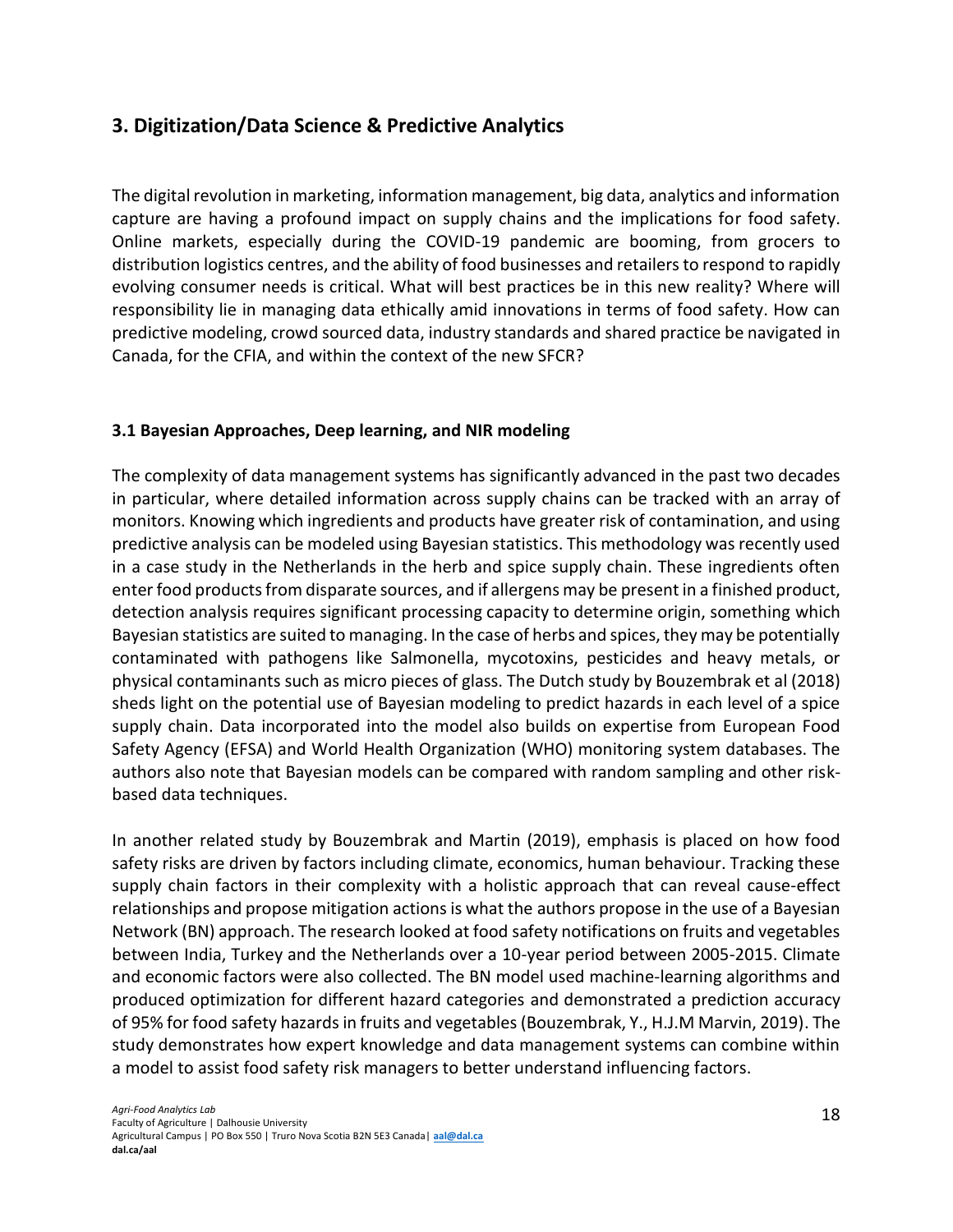## 3. Digitization/Data Science & Predictive Analytics

The digital revolution in marketing, information management, big data, analytics and information capture are having a profound impact on supply chains and the implications for food safety. Online markets, especially during the COVID-19 pandemic are booming, from grocers to distribution logistics centres, and the ability of food businesses and retailers to respond to rapidly evolving consumer needs is critical. What will best practices be in this new reality? Where will responsibility lie in managing data ethically amid innovations in terms of food safety. How can predictive modeling, crowd sourced data, industry standards and shared practice be navigated in Canada, for the CFIA, and within the context of the new SFCR?

### 3.1 Bayesian Approaches, Deep learning, and NIR modeling

The complexity of data management systems has significantly advanced in the past two decades in particular, where detailed information across supply chains can be tracked with an array of monitors. Knowing which ingredients and products have greater risk of contamination, and using predictive analysis can be modeled using Bayesian statistics. This methodology was recently used in a case study in the Netherlands in the herb and spice supply chain. These ingredients often enter food products from disparate sources, and if allergens may be present in a finished product, detection analysis requires significant processing capacity to determine origin, something which Bayesian statistics are suited to managing. In the case of herbs and spices, they may be potentially contaminated with pathogens like Salmonella, mycotoxins, pesticides and heavy metals, or physical contaminants such as micro pieces of glass. The Dutch study by Bouzembrak et al (2018) sheds light on the potential use of Bayesian modeling to predict hazards in each level of a spice supply chain. Data incorporated into the model also builds on expertise from European Food Safety Agency (EFSA) and World Health Organization (WHO) monitoring system databases. The authors also note that Bayesian models can be compared with random sampling and other risk-based data techniques.

In another related study by Bouzembrak and Martin (2019), emphasis is placed on how food safety risks are driven by factors including climate, economics, human behaviour. Tracking these supply chain factors in their complexity with a holistic approach that can reveal cause-effect relationships and propose mitigation actions is what the authors propose in the use of a Bayesian Network (BN) approach. The research looked at food safety notifications on fruits and vegetables between India, Turkey and the Netherlands over a 10-year period between 2005-2015. Climate and economic factors were also collected. The BN model used machine-learning algorithms and produced optimization for different hazard categories and demonstrated a prediction accuracy of 95% for food safety hazards in fruits and vegetables (Bouzembrak, Y., H.J.M Marvin, 2019). The study demonstrates how expert knowledge and data management systems can combine within a model to assist food safety risk managers to better understand influencing factors.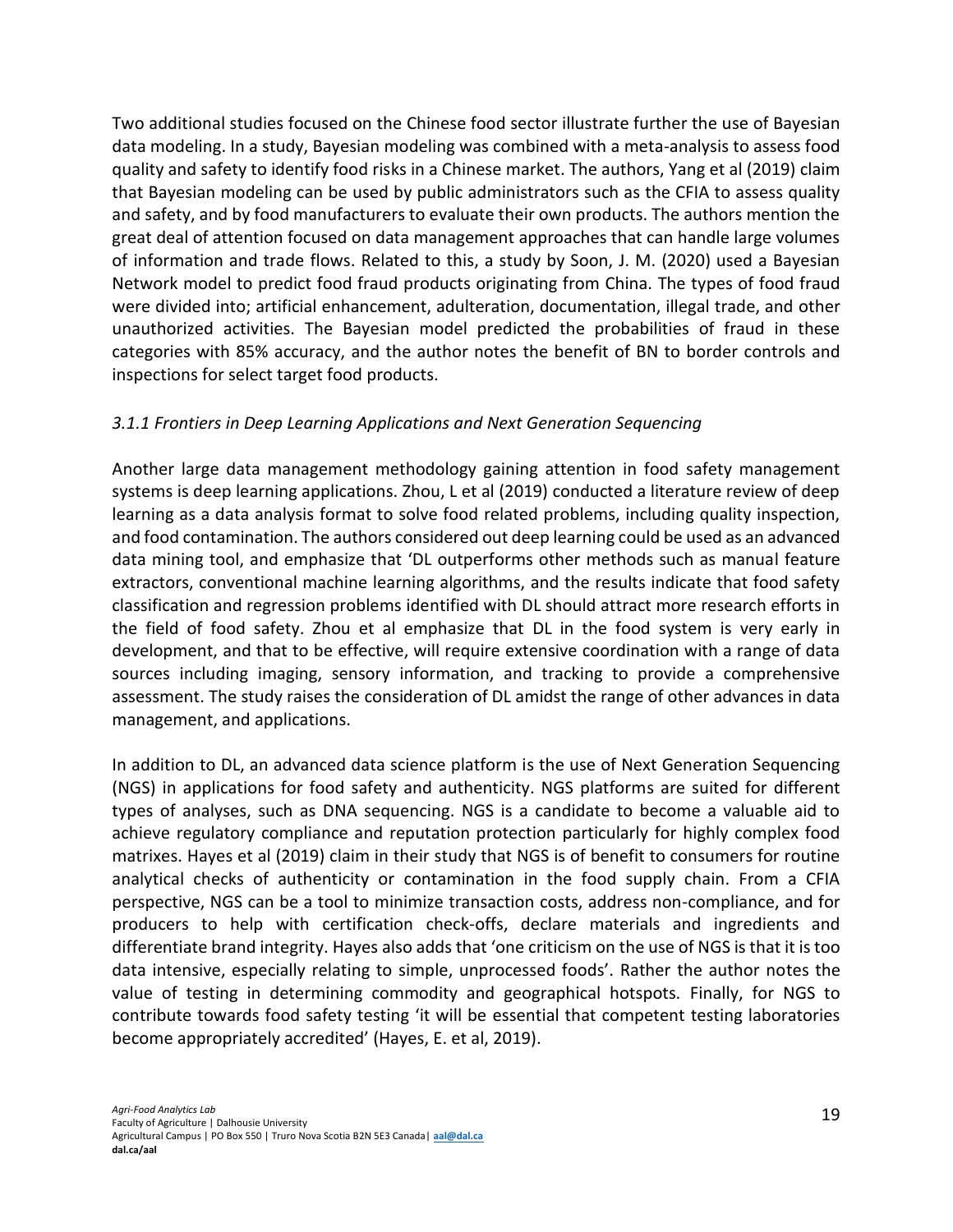Two additional studies focused on the Chinese food sector illustrate further the use of Bayesian data modeling. In a study, Bayesian modeling was combined with a meta-analysis to assess food quality and safety to identify food risks in a Chinese market. The authors, Yang et al (2019) claim that Bayesian modeling can be used by public administrators such as the CFIA to assess quality and safety, and by food manufacturers to evaluate their own products. The authors mention the great deal of attention focused on data management approaches that can handle large volumes of information and trade flows. Related to this, a study by Soon, J. M. (2020) used a Bayesian Network model to predict food fraud products originating from China. The types of food fraud were divided into; artificial enhancement, adulteration, documentation, illegal trade, and other unauthorized activities. The Bayesian model predicted the probabilities of fraud in these categories with 85% accuracy, and the author notes the benefit of BN to border controls and inspections for select target food products.

### *3.1.1 Frontiers in Deep Learning Applications and Next Generation Sequencing*

Another large data management methodology gaining attention in food safety management systems is deep learning applications. Zhou, L et al (2019) conducted a literature review of deep learning as a data analysis format to solve food related problems, including quality inspection, and food contamination. The authors considered out deep learning could be used as an advanced data mining tool, and emphasize that 'DL outperforms other methods such as manual feature extractors, conventional machine learning algorithms, and the results indicate that food safety classification and regression problems identified with DL should attract more research efforts in the field of food safety. Zhou et al emphasize that DL in the food system is very early in development, and that to be effective, will require extensive coordination with a range of data sources including imaging, sensory information, and tracking to provide a comprehensive assessment. The study raises the consideration of DL amidst the range of other advances in data management, and applications.

In addition to DL, an advanced data science platform is the use of Next Generation Sequencing (NGS) in applications for food safety and authenticity. NGS platforms are suited for different types of analyses, such as DNA sequencing. NGS is a candidate to become a valuable aid to achieve regulatory compliance and reputation protection particularly for highly complex food matrixes. Hayes et al (2019) claim in their study that NGS is of benefit to consumers for routine analytical checks of authenticity or contamination in the food supply chain. From a CFIA perspective, NGS can be a tool to minimize transaction costs, address non-compliance, and for producers to help with certification check-offs, declare materials and ingredients and differentiate brand integrity. Hayes also adds that 'one criticism on the use of NGS is that it is too data intensive, especially relating to simple, unprocessed foods'. Rather the author notes the value of testing in determining commodity and geographical hotspots. Finally, for NGS to contribute towards food safety testing 'it will be essential that competent testing laboratories become appropriately accredited' (Hayes, E. et al, 2019).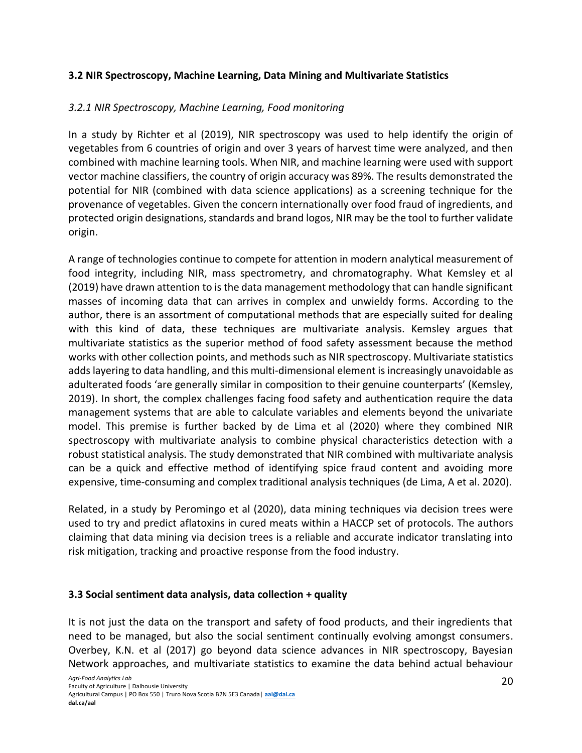### 3.2 NIR Spectroscopy, Machine Learning, Data Mining and Multivariate Statistics

#### *3.2.1 NIR Spectroscopy, Machine Learning, Food monitoring*

In a study by Richter et al (2019), NIR spectroscopy was used to help identify the origin of vegetables from 6 countries of origin and over 3 years of harvest time were analyzed, and then combined with machine learning tools. When NIR, and machine learning were used with support vector machine classifiers, the country of origin accuracy was 89%. The results demonstrated the potential for NIR (combined with data science applications) as a screening technique for the provenance of vegetables. Given the concern internationally over food fraud of ingredients, and protected origin designations, standards and brand logos, NIR may be the tool to further validate origin.

A range of technologies continue to compete for attention in modern analytical measurement of food integrity, including NIR, mass spectrometry, and chromatography. What Kemsley et al (2019) have drawn attention to is the data management methodology that can handle significant masses of incoming data that can arrives in complex and unwieldy forms. According to the author, there is an assortment of computational methods that are especially suited for dealing with this kind of data, these techniques are multivariate analysis. Kemsley argues that multivariate statistics as the superior method of food safety assessment because the method works with other collection points, and methods such as NIR spectroscopy. Multivariate statistics adds layering to data handling, and this multi-dimensional element is increasingly unavoidable as adulterated foods 'are generally similar in composition to their genuine counterparts' (Kemsley, 2019). In short, the complex challenges facing food safety and authentication require the data management systems that are able to calculate variables and elements beyond the univariate model. This premise is further backed by de Lima et al (2020) where they combined NIR spectroscopy with multivariate analysis to combine physical characteristics detection with a robust statistical analysis. The study demonstrated that NIR combined with multivariate analysis can be a quick and effective method of identifying spice fraud content and avoiding more expensive, time-consuming and complex traditional analysis techniques (de Lima, A et al. 2020).

Related, in a study by Peromingo et al (2020), data mining techniques via decision trees were used to try and predict aflatoxins in cured meats within a HACCP set of protocols. The authors claiming that data mining via decision trees is a reliable and accurate indicator translating into risk mitigation, tracking and proactive response from the food industry.

### 3.3 Social sentiment data analysis, data collection + quality

It is not just the data on the transport and safety of food products, and their ingredients that need to be managed, but also the social sentiment continually evolving amongst consumers. Overbey, K.N. et al (2017) go beyond data science advances in NIR spectroscopy, Bayesian Network approaches, and multivariate statistics to examine the data behind actual behaviour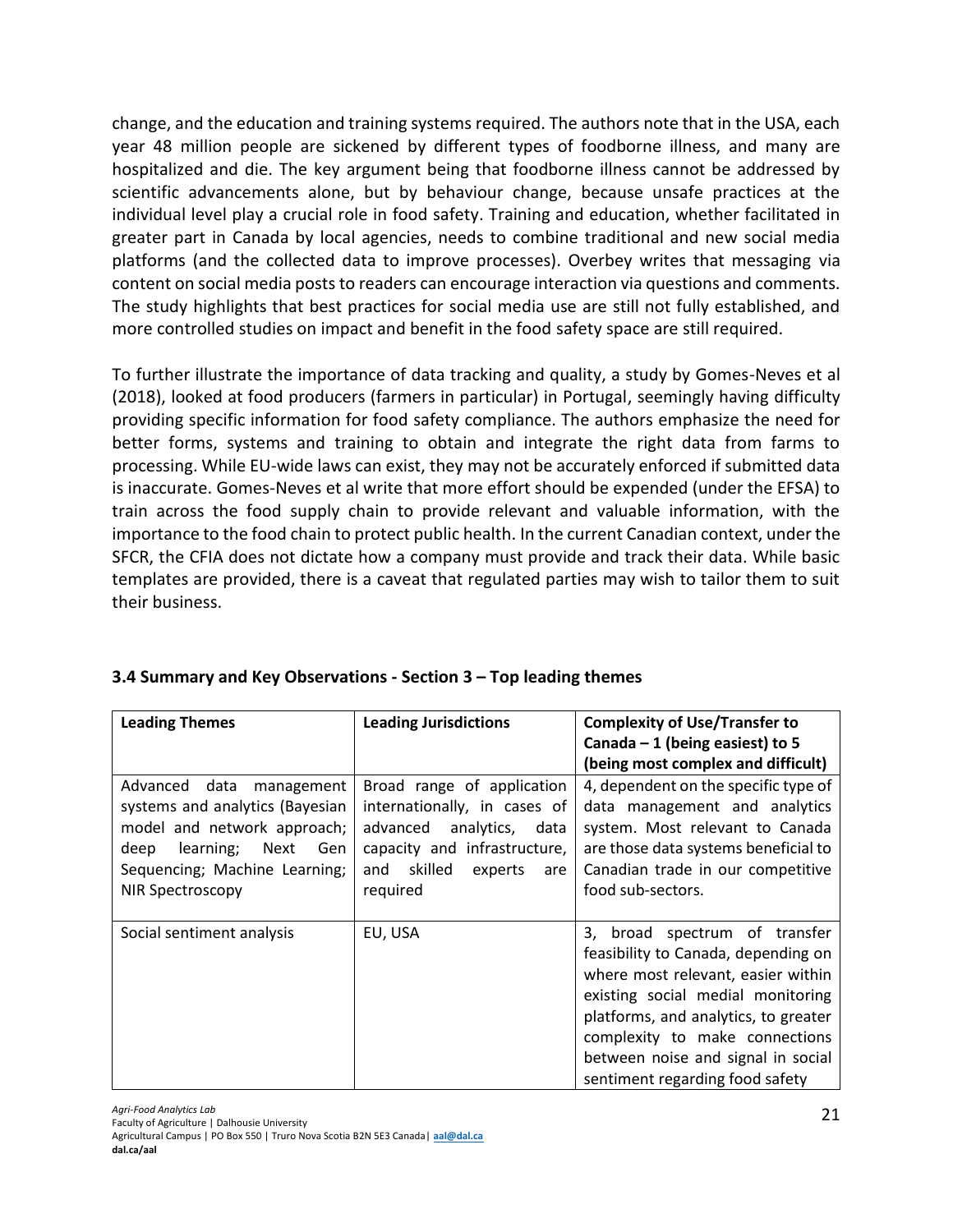change, and the education and training systems required. The authors note that in the USA, each year 48 million people are sickened by different types of foodborne illness, and many are hospitalized and die. The key argument being that foodborne illness cannot be addressed by scientific advancements alone, but by behaviour change, because unsafe practices at the individual level play a crucial role in food safety. Training and education, whether facilitated in greater part in Canada by local agencies, needs to combine traditional and new social media platforms (and the collected data to improve processes). Overbey writes that messaging via content on social media posts to readers can encourage interaction via questions and comments. The study highlights that best practices for social media use are still not fully established, and more controlled studies on impact and benefit in the food safety space are still required.

To further illustrate the importance of data tracking and quality, a study by Gomes-Neves et al (2018), looked at food producers (farmers in particular) in Portugal, seemingly having difficulty providing specific information for food safety compliance. The authors emphasize the need for better forms, systems and training to obtain and integrate the right data from farms to processing. While EU-wide laws can exist, they may not be accurately enforced if submitted data is inaccurate. Gomes-Neves et al write that more effort should be expended (under the EFSA) to train across the food supply chain to provide relevant and valuable information, with the importance to the food chain to protect public health. In the current Canadian context, under the SFCR, the CFIA does not dictate how a company must provide and track their data. While basic templates are provided, there is a caveat that regulated parties may wish to tailor them to suit their business.

### 3.4 Summary and Key Observations - Section 3 – Top leading themes

| Leading Themes | Leading Jurisdictions | Complexity of Use/Transfer to Canada – 1 (being easiest) to 5 (being most complex and difficult) |
|---|---|---|
| Advanced data management systems and analytics (Bayesian model and network approach; deep learning; Next Gen Sequencing; Machine Learning; NIR Spectroscopy | Broad range of application internationally, in cases of advanced analytics, data capacity and infrastructure, and skilled experts are required | 4, dependent on the specific type of data management and analytics system. Most relevant to Canada are those data systems beneficial to Canadian trade in our competitive food sub-sectors. |
| Social sentiment analysis | EU, USA | 3, broad spectrum of transfer feasibility to Canada, depending on where most relevant, easier within existing social medial monitoring platforms, and analytics, to greater complexity to make connections between noise and signal in social sentiment regarding food safety |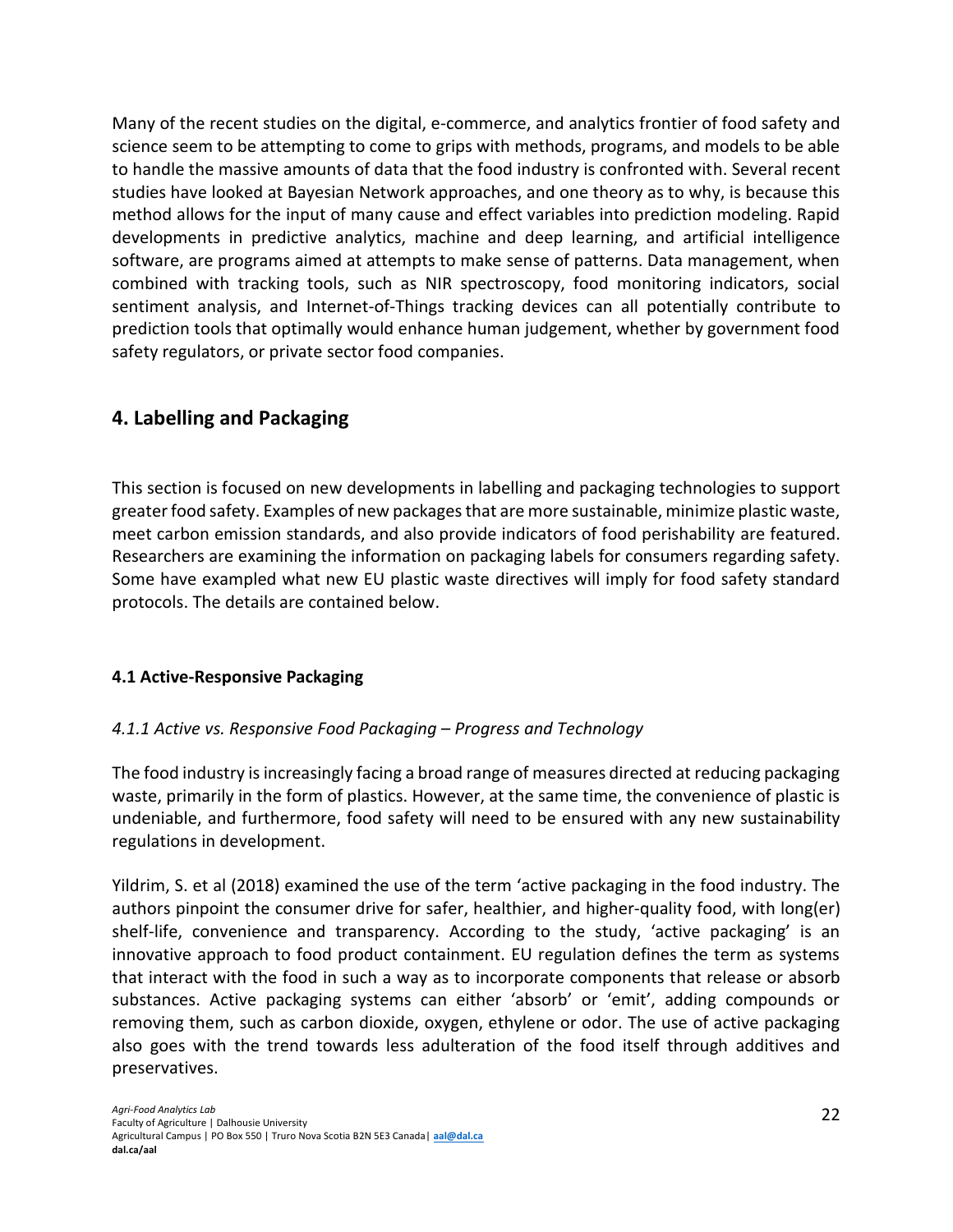Many of the recent studies on the digital, e-commerce, and analytics frontier of food safety and science seem to be attempting to come to grips with methods, programs, and models to be able to handle the massive amounts of data that the food industry is confronted with. Several recent studies have looked at Bayesian Network approaches, and one theory as to why, is because this method allows for the input of many cause and effect variables into prediction modeling. Rapid developments in predictive analytics, machine and deep learning, and artificial intelligence software, are programs aimed at attempts to make sense of patterns. Data management, when combined with tracking tools, such as NIR spectroscopy, food monitoring indicators, social sentiment analysis, and Internet-of-Things tracking devices can all potentially contribute to prediction tools that optimally would enhance human judgement, whether by government food safety regulators, or private sector food companies.

## 4. Labelling and Packaging

This section is focused on new developments in labelling and packaging technologies to support greater food safety. Examples of new packages that are more sustainable, minimize plastic waste, meet carbon emission standards, and also provide indicators of food perishability are featured. Researchers are examining the information on packaging labels for consumers regarding safety. Some have exampled what new EU plastic waste directives will imply for food safety standard protocols. The details are contained below.

### 4.1 Active-Responsive Packaging

#### *4.1.1 Active vs. Responsive Food Packaging – Progress and Technology*

The food industry is increasingly facing a broad range of measures directed at reducing packaging waste, primarily in the form of plastics. However, at the same time, the convenience of plastic is undeniable, and furthermore, food safety will need to be ensured with any new sustainability regulations in development.

Yildrim, S. et al (2018) examined the use of the term 'active packaging in the food industry. The authors pinpoint the consumer drive for safer, healthier, and higher-quality food, with long(er) shelf-life, convenience and transparency. According to the study, 'active packaging' is an innovative approach to food product containment. EU regulation defines the term as systems that interact with the food in such a way as to incorporate components that release or absorb substances. Active packaging systems can either 'absorb' or 'emit', adding compounds or removing them, such as carbon dioxide, oxygen, ethylene or odor. The use of active packaging also goes with the trend towards less adulteration of the food itself through additives and preservatives.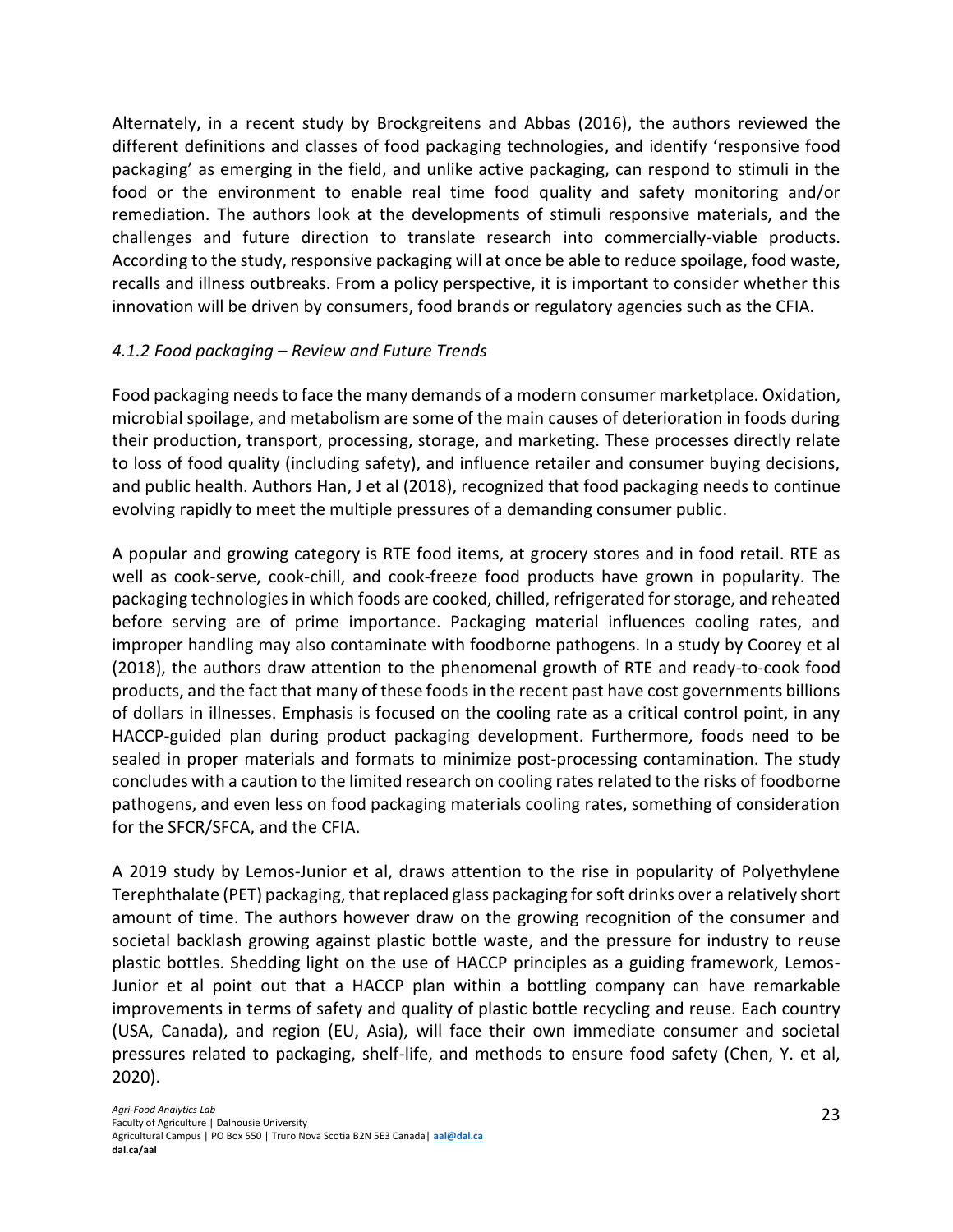Alternately, in a recent study by Brockgreitens and Abbas (2016), the authors reviewed the different definitions and classes of food packaging technologies, and identify 'responsive food packaging' as emerging in the field, and unlike active packaging, can respond to stimuli in the food or the environment to enable real time food quality and safety monitoring and/or remediation. The authors look at the developments of stimuli responsive materials, and the challenges and future direction to translate research into commercially-viable products. According to the study, responsive packaging will at once be able to reduce spoilage, food waste, recalls and illness outbreaks. From a policy perspective, it is important to consider whether this innovation will be driven by consumers, food brands or regulatory agencies such as the CFIA.

*4.1.2 Food packaging – Review and Future Trends*

Food packaging needs to face the many demands of a modern consumer marketplace. Oxidation, microbial spoilage, and metabolism are some of the main causes of deterioration in foods during their production, transport, processing, storage, and marketing. These processes directly relate to loss of food quality (including safety), and influence retailer and consumer buying decisions, and public health. Authors Han, J et al (2018), recognized that food packaging needs to continue evolving rapidly to meet the multiple pressures of a demanding consumer public.

A popular and growing category is RTE food items, at grocery stores and in food retail. RTE as well as cook-serve, cook-chill, and cook-freeze food products have grown in popularity. The packaging technologies in which foods are cooked, chilled, refrigerated for storage, and reheated before serving are of prime importance. Packaging material influences cooling rates, and improper handling may also contaminate with foodborne pathogens. In a study by Coorey et al (2018), the authors draw attention to the phenomenal growth of RTE and ready-to-cook food products, and the fact that many of these foods in the recent past have cost governments billions of dollars in illnesses. Emphasis is focused on the cooling rate as a critical control point, in any HACCP-guided plan during product packaging development. Furthermore, foods need to be sealed in proper materials and formats to minimize post-processing contamination. The study concludes with a caution to the limited research on cooling rates related to the risks of foodborne pathogens, and even less on food packaging materials cooling rates, something of consideration for the SFCR/SFCA, and the CFIA.

A 2019 study by Lemos-Junior et al, draws attention to the rise in popularity of Polyethylene Terephthalate (PET) packaging, that replaced glass packaging for soft drinks over a relatively short amount of time. The authors however draw on the growing recognition of the consumer and societal backlash growing against plastic bottle waste, and the pressure for industry to reuse plastic bottles. Shedding light on the use of HACCP principles as a guiding framework, Lemos-Junior et al point out that a HACCP plan within a bottling company can have remarkable improvements in terms of safety and quality of plastic bottle recycling and reuse. Each country (USA, Canada), and region (EU, Asia), will face their own immediate consumer and societal pressures related to packaging, shelf-life, and methods to ensure food safety (Chen, Y. et al, 2020).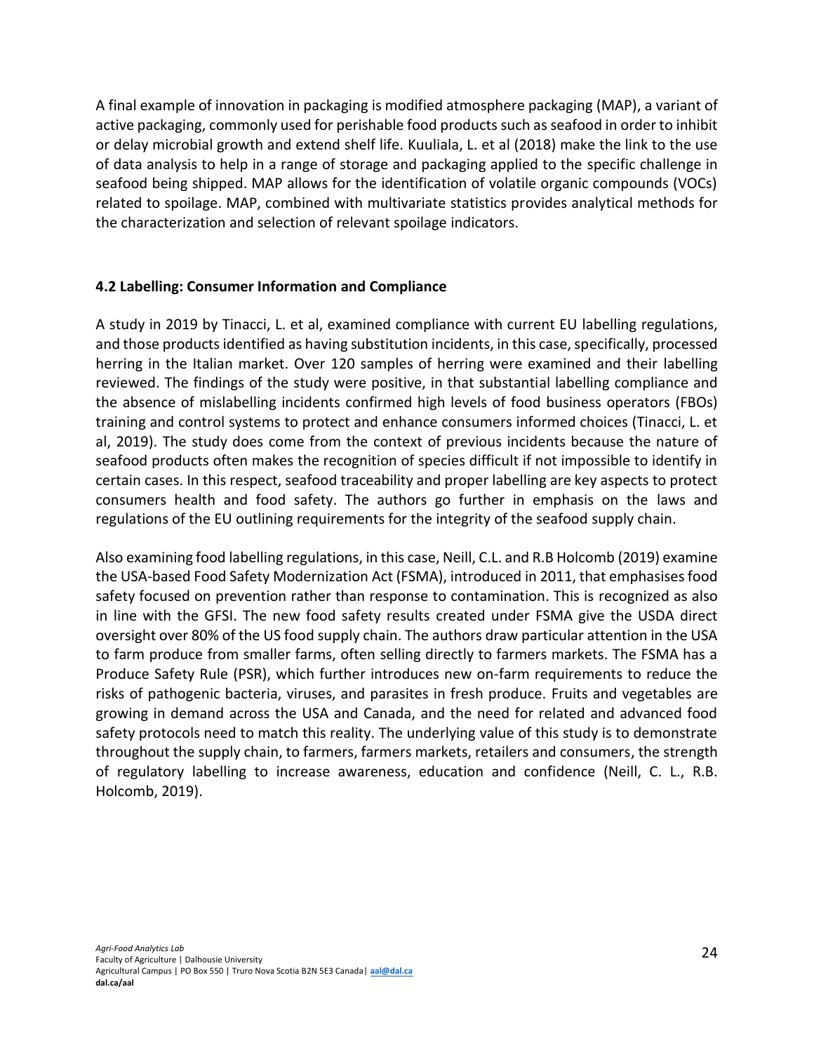A final example of innovation in packaging is modified atmosphere packaging (MAP), a variant of active packaging, commonly used for perishable food products such as seafood in order to inhibit or delay microbial growth and extend shelf life. Kuuliala, L. et al (2018) make the link to the use of data analysis to help in a range of storage and packaging applied to the specific challenge in seafood being shipped. MAP allows for the identification of volatile organic compounds (VOCs) related to spoilage. MAP, combined with multivariate statistics provides analytical methods for the characterization and selection of relevant spoilage indicators.

### 4.2 Labelling: Consumer Information and Compliance

A study in 2019 by Tinacci, L. et al, examined compliance with current EU labelling regulations, and those products identified as having substitution incidents, in this case, specifically, processed herring in the Italian market. Over 120 samples of herring were examined and their labelling reviewed. The findings of the study were positive, in that substantial labelling compliance and the absence of mislabelling incidents confirmed high levels of food business operators (FBOs) training and control systems to protect and enhance consumers informed choices (Tinacci, L. et al, 2019). The study does come from the context of previous incidents because the nature of seafood products often makes the recognition of species difficult if not impossible to identify in certain cases. In this respect, seafood traceability and proper labelling are key aspects to protect consumers health and food safety. The authors go further in emphasis on the laws and regulations of the EU outlining requirements for the integrity of the seafood supply chain.

Also examining food labelling regulations, in this case, Neill, C.L. and R.B Holcomb (2019) examine the USA-based Food Safety Modernization Act (FSMA), introduced in 2011, that emphasises food safety focused on prevention rather than response to contamination. This is recognized as also in line with the GFSI. The new food safety results created under FSMA give the USDA direct oversight over 80% of the US food supply chain. The authors draw particular attention in the USA to farm produce from smaller farms, often selling directly to farmers markets. The FSMA has a Produce Safety Rule (PSR), which further introduces new on-farm requirements to reduce the risks of pathogenic bacteria, viruses, and parasites in fresh produce. Fruits and vegetables are growing in demand across the USA and Canada, and the need for related and advanced food safety protocols need to match this reality. The underlying value of this study is to demonstrate throughout the supply chain, to farmers, farmers markets, retailers and consumers, the strength of regulatory labelling to increase awareness, education and confidence (Neill, C. L., R.B. Holcomb, 2019).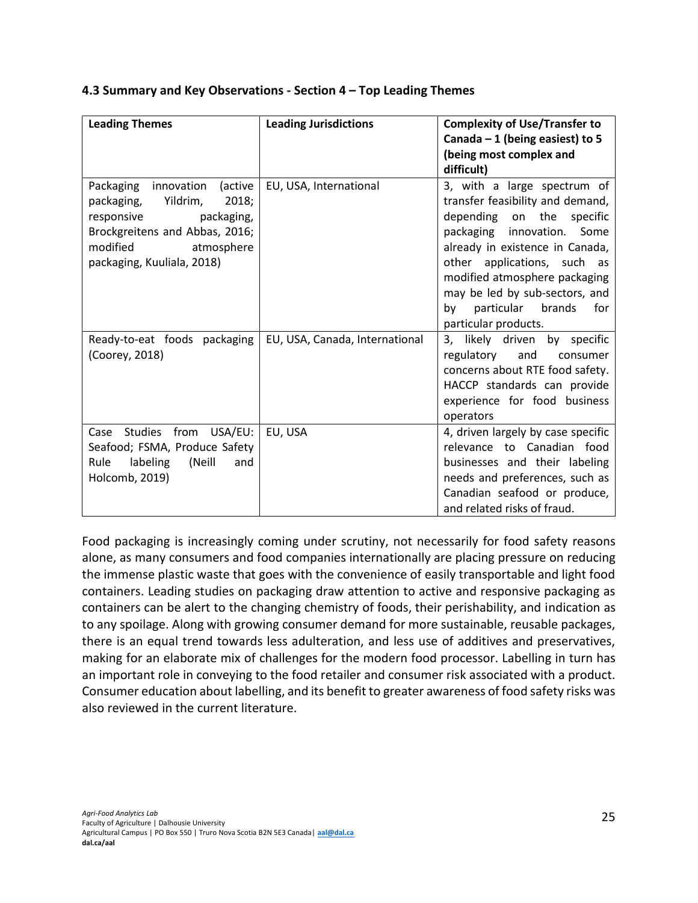### 4.3 Summary and Key Observations - Section 4 – Top Leading Themes

| Leading Themes | Leading Jurisdictions | Complexity of Use/Transfer to Canada – 1 (being easiest) to 5 (being most complex and difficult) |
|---|---|---|
| Packaging innovation (active packaging, Yildrim, 2018; responsive packaging, Brockgreitens and Abbas, 2016; modified atmosphere packaging, Kuuliala, 2018) | EU, USA, International | 3, with a large spectrum of transfer feasibility and demand, depending on the specific packaging innovation. Some already in existence in Canada, other applications, such as modified atmosphere packaging may be led by sub-sectors, and by particular brands for particular products. |
| Ready-to-eat foods packaging (Coorey, 2018) | EU, USA, Canada, International | 3, likely driven by specific regulatory and consumer concerns about RTE food safety. HACCP standards can provide experience for food business operators |
| Case Studies from USA/EU: Seafood; FSMA, Produce Safety Rule labeling (Neill and Holcomb, 2019) | EU, USA | 4, driven largely by case specific relevance to Canadian food businesses and their labeling needs and preferences, such as Canadian seafood or produce, and related risks of fraud. |

Food packaging is increasingly coming under scrutiny, not necessarily for food safety reasons alone, as many consumers and food companies internationally are placing pressure on reducing the immense plastic waste that goes with the convenience of easily transportable and light food containers. Leading studies on packaging draw attention to active and responsive packaging as containers can be alert to the changing chemistry of foods, their perishability, and indication as to any spoilage. Along with growing consumer demand for more sustainable, reusable packages, there is an equal trend towards less adulteration, and less use of additives and preservatives, making for an elaborate mix of challenges for the modern food processor. Labelling in turn has an important role in conveying to the food retailer and consumer risk associated with a product. Consumer education about labelling, and its benefit to greater awareness of food safety risks was also reviewed in the current literature.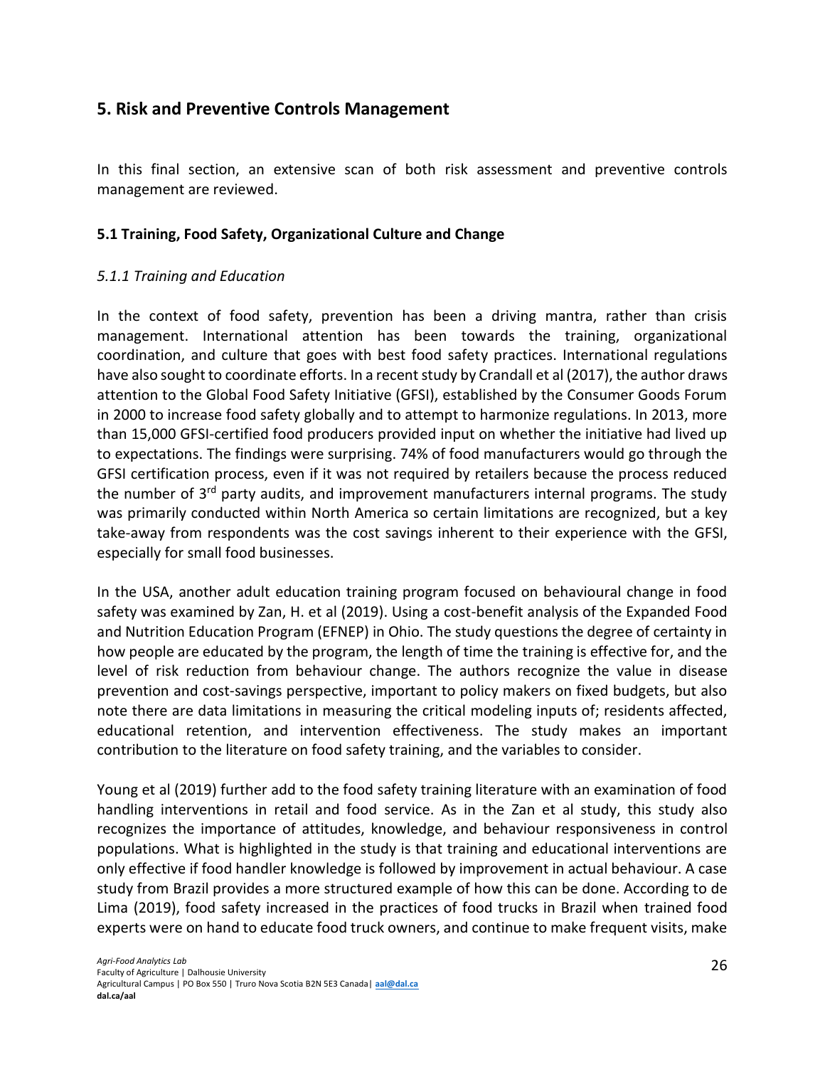## 5. Risk and Preventive Controls Management

In this final section, an extensive scan of both risk assessment and preventive controls management are reviewed.

### 5.1 Training, Food Safety, Organizational Culture and Change

#### *5.1.1 Training and Education*

In the context of food safety, prevention has been a driving mantra, rather than crisis management. International attention has been towards the training, organizational coordination, and culture that goes with best food safety practices. International regulations have also sought to coordinate efforts. In a recent study by Crandall et al (2017), the author draws attention to the Global Food Safety Initiative (GFSI), established by the Consumer Goods Forum in 2000 to increase food safety globally and to attempt to harmonize regulations. In 2013, more than 15,000 GFSI-certified food producers provided input on whether the initiative had lived up to expectations. The findings were surprising. 74% of food manufacturers would go through the GFSI certification process, even if it was not required by retailers because the process reduced the number of 3rd party audits, and improvement manufacturers internal programs. The study was primarily conducted within North America so certain limitations are recognized, but a key take-away from respondents was the cost savings inherent to their experience with the GFSI, especially for small food businesses.

In the USA, another adult education training program focused on behavioural change in food safety was examined by Zan, H. et al (2019). Using a cost-benefit analysis of the Expanded Food and Nutrition Education Program (EFNEP) in Ohio. The study questions the degree of certainty in how people are educated by the program, the length of time the training is effective for, and the level of risk reduction from behaviour change. The authors recognize the value in disease prevention and cost-savings perspective, important to policy makers on fixed budgets, but also note there are data limitations in measuring the critical modeling inputs of; residents affected, educational retention, and intervention effectiveness. The study makes an important contribution to the literature on food safety training, and the variables to consider.

Young et al (2019) further add to the food safety training literature with an examination of food handling interventions in retail and food service. As in the Zan et al study, this study also recognizes the importance of attitudes, knowledge, and behaviour responsiveness in control populations. What is highlighted in the study is that training and educational interventions are only effective if food handler knowledge is followed by improvement in actual behaviour. A case study from Brazil provides a more structured example of how this can be done. According to de Lima (2019), food safety increased in the practices of food trucks in Brazil when trained food experts were on hand to educate food truck owners, and continue to make frequent visits, make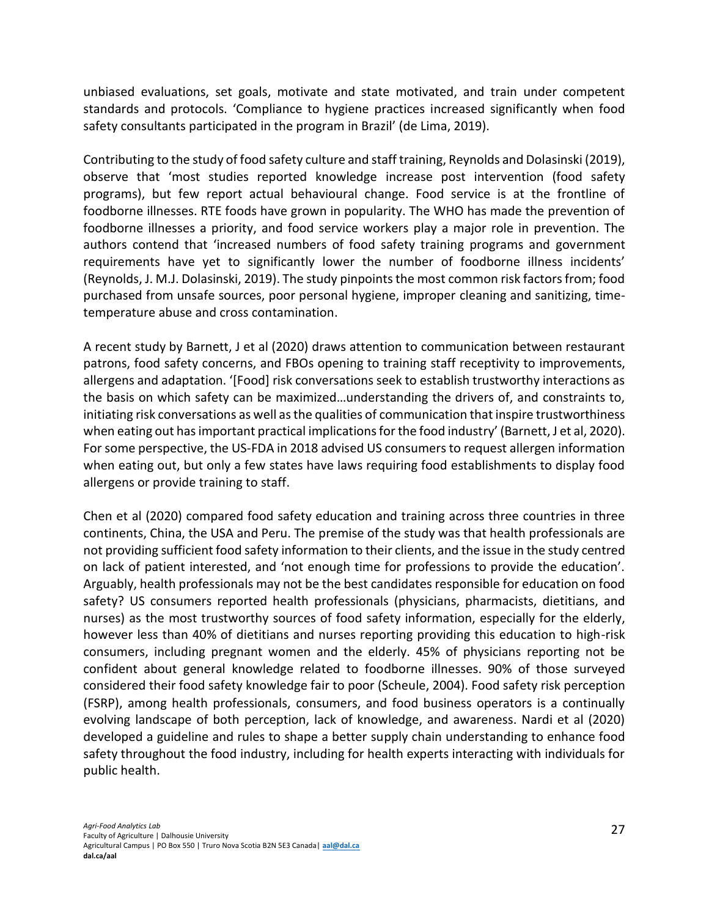unbiased evaluations, set goals, motivate and state motivated, and train under competent standards and protocols. 'Compliance to hygiene practices increased significantly when food safety consultants participated in the program in Brazil' (de Lima, 2019).

Contributing to the study of food safety culture and staff training, Reynolds and Dolasinski (2019), observe that 'most studies reported knowledge increase post intervention (food safety programs), but few report actual behavioural change. Food service is at the frontline of foodborne illnesses. RTE foods have grown in popularity. The WHO has made the prevention of foodborne illnesses a priority, and food service workers play a major role in prevention. The authors contend that 'increased numbers of food safety training programs and government requirements have yet to significantly lower the number of foodborne illness incidents' (Reynolds, J. M.J. Dolasinski, 2019). The study pinpoints the most common risk factors from; food purchased from unsafe sources, poor personal hygiene, improper cleaning and sanitizing, time-temperature abuse and cross contamination.

A recent study by Barnett, J et al (2020) draws attention to communication between restaurant patrons, food safety concerns, and FBOs opening to training staff receptivity to improvements, allergens and adaptation. '[Food] risk conversations seek to establish trustworthy interactions as the basis on which safety can be maximized…understanding the drivers of, and constraints to, initiating risk conversations as well as the qualities of communication that inspire trustworthiness when eating out has important practical implications for the food industry' (Barnett, J et al, 2020). For some perspective, the US-FDA in 2018 advised US consumers to request allergen information when eating out, but only a few states have laws requiring food establishments to display food allergens or provide training to staff.

Chen et al (2020) compared food safety education and training across three countries in three continents, China, the USA and Peru. The premise of the study was that health professionals are not providing sufficient food safety information to their clients, and the issue in the study centred on lack of patient interested, and 'not enough time for professions to provide the education'. Arguably, health professionals may not be the best candidates responsible for education on food safety? US consumers reported health professionals (physicians, pharmacists, dietitians, and nurses) as the most trustworthy sources of food safety information, especially for the elderly, however less than 40% of dietitians and nurses reporting providing this education to high-risk consumers, including pregnant women and the elderly. 45% of physicians reporting not be confident about general knowledge related to foodborne illnesses. 90% of those surveyed considered their food safety knowledge fair to poor (Scheule, 2004). Food safety risk perception (FSRP), among health professionals, consumers, and food business operators is a continually evolving landscape of both perception, lack of knowledge, and awareness. Nardi et al (2020) developed a guideline and rules to shape a better supply chain understanding to enhance food safety throughout the food industry, including for health experts interacting with individuals for public health.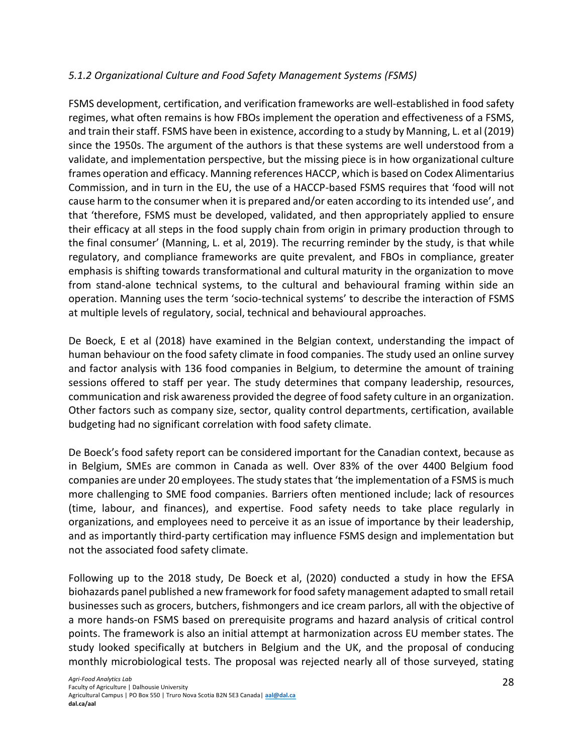### *5.1.2 Organizational Culture and Food Safety Management Systems (FSMS)*

FSMS development, certification, and verification frameworks are well-established in food safety regimes, what often remains is how FBOs implement the operation and effectiveness of a FSMS, and train their staff. FSMS have been in existence, according to a study by Manning, L. et al (2019) since the 1950s. The argument of the authors is that these systems are well understood from a validate, and implementation perspective, but the missing piece is in how organizational culture frames operation and efficacy. Manning references HACCP, which is based on Codex Alimentarius Commission, and in turn in the EU, the use of a HACCP-based FSMS requires that 'food will not cause harm to the consumer when it is prepared and/or eaten according to its intended use', and that 'therefore, FSMS must be developed, validated, and then appropriately applied to ensure their efficacy at all steps in the food supply chain from origin in primary production through to the final consumer' (Manning, L. et al, 2019). The recurring reminder by the study, is that while regulatory, and compliance frameworks are quite prevalent, and FBOs in compliance, greater emphasis is shifting towards transformational and cultural maturity in the organization to move from stand-alone technical systems, to the cultural and behavioural framing within side an operation. Manning uses the term 'socio-technical systems' to describe the interaction of FSMS at multiple levels of regulatory, social, technical and behavioural approaches.

De Boeck, E et al (2018) have examined in the Belgian context, understanding the impact of human behaviour on the food safety climate in food companies. The study used an online survey and factor analysis with 136 food companies in Belgium, to determine the amount of training sessions offered to staff per year. The study determines that company leadership, resources, communication and risk awareness provided the degree of food safety culture in an organization. Other factors such as company size, sector, quality control departments, certification, available budgeting had no significant correlation with food safety climate.

De Boeck's food safety report can be considered important for the Canadian context, because as in Belgium, SMEs are common in Canada as well. Over 83% of the over 4400 Belgium food companies are under 20 employees. The study states that 'the implementation of a FSMS is much more challenging to SME food companies. Barriers often mentioned include; lack of resources (time, labour, and finances), and expertise. Food safety needs to take place regularly in organizations, and employees need to perceive it as an issue of importance by their leadership, and as importantly third-party certification may influence FSMS design and implementation but not the associated food safety climate.

Following up to the 2018 study, De Boeck et al, (2020) conducted a study in how the EFSA biohazards panel published a new framework for food safety management adapted to small retail businesses such as grocers, butchers, fishmongers and ice cream parlors, all with the objective of a more hands-on FSMS based on prerequisite programs and hazard analysis of critical control points. The framework is also an initial attempt at harmonization across EU member states. The study looked specifically at butchers in Belgium and the UK, and the proposal of conducing monthly microbiological tests. The proposal was rejected nearly all of those surveyed, stating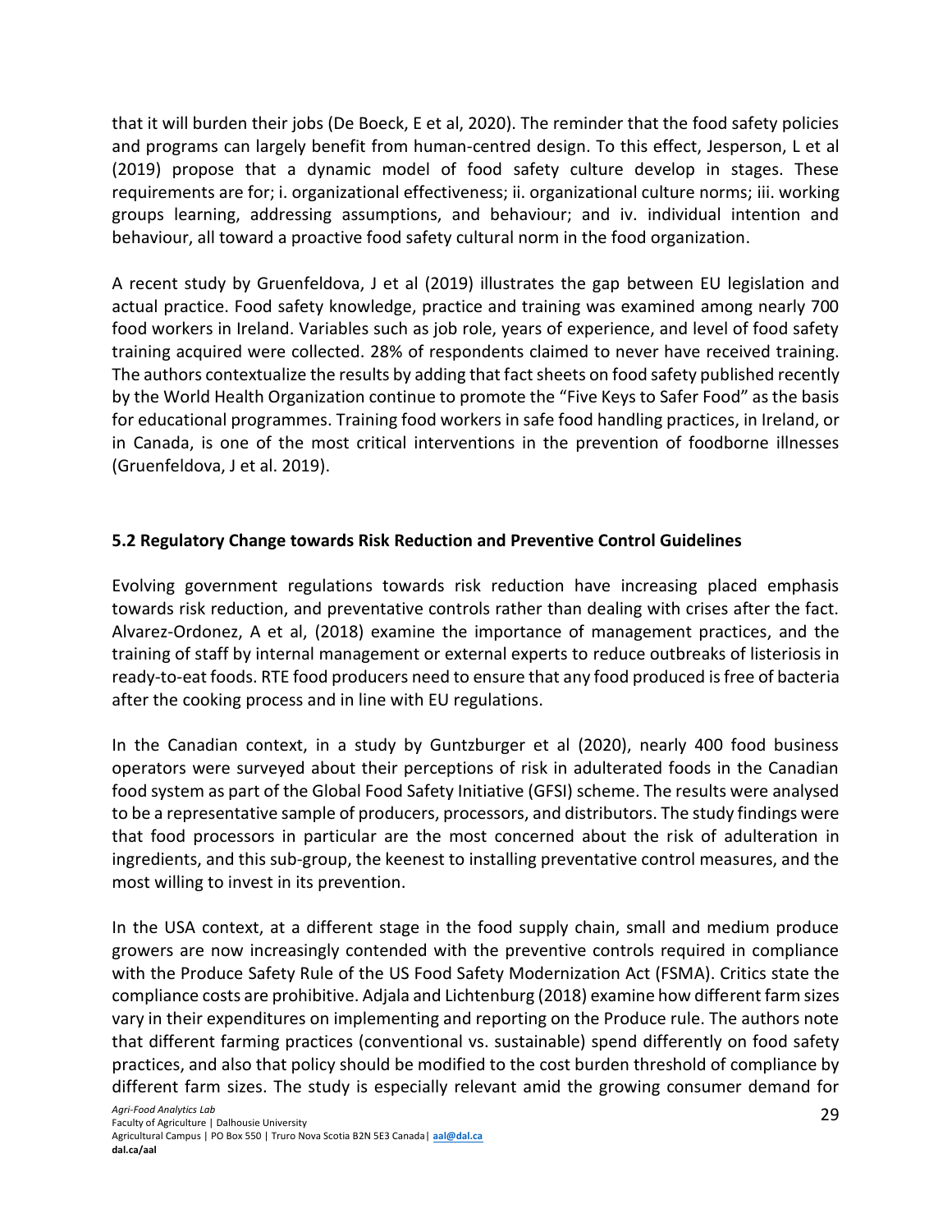that it will burden their jobs (De Boeck, E et al, 2020). The reminder that the food safety policies and programs can largely benefit from human-centred design. To this effect, Jesperson, L et al (2019) propose that a dynamic model of food safety culture develop in stages. These requirements are for; i. organizational effectiveness; ii. organizational culture norms; iii. working groups learning, addressing assumptions, and behaviour; and iv. individual intention and behaviour, all toward a proactive food safety cultural norm in the food organization.

A recent study by Gruenfeldova, J et al (2019) illustrates the gap between EU legislation and actual practice. Food safety knowledge, practice and training was examined among nearly 700 food workers in Ireland. Variables such as job role, years of experience, and level of food safety training acquired were collected. 28% of respondents claimed to never have received training. The authors contextualize the results by adding that fact sheets on food safety published recently by the World Health Organization continue to promote the "Five Keys to Safer Food" as the basis for educational programmes. Training food workers in safe food handling practices, in Ireland, or in Canada, is one of the most critical interventions in the prevention of foodborne illnesses (Gruenfeldova, J et al. 2019).

### 5.2 Regulatory Change towards Risk Reduction and Preventive Control Guidelines

Evolving government regulations towards risk reduction have increasing placed emphasis towards risk reduction, and preventative controls rather than dealing with crises after the fact. Alvarez-Ordonez, A et al, (2018) examine the importance of management practices, and the training of staff by internal management or external experts to reduce outbreaks of listeriosis in ready-to-eat foods. RTE food producers need to ensure that any food produced is free of bacteria after the cooking process and in line with EU regulations.

In the Canadian context, in a study by Guntzburger et al (2020), nearly 400 food business operators were surveyed about their perceptions of risk in adulterated foods in the Canadian food system as part of the Global Food Safety Initiative (GFSI) scheme. The results were analysed to be a representative sample of producers, processors, and distributors. The study findings were that food processors in particular are the most concerned about the risk of adulteration in ingredients, and this sub-group, the keenest to installing preventative control measures, and the most willing to invest in its prevention.

In the USA context, at a different stage in the food supply chain, small and medium produce growers are now increasingly contended with the preventive controls required in compliance with the Produce Safety Rule of the US Food Safety Modernization Act (FSMA). Critics state the compliance costs are prohibitive. Adjala and Lichtenburg (2018) examine how different farm sizes vary in their expenditures on implementing and reporting on the Produce rule. The authors note that different farming practices (conventional vs. sustainable) spend differently on food safety practices, and also that policy should be modified to the cost burden threshold of compliance by different farm sizes. The study is especially relevant amid the growing consumer demand for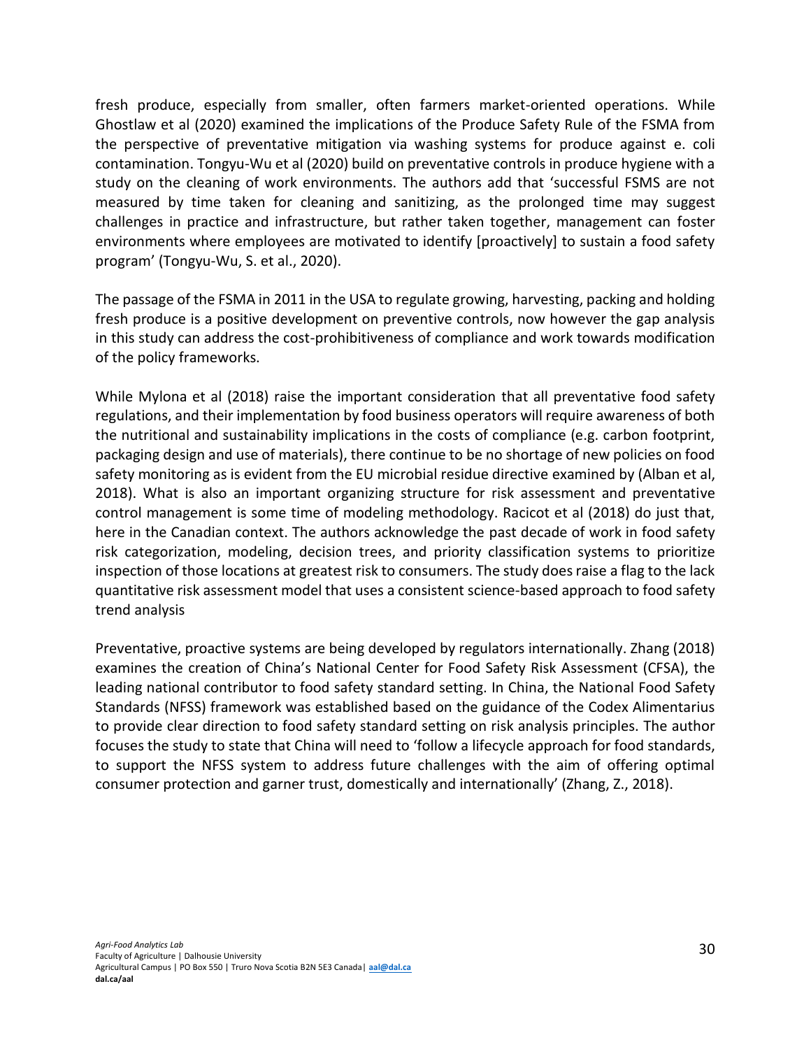fresh produce, especially from smaller, often farmers market-oriented operations. While Ghostlaw et al (2020) examined the implications of the Produce Safety Rule of the FSMA from the perspective of preventative mitigation via washing systems for produce against e. coli contamination. Tongyu-Wu et al (2020) build on preventative controls in produce hygiene with a study on the cleaning of work environments. The authors add that 'successful FSMS are not measured by time taken for cleaning and sanitizing, as the prolonged time may suggest challenges in practice and infrastructure, but rather taken together, management can foster environments where employees are motivated to identify [proactively] to sustain a food safety program' (Tongyu-Wu, S. et al., 2020).

The passage of the FSMA in 2011 in the USA to regulate growing, harvesting, packing and holding fresh produce is a positive development on preventive controls, now however the gap analysis in this study can address the cost-prohibitiveness of compliance and work towards modification of the policy frameworks.

While Mylona et al (2018) raise the important consideration that all preventative food safety regulations, and their implementation by food business operators will require awareness of both the nutritional and sustainability implications in the costs of compliance (e.g. carbon footprint, packaging design and use of materials), there continue to be no shortage of new policies on food safety monitoring as is evident from the EU microbial residue directive examined by (Alban et al, 2018). What is also an important organizing structure for risk assessment and preventative control management is some time of modeling methodology. Racicot et al (2018) do just that, here in the Canadian context. The authors acknowledge the past decade of work in food safety risk categorization, modeling, decision trees, and priority classification systems to prioritize inspection of those locations at greatest risk to consumers. The study does raise a flag to the lack quantitative risk assessment model that uses a consistent science-based approach to food safety trend analysis

Preventative, proactive systems are being developed by regulators internationally. Zhang (2018) examines the creation of China's National Center for Food Safety Risk Assessment (CFSA), the leading national contributor to food safety standard setting. In China, the National Food Safety Standards (NFSS) framework was established based on the guidance of the Codex Alimentarius to provide clear direction to food safety standard setting on risk analysis principles. The author focuses the study to state that China will need to 'follow a lifecycle approach for food standards, to support the NFSS system to address future challenges with the aim of offering optimal consumer protection and garner trust, domestically and internationally' (Zhang, Z., 2018).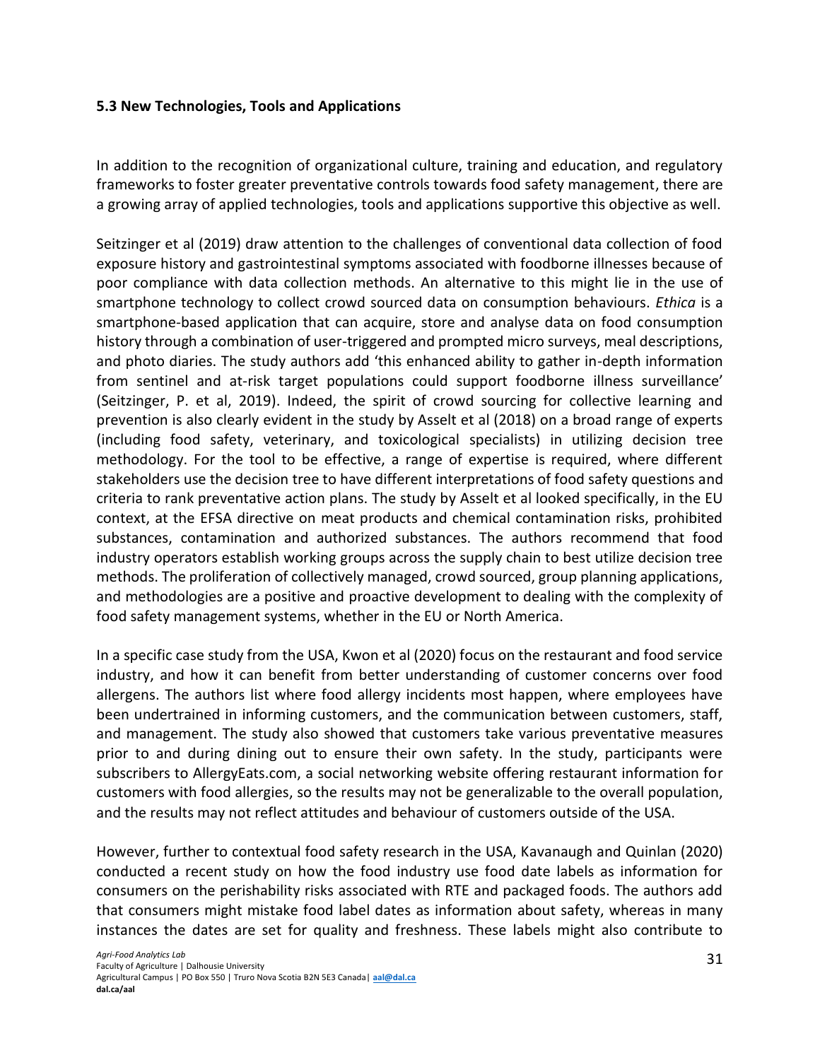### 5.3 New Technologies, Tools and Applications

In addition to the recognition of organizational culture, training and education, and regulatory frameworks to foster greater preventative controls towards food safety management, there are a growing array of applied technologies, tools and applications supportive this objective as well.

Seitzinger et al (2019) draw attention to the challenges of conventional data collection of food exposure history and gastrointestinal symptoms associated with foodborne illnesses because of poor compliance with data collection methods. An alternative to this might lie in the use of smartphone technology to collect crowd sourced data on consumption behaviours. *Ethica* is a smartphone-based application that can acquire, store and analyse data on food consumption history through a combination of user-triggered and prompted micro surveys, meal descriptions, and photo diaries. The study authors add 'this enhanced ability to gather in-depth information from sentinel and at-risk target populations could support foodborne illness surveillance' (Seitzinger, P. et al, 2019). Indeed, the spirit of crowd sourcing for collective learning and prevention is also clearly evident in the study by Asselt et al (2018) on a broad range of experts (including food safety, veterinary, and toxicological specialists) in utilizing decision tree methodology. For the tool to be effective, a range of expertise is required, where different stakeholders use the decision tree to have different interpretations of food safety questions and criteria to rank preventative action plans. The study by Asselt et al looked specifically, in the EU context, at the EFSA directive on meat products and chemical contamination risks, prohibited substances, contamination and authorized substances. The authors recommend that food industry operators establish working groups across the supply chain to best utilize decision tree methods. The proliferation of collectively managed, crowd sourced, group planning applications, and methodologies are a positive and proactive development to dealing with the complexity of food safety management systems, whether in the EU or North America.

In a specific case study from the USA, Kwon et al (2020) focus on the restaurant and food service industry, and how it can benefit from better understanding of customer concerns over food allergens. The authors list where food allergy incidents most happen, where employees have been undertrained in informing customers, and the communication between customers, staff, and management. The study also showed that customers take various preventative measures prior to and during dining out to ensure their own safety. In the study, participants were subscribers to AllergyEats.com, a social networking website offering restaurant information for customers with food allergies, so the results may not be generalizable to the overall population, and the results may not reflect attitudes and behaviour of customers outside of the USA.

However, further to contextual food safety research in the USA, Kavanaugh and Quinlan (2020) conducted a recent study on how the food industry use food date labels as information for consumers on the perishability risks associated with RTE and packaged foods. The authors add that consumers might mistake food label dates as information about safety, whereas in many instances the dates are set for quality and freshness. These labels might also contribute to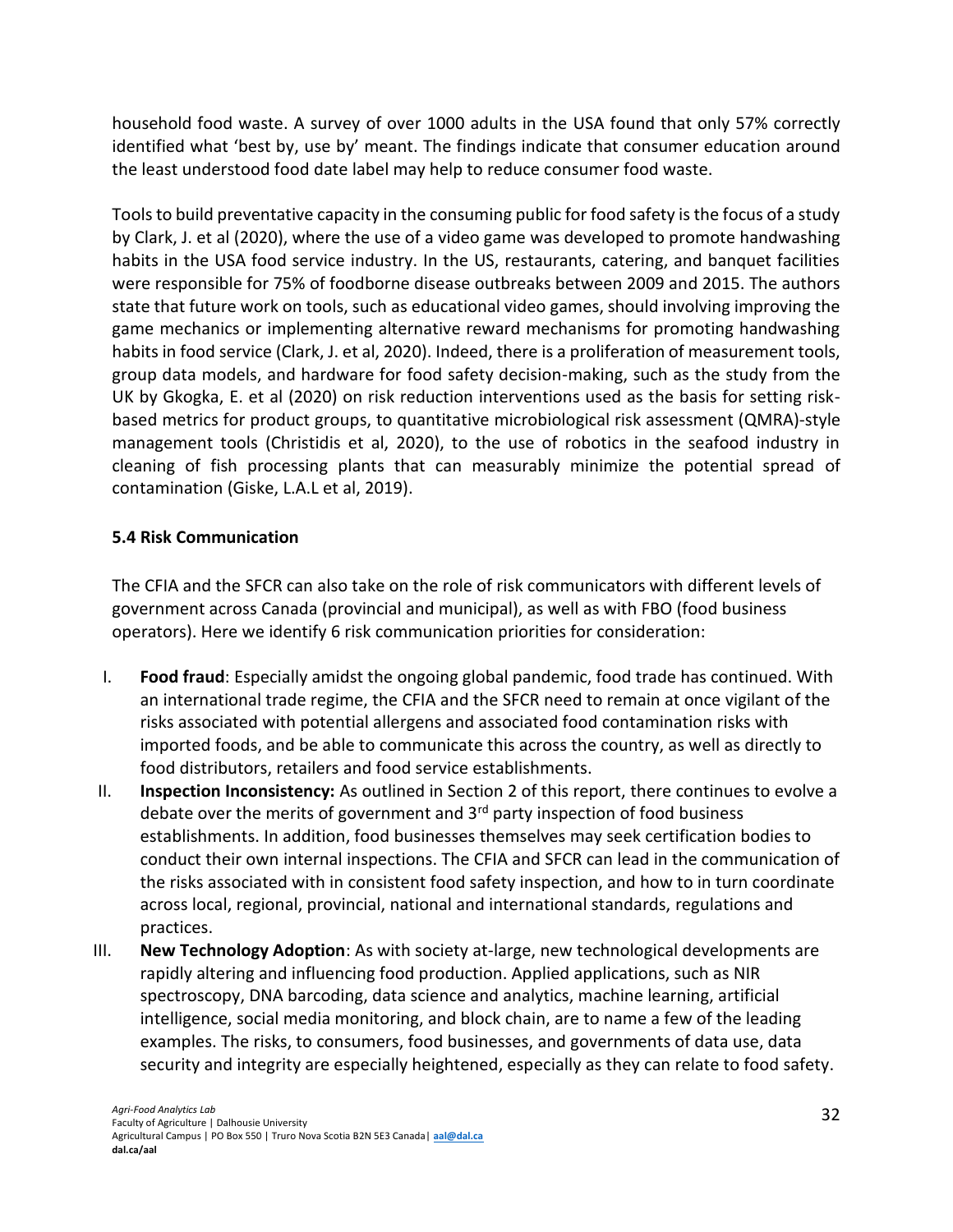household food waste. A survey of over 1000 adults in the USA found that only 57% correctly identified what 'best by, use by' meant. The findings indicate that consumer education around the least understood food date label may help to reduce consumer food waste.

Tools to build preventative capacity in the consuming public for food safety is the focus of a study by Clark, J. et al (2020), where the use of a video game was developed to promote handwashing habits in the USA food service industry. In the US, restaurants, catering, and banquet facilities were responsible for 75% of foodborne disease outbreaks between 2009 and 2015. The authors state that future work on tools, such as educational video games, should involving improving the game mechanics or implementing alternative reward mechanisms for promoting handwashing habits in food service (Clark, J. et al, 2020). Indeed, there is a proliferation of measurement tools, group data models, and hardware for food safety decision-making, such as the study from the UK by Gkogka, E. et al (2020) on risk reduction interventions used as the basis for setting risk-based metrics for product groups, to quantitative microbiological risk assessment (QMRA)-style management tools (Christidis et al, 2020), to the use of robotics in the seafood industry in cleaning of fish processing plants that can measurably minimize the potential spread of contamination (Giske, L.A.L et al, 2019).

### 5.4 Risk Communication

The CFIA and the SFCR can also take on the role of risk communicators with different levels of government across Canada (provincial and municipal), as well as with FBO (food business operators). Here we identify 6 risk communication priorities for consideration:

I. **Food fraud**: Especially amidst the ongoing global pandemic, food trade has continued. With an international trade regime, the CFIA and the SFCR need to remain at once vigilant of the risks associated with potential allergens and associated food contamination risks with imported foods, and be able to communicate this across the country, as well as directly to food distributors, retailers and food service establishments.

II. **Inspection Inconsistency:** As outlined in Section 2 of this report, there continues to evolve a debate over the merits of government and 3rd party inspection of food business establishments. In addition, food businesses themselves may seek certification bodies to conduct their own internal inspections. The CFIA and SFCR can lead in the communication of the risks associated with in consistent food safety inspection, and how to in turn coordinate across local, regional, provincial, national and international standards, regulations and practices.

III. **New Technology Adoption**: As with society at-large, new technological developments are rapidly altering and influencing food production. Applied applications, such as NIR spectroscopy, DNA barcoding, data science and analytics, machine learning, artificial intelligence, social media monitoring, and block chain, are to name a few of the leading examples. The risks, to consumers, food businesses, and governments of data use, data security and integrity are especially heightened, especially as they can relate to food safety.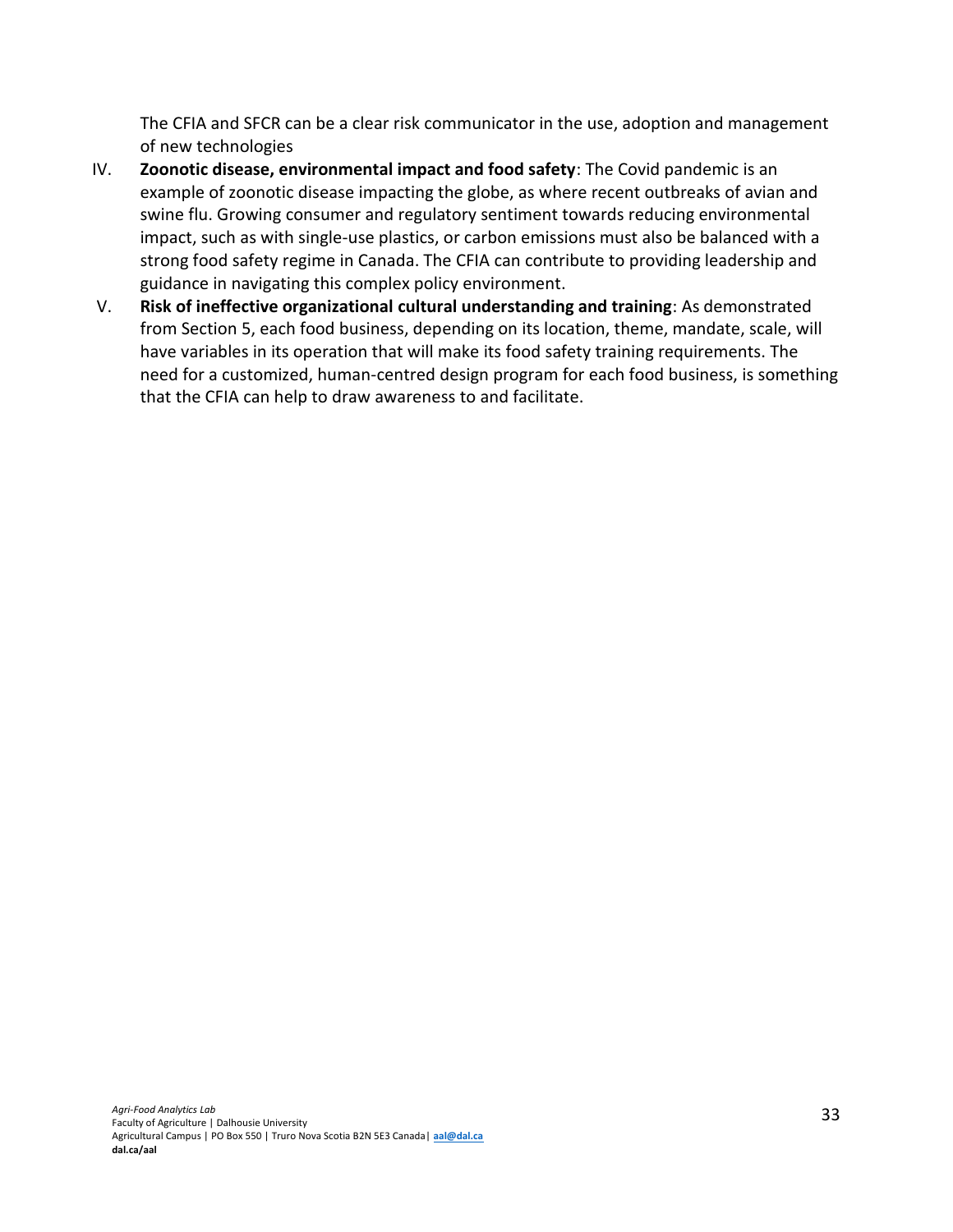The CFIA and SFCR can be a clear risk communicator in the use, adoption and management of new technologies

IV. **Zoonotic disease, environmental impact and food safety**: The Covid pandemic is an example of zoonotic disease impacting the globe, as where recent outbreaks of avian and swine flu. Growing consumer and regulatory sentiment towards reducing environmental impact, such as with single-use plastics, or carbon emissions must also be balanced with a strong food safety regime in Canada. The CFIA can contribute to providing leadership and guidance in navigating this complex policy environment.

V. **Risk of ineffective organizational cultural understanding and training**: As demonstrated from Section 5, each food business, depending on its location, theme, mandate, scale, will have variables in its operation that will make its food safety training requirements. The need for a customized, human-centred design program for each food business, is something that the CFIA can help to draw awareness to and facilitate.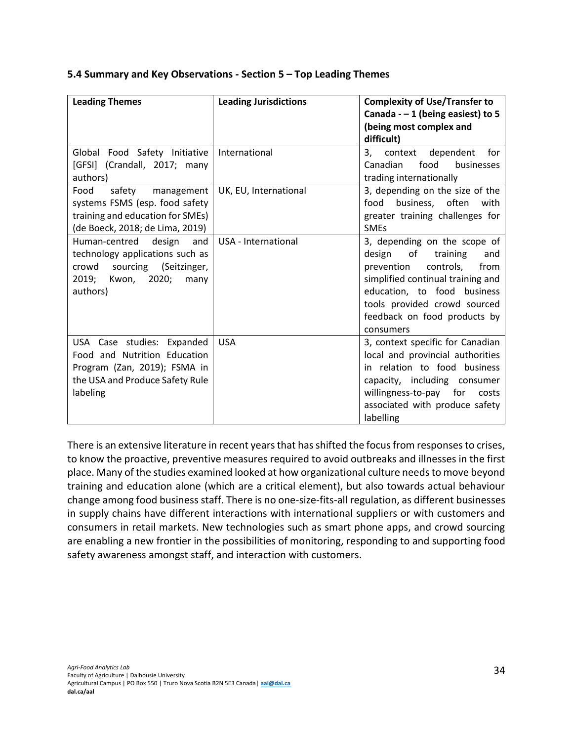### 5.4 Summary and Key Observations - Section 5 – Top Leading Themes

| Leading Themes | Leading Jurisdictions | Complexity of Use/Transfer to Canada - – 1 (being easiest) to 5 (being most complex and difficult) |
|---|---|---|
| Global Food Safety Initiative [GFSI] (Crandall, 2017; many authors) | International | 3, context dependent for Canadian food businesses trading internationally |
| Food safety management systems FSMS (esp. food safety training and education for SMEs) (de Boeck, 2018; de Lima, 2019) | UK, EU, International | 3, depending on the size of the food business, often with greater training challenges for SMEs |
| Human-centred design and technology applications such as crowd sourcing (Seitzinger, 2019; Kwon, 2020; many authors) | USA - International | 3, depending on the scope of design of training and prevention controls, from simplified continual training and education, to food business tools provided crowd sourced feedback on food products by consumers |
| USA Case studies: Expanded Food and Nutrition Education Program (Zan, 2019); FSMA in the USA and Produce Safety Rule labeling | USA | 3, context specific for Canadian local and provincial authorities in relation to food business capacity, including consumer willingness-to-pay for costs associated with produce safety labelling |

There is an extensive literature in recent years that has shifted the focus from responses to crises, to know the proactive, preventive measures required to avoid outbreaks and illnesses in the first place. Many of the studies examined looked at how organizational culture needs to move beyond training and education alone (which are a critical element), but also towards actual behaviour change among food business staff. There is no one-size-fits-all regulation, as different businesses in supply chains have different interactions with international suppliers or with customers and consumers in retail markets. New technologies such as smart phone apps, and crowd sourcing are enabling a new frontier in the possibilities of monitoring, responding to and supporting food safety awareness amongst staff, and interaction with customers.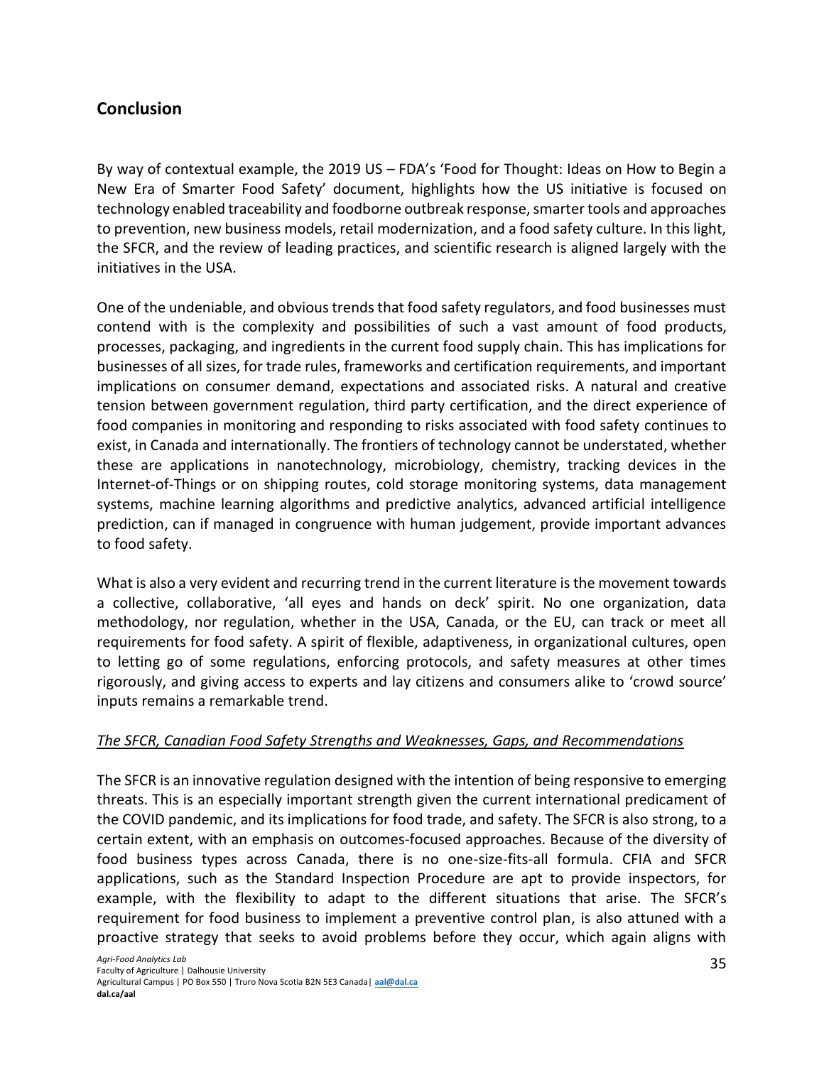## Conclusion

By way of contextual example, the 2019 US – FDA's 'Food for Thought: Ideas on How to Begin a New Era of Smarter Food Safety' document, highlights how the US initiative is focused on technology enabled traceability and foodborne outbreak response, smarter tools and approaches to prevention, new business models, retail modernization, and a food safety culture. In this light, the SFCR, and the review of leading practices, and scientific research is aligned largely with the initiatives in the USA.

One of the undeniable, and obvious trends that food safety regulators, and food businesses must contend with is the complexity and possibilities of such a vast amount of food products, processes, packaging, and ingredients in the current food supply chain. This has implications for businesses of all sizes, for trade rules, frameworks and certification requirements, and important implications on consumer demand, expectations and associated risks. A natural and creative tension between government regulation, third party certification, and the direct experience of food companies in monitoring and responding to risks associated with food safety continues to exist, in Canada and internationally. The frontiers of technology cannot be understated, whether these are applications in nanotechnology, microbiology, chemistry, tracking devices in the Internet-of-Things or on shipping routes, cold storage monitoring systems, data management systems, machine learning algorithms and predictive analytics, advanced artificial intelligence prediction, can if managed in congruence with human judgement, provide important advances to food safety.

What is also a very evident and recurring trend in the current literature is the movement towards a collective, collaborative, 'all eyes and hands on deck' spirit. No one organization, data methodology, nor regulation, whether in the USA, Canada, or the EU, can track or meet all requirements for food safety. A spirit of flexible, adaptiveness, in organizational cultures, open to letting go of some regulations, enforcing protocols, and safety measures at other times rigorously, and giving access to experts and lay citizens and consumers alike to 'crowd source' inputs remains a remarkable trend.

*The SFCR, Canadian Food Safety Strengths and Weaknesses, Gaps, and Recommendations*

The SFCR is an innovative regulation designed with the intention of being responsive to emerging threats. This is an especially important strength given the current international predicament of the COVID pandemic, and its implications for food trade, and safety. The SFCR is also strong, to a certain extent, with an emphasis on outcomes-focused approaches. Because of the diversity of food business types across Canada, there is no one-size-fits-all formula. CFIA and SFCR applications, such as the Standard Inspection Procedure are apt to provide inspectors, for example, with the flexibility to adapt to the different situations that arise. The SFCR's requirement for food business to implement a preventive control plan, is also attuned with a proactive strategy that seeks to avoid problems before they occur, which again aligns with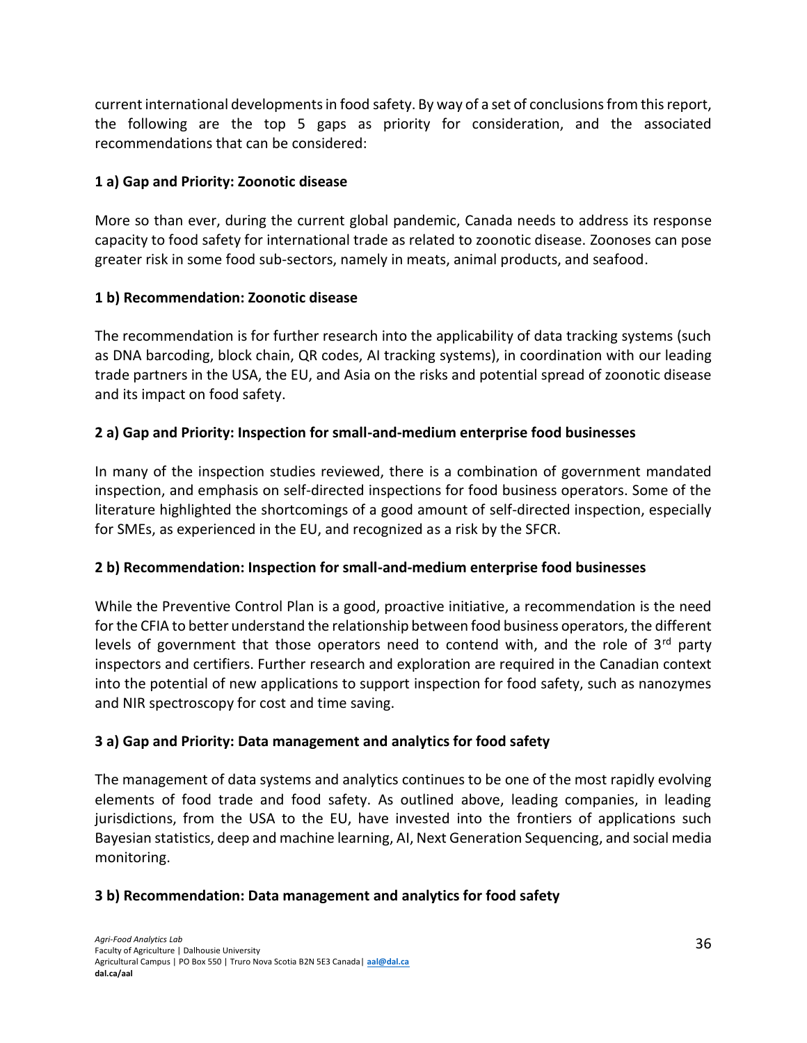current international developments in food safety. By way of a set of conclusions from this report, the following are the top 5 gaps as priority for consideration, and the associated recommendations that can be considered:

**1 a) Gap and Priority: Zoonotic disease**

More so than ever, during the current global pandemic, Canada needs to address its response capacity to food safety for international trade as related to zoonotic disease. Zoonoses can pose greater risk in some food sub-sectors, namely in meats, animal products, and seafood.

**1 b) Recommendation: Zoonotic disease**

The recommendation is for further research into the applicability of data tracking systems (such as DNA barcoding, block chain, QR codes, AI tracking systems), in coordination with our leading trade partners in the USA, the EU, and Asia on the risks and potential spread of zoonotic disease and its impact on food safety.

**2 a) Gap and Priority: Inspection for small-and-medium enterprise food businesses**

In many of the inspection studies reviewed, there is a combination of government mandated inspection, and emphasis on self-directed inspections for food business operators. Some of the literature highlighted the shortcomings of a good amount of self-directed inspection, especially for SMEs, as experienced in the EU, and recognized as a risk by the SFCR.

**2 b) Recommendation: Inspection for small-and-medium enterprise food businesses**

While the Preventive Control Plan is a good, proactive initiative, a recommendation is the need for the CFIA to better understand the relationship between food business operators, the different levels of government that those operators need to contend with, and the role of 3rd party inspectors and certifiers. Further research and exploration are required in the Canadian context into the potential of new applications to support inspection for food safety, such as nanozymes and NIR spectroscopy for cost and time saving.

**3 a) Gap and Priority: Data management and analytics for food safety**

The management of data systems and analytics continues to be one of the most rapidly evolving elements of food trade and food safety. As outlined above, leading companies, in leading jurisdictions, from the USA to the EU, have invested into the frontiers of applications such Bayesian statistics, deep and machine learning, AI, Next Generation Sequencing, and social media monitoring.

**3 b) Recommendation: Data management and analytics for food safety**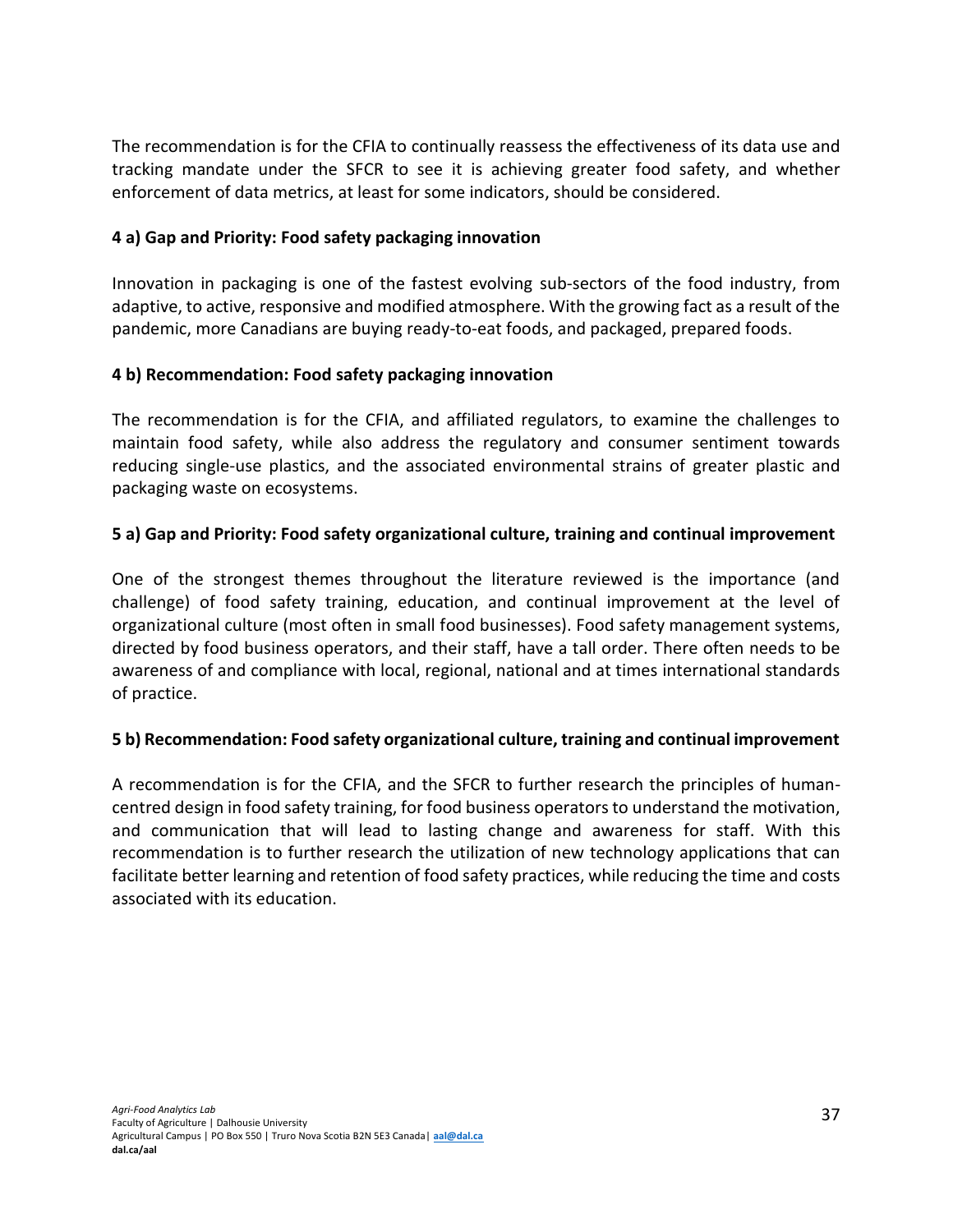The recommendation is for the CFIA to continually reassess the effectiveness of its data use and tracking mandate under the SFCR to see it is achieving greater food safety, and whether enforcement of data metrics, at least for some indicators, should be considered.

### 4 a) Gap and Priority: Food safety packaging innovation

Innovation in packaging is one of the fastest evolving sub-sectors of the food industry, from adaptive, to active, responsive and modified atmosphere. With the growing fact as a result of the pandemic, more Canadians are buying ready-to-eat foods, and packaged, prepared foods.

### 4 b) Recommendation: Food safety packaging innovation

The recommendation is for the CFIA, and affiliated regulators, to examine the challenges to maintain food safety, while also address the regulatory and consumer sentiment towards reducing single-use plastics, and the associated environmental strains of greater plastic and packaging waste on ecosystems.

### 5 a) Gap and Priority: Food safety organizational culture, training and continual improvement

One of the strongest themes throughout the literature reviewed is the importance (and challenge) of food safety training, education, and continual improvement at the level of organizational culture (most often in small food businesses). Food safety management systems, directed by food business operators, and their staff, have a tall order. There often needs to be awareness of and compliance with local, regional, national and at times international standards of practice.

### 5 b) Recommendation: Food safety organizational culture, training and continual improvement

A recommendation is for the CFIA, and the SFCR to further research the principles of human-centred design in food safety training, for food business operators to understand the motivation, and communication that will lead to lasting change and awareness for staff. With this recommendation is to further research the utilization of new technology applications that can facilitate better learning and retention of food safety practices, while reducing the time and costs associated with its education.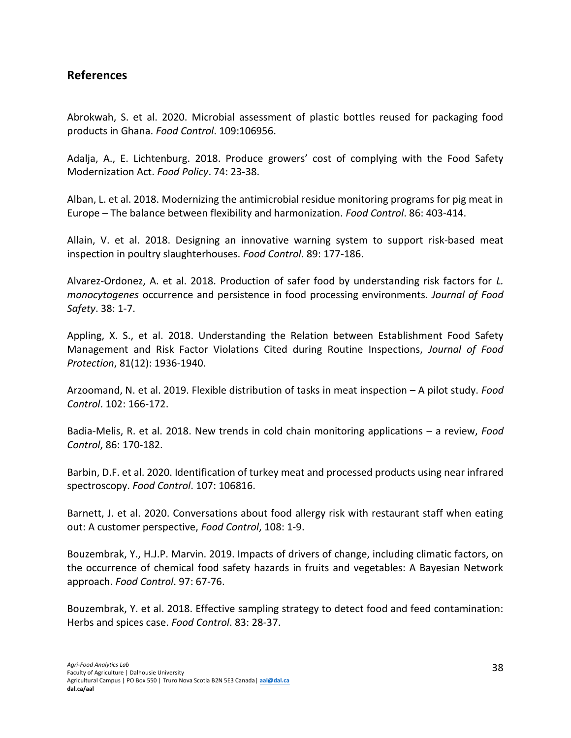## References

Abrokwah, S. et al. 2020. Microbial assessment of plastic bottles reused for packaging food products in Ghana. *Food Control*. 109:106956.

Adalja, A., E. Lichtenburg. 2018. Produce growers' cost of complying with the Food Safety Modernization Act. *Food Policy*. 74: 23-38.

Alban, L. et al. 2018. Modernizing the antimicrobial residue monitoring programs for pig meat in Europe – The balance between flexibility and harmonization. *Food Control*. 86: 403-414.

Allain, V. et al. 2018. Designing an innovative warning system to support risk-based meat inspection in poultry slaughterhouses. *Food Control*. 89: 177-186.

Alvarez-Ordonez, A. et al. 2018. Production of safer food by understanding risk factors for *L. monocytogenes* occurrence and persistence in food processing environments. *Journal of Food Safety*. 38: 1-7.

Appling, X. S., et al. 2018. Understanding the Relation between Establishment Food Safety Management and Risk Factor Violations Cited during Routine Inspections, *Journal of Food Protection*, 81(12): 1936-1940.

Arzoomand, N. et al. 2019. Flexible distribution of tasks in meat inspection – A pilot study. *Food Control*. 102: 166-172.

Badia-Melis, R. et al. 2018. New trends in cold chain monitoring applications – a review, *Food Control*, 86: 170-182.

Barbin, D.F. et al. 2020. Identification of turkey meat and processed products using near infrared spectroscopy. *Food Control*. 107: 106816.

Barnett, J. et al. 2020. Conversations about food allergy risk with restaurant staff when eating out: A customer perspective, *Food Control*, 108: 1-9.

Bouzembrak, Y., H.J.P. Marvin. 2019. Impacts of drivers of change, including climatic factors, on the occurrence of chemical food safety hazards in fruits and vegetables: A Bayesian Network approach. *Food Control*. 97: 67-76.

Bouzembrak, Y. et al. 2018. Effective sampling strategy to detect food and feed contamination: Herbs and spices case. *Food Control*. 83: 28-37.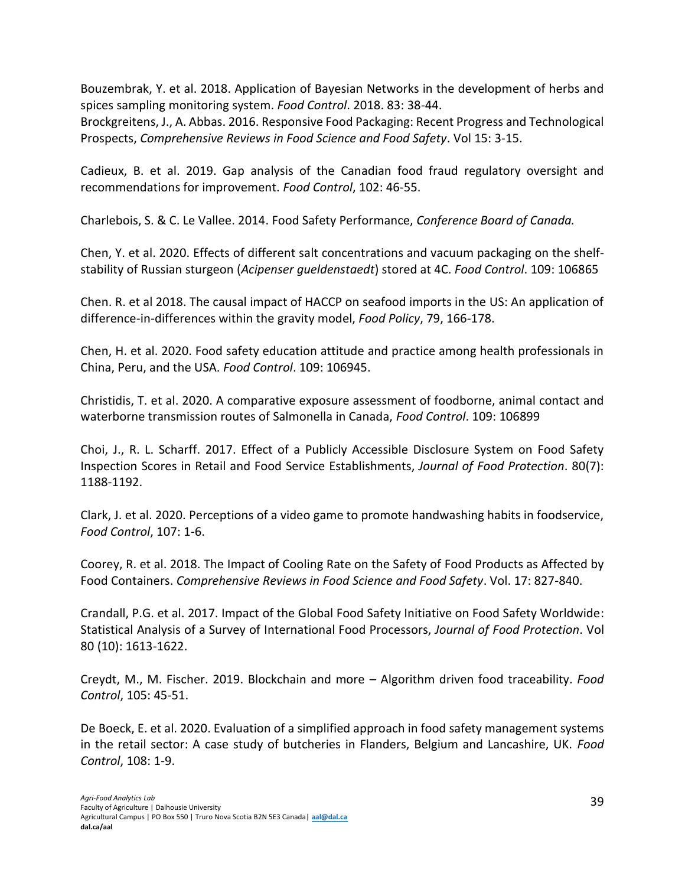Bouzembrak, Y. et al. 2018. Application of Bayesian Networks in the development of herbs and spices sampling monitoring system. *Food Control*. 2018. 83: 38-44.
Brockgreitens, J., A. Abbas. 2016. Responsive Food Packaging: Recent Progress and Technological Prospects, *Comprehensive Reviews in Food Science and Food Safety*. Vol 15: 3-15.

Cadieux, B. et al. 2019. Gap analysis of the Canadian food fraud regulatory oversight and recommendations for improvement. *Food Control*, 102: 46-55.

Charlebois, S. & C. Le Vallee. 2014. Food Safety Performance, *Conference Board of Canada.*

Chen, Y. et al. 2020. Effects of different salt concentrations and vacuum packaging on the shelf-stability of Russian sturgeon (*Acipenser gueldenstaedt*) stored at 4C. *Food Control*. 109: 106865

Chen. R. et al 2018. The causal impact of HACCP on seafood imports in the US: An application of difference-in-differences within the gravity model, *Food Policy*, 79, 166-178.

Chen, H. et al. 2020. Food safety education attitude and practice among health professionals in China, Peru, and the USA. *Food Control*. 109: 106945.

Christidis, T. et al. 2020. A comparative exposure assessment of foodborne, animal contact and waterborne transmission routes of Salmonella in Canada, *Food Control*. 109: 106899

Choi, J., R. L. Scharff. 2017. Effect of a Publicly Accessible Disclosure System on Food Safety Inspection Scores in Retail and Food Service Establishments, *Journal of Food Protection*. 80(7): 1188-1192.

Clark, J. et al. 2020. Perceptions of a video game to promote handwashing habits in foodservice, *Food Control*, 107: 1-6.

Coorey, R. et al. 2018. The Impact of Cooling Rate on the Safety of Food Products as Affected by Food Containers. *Comprehensive Reviews in Food Science and Food Safety*. Vol. 17: 827-840.

Crandall, P.G. et al. 2017. Impact of the Global Food Safety Initiative on Food Safety Worldwide: Statistical Analysis of a Survey of International Food Processors, *Journal of Food Protection*. Vol 80 (10): 1613-1622.

Creydt, M., M. Fischer. 2019. Blockchain and more – Algorithm driven food traceability. *Food Control*, 105: 45-51.

De Boeck, E. et al. 2020. Evaluation of a simplified approach in food safety management systems in the retail sector: A case study of butcheries in Flanders, Belgium and Lancashire, UK. *Food Control*, 108: 1-9.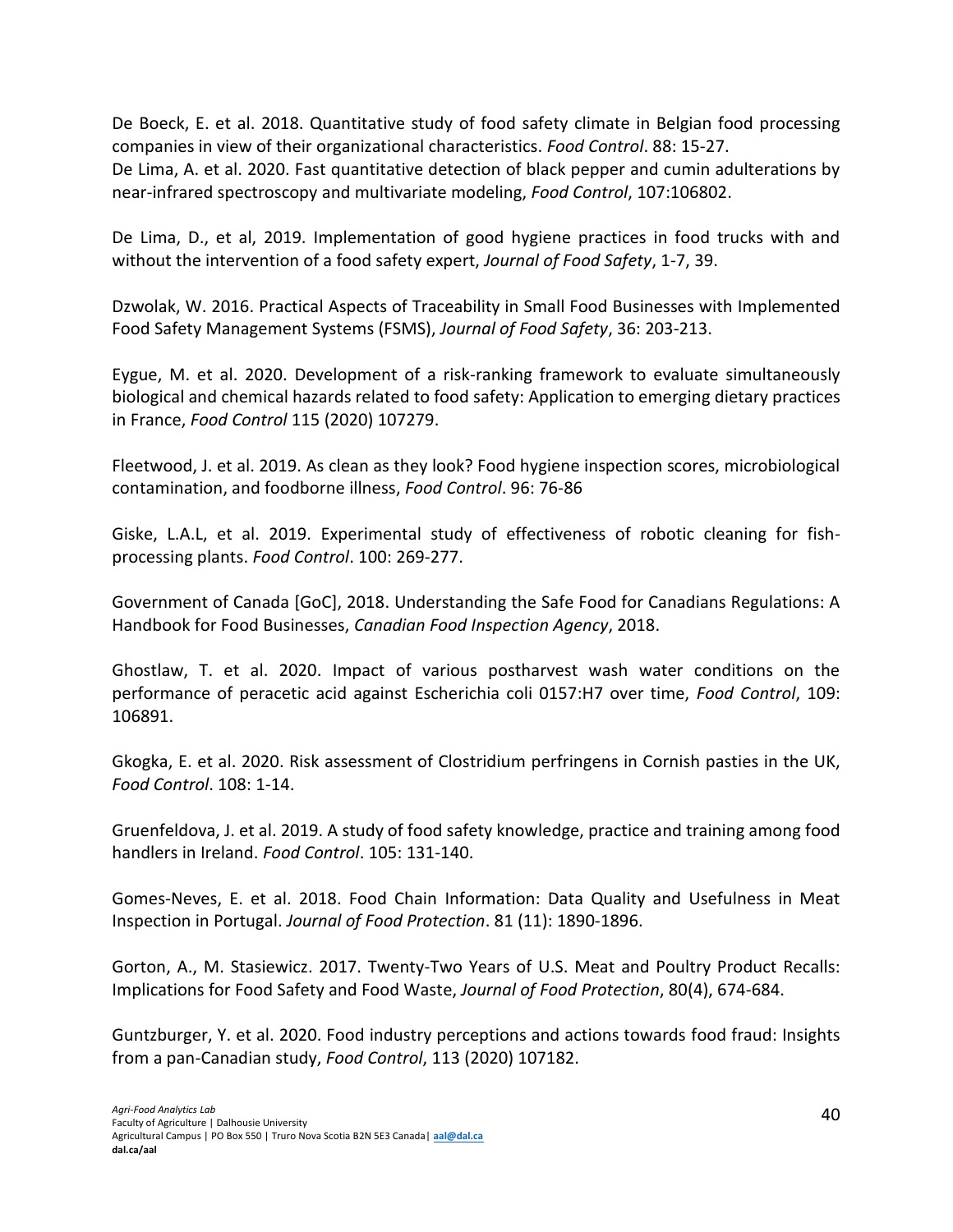De Boeck, E. et al. 2018. Quantitative study of food safety climate in Belgian food processing companies in view of their organizational characteristics. *Food Control*. 88: 15-27.
De Lima, A. et al. 2020. Fast quantitative detection of black pepper and cumin adulterations by near-infrared spectroscopy and multivariate modeling, *Food Control*, 107:106802.

De Lima, D., et al, 2019. Implementation of good hygiene practices in food trucks with and without the intervention of a food safety expert, *Journal of Food Safety*, 1-7, 39.

Dzwolak, W. 2016. Practical Aspects of Traceability in Small Food Businesses with Implemented Food Safety Management Systems (FSMS), *Journal of Food Safety*, 36: 203-213.

Eygue, M. et al. 2020. Development of a risk-ranking framework to evaluate simultaneously biological and chemical hazards related to food safety: Application to emerging dietary practices in France, *Food Control* 115 (2020) 107279.

Fleetwood, J. et al. 2019. As clean as they look? Food hygiene inspection scores, microbiological contamination, and foodborne illness, *Food Control*. 96: 76-86

Giske, L.A.L, et al. 2019. Experimental study of effectiveness of robotic cleaning for fish-processing plants. *Food Control*. 100: 269-277.

Government of Canada [GoC], 2018. Understanding the Safe Food for Canadians Regulations: A Handbook for Food Businesses, *Canadian Food Inspection Agency*, 2018.

Ghostlaw, T. et al. 2020. Impact of various postharvest wash water conditions on the performance of peracetic acid against Escherichia coli 0157:H7 over time, *Food Control*, 109: 106891.

Gkogka, E. et al. 2020. Risk assessment of Clostridium perfringens in Cornish pasties in the UK, *Food Control*. 108: 1-14.

Gruenfeldova, J. et al. 2019. A study of food safety knowledge, practice and training among food handlers in Ireland. *Food Control*. 105: 131-140.

Gomes-Neves, E. et al. 2018. Food Chain Information: Data Quality and Usefulness in Meat Inspection in Portugal. *Journal of Food Protection*. 81 (11): 1890-1896.

Gorton, A., M. Stasiewicz. 2017. Twenty-Two Years of U.S. Meat and Poultry Product Recalls: Implications for Food Safety and Food Waste, *Journal of Food Protection*, 80(4), 674-684.

Guntzburger, Y. et al. 2020. Food industry perceptions and actions towards food fraud: Insights from a pan-Canadian study, *Food Control*, 113 (2020) 107182.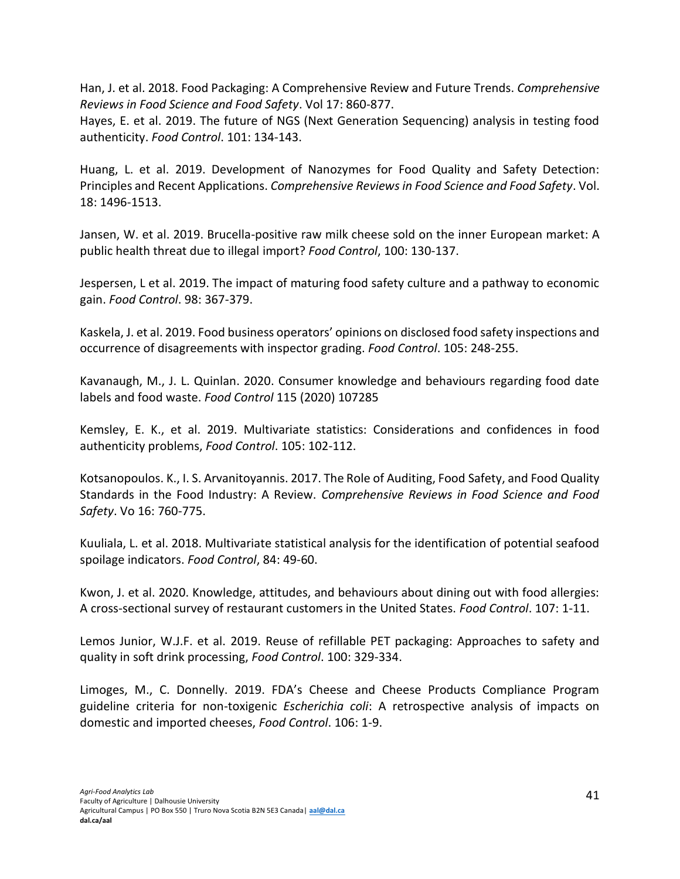Han, J. et al. 2018. Food Packaging: A Comprehensive Review and Future Trends. *Comprehensive Reviews in Food Science and Food Safety*. Vol 17: 860-877.
Hayes, E. et al. 2019. The future of NGS (Next Generation Sequencing) analysis in testing food authenticity. *Food Control*. 101: 134-143.

Huang, L. et al. 2019. Development of Nanozymes for Food Quality and Safety Detection: Principles and Recent Applications. *Comprehensive Reviews in Food Science and Food Safety*. Vol. 18: 1496-1513.

Jansen, W. et al. 2019. Brucella-positive raw milk cheese sold on the inner European market: A public health threat due to illegal import? *Food Control*, 100: 130-137.

Jespersen, L et al. 2019. The impact of maturing food safety culture and a pathway to economic gain. *Food Control*. 98: 367-379.

Kaskela, J. et al. 2019. Food business operators' opinions on disclosed food safety inspections and occurrence of disagreements with inspector grading. *Food Control*. 105: 248-255.

Kavanaugh, M., J. L. Quinlan. 2020. Consumer knowledge and behaviours regarding food date labels and food waste. *Food Control* 115 (2020) 107285

Kemsley, E. K., et al. 2019. Multivariate statistics: Considerations and confidences in food authenticity problems, *Food Control*. 105: 102-112.

Kotsanopoulos. K., I. S. Arvanitoyannis. 2017. The Role of Auditing, Food Safety, and Food Quality Standards in the Food Industry: A Review. *Comprehensive Reviews in Science and Food Safety*. Vo 16: 760-775.

Kuuliala, L. et al. 2018. Multivariate statistical analysis for the identification of potential seafood spoilage indicators. *Food Control*, 84: 49-60.

Kwon, J. et al. 2020. Knowledge, attitudes, and behaviours about dining out with food allergies: A cross-sectional survey of restaurant customers in the United States. *Food Control*. 107: 1-11.

Lemos Junior, W.J.F. et al. 2019. Reuse of refillable PET packaging: Approaches to safety and quality in soft drink processing, *Food Control*. 100: 329-334.

Limoges, M., C. Donnelly. 2019. FDA's Cheese and Cheese Products Compliance Program guideline criteria for non-toxigenic *Escherichia coli*: A retrospective analysis of impacts on domestic and imported cheeses, *Food Control*. 106: 1-9.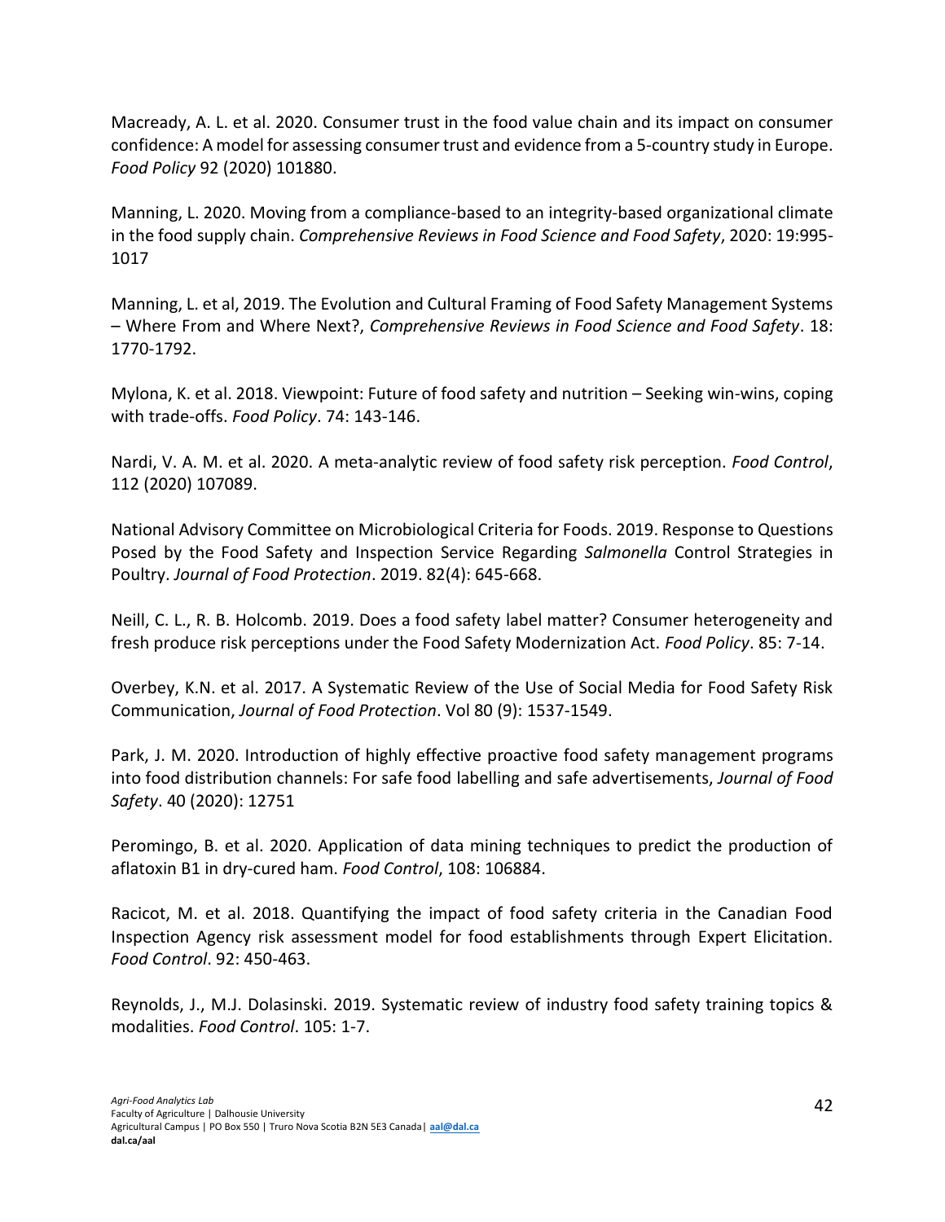Macready, A. L. et al. 2020. Consumer trust in the food value chain and its impact on consumer confidence: A model for assessing consumer trust and evidence from a 5-country study in Europe. *Food Policy* 92 (2020) 101880.

Manning, L. 2020. Moving from a compliance-based to an integrity-based organizational climate in the food supply chain. *Comprehensive Reviews in Food Science and Food Safety*, 2020: 19:995-1017

Manning, L. et al, 2019. The Evolution and Cultural Framing of Food Safety Management Systems – Where From and Where Next?, *Comprehensive Reviews in Food Science and Food Safety*. 18: 1770-1792.

Mylona, K. et al. 2018. Viewpoint: Future of food safety and nutrition – Seeking win-wins, coping with trade-offs. *Food Policy*. 74: 143-146.

Nardi, V. A. M. et al. 2020. A meta-analytic review of food safety risk perception. *Food Control*, 112 (2020) 107089.

National Advisory Committee on Microbiological Criteria for Foods. 2019. Response to Questions Posed by the Food Safety and Inspection Service Regarding *Salmonella* Control Strategies in Poultry. *Journal of Food Protection*. 2019. 82(4): 645-668.

Neill, C. L., R. B. Holcomb. 2019. Does a food safety label matter? Consumer heterogeneity and fresh produce risk perceptions under the Food Safety Modernization Act. *Food Policy*. 85: 7-14.

Overbey, K.N. et al. 2017. A Systematic Review of the Use of Social Media for Food Safety Risk Communication, *Journal of Food Protection*. Vol 80 (9): 1537-1549.

Park, J. M. 2020. Introduction of highly effective proactive food safety management programs into food distribution channels: For safe food labelling and safe advertisements, *Journal of Food Safety*. 40 (2020): 12751

Peromingo, B. et al. 2020. Application of data mining techniques to predict the production of aflatoxin B1 in dry-cured ham. *Food Control*, 108: 106884.

Racicot, M. et al. 2018. Quantifying the impact of food safety criteria in the Canadian Food Inspection Agency risk assessment model for food establishments through Expert Elicitation. *Food Control*. 92: 450-463.

Reynolds, J., M.J. Dolasinski. 2019. Systematic review of industry food safety training topics & modalities. *Food Control*. 105: 1-7.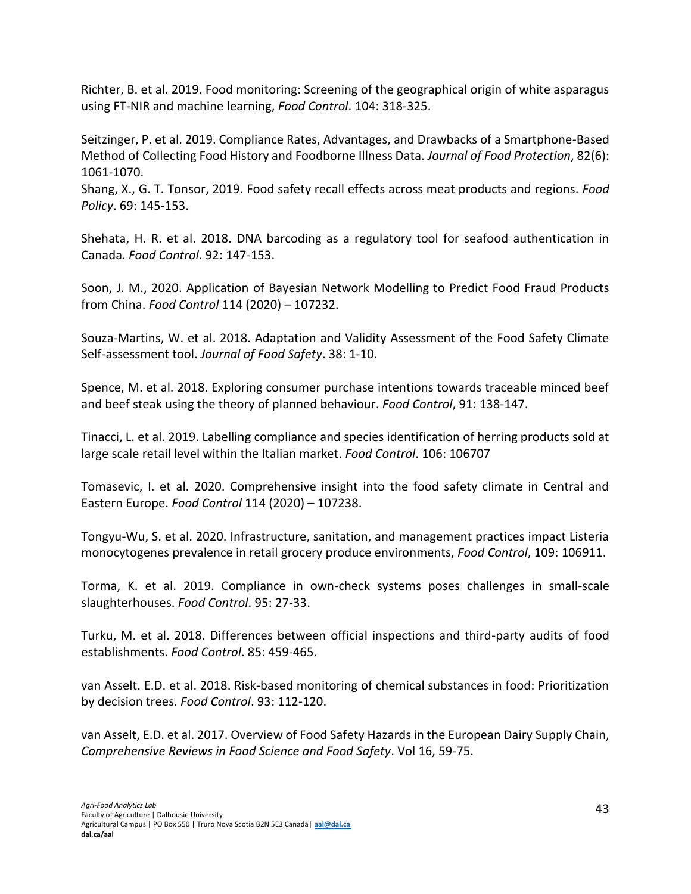Richter, B. et al. 2019. Food monitoring: Screening of the geographical origin of white asparagus using FT-NIR and machine learning, *Food Control*. 104: 318-325.

Seitzinger, P. et al. 2019. Compliance Rates, Advantages, and Drawbacks of a Smartphone-Based Method of Collecting Food History and Foodborne Illness Data. *Journal of Food Protection*, 82(6): 1061-1070.

Shang, X., G. T. Tonsor, 2019. Food safety recall effects across meat products and regions. *Food Policy*. 69: 145-153.

Shehata, H. R. et al. 2018. DNA barcoding as a regulatory tool for seafood authentication in Canada. *Food Control*. 92: 147-153.

Soon, J. M., 2020. Application of Bayesian Network Modelling to Predict Food Fraud Products from China. *Food Control* 114 (2020) – 107232.

Souza-Martins, W. et al. 2018. Adaptation and Validity Assessment of the Food Safety Climate Self-assessment tool. *Journal of Food Safety*. 38: 1-10.

Spence, M. et al. 2018. Exploring consumer purchase intentions towards traceable minced beef and beef steak using the theory of planned behaviour. *Food Control*, 91: 138-147.

Tinacci, L. et al. 2019. Labelling compliance and species identification of herring products sold at large scale retail level within the Italian market. *Food Control*. 106: 106707

Tomasevic, I. et al. 2020. Comprehensive insight into the food safety climate in Central and Eastern Europe. *Food Control* 114 (2020) – 107238.

Tongyu-Wu, S. et al. 2020. Infrastructure, sanitation, and management practices impact Listeria monocytogenes prevalence in retail grocery produce environments, *Food Control*, 109: 106911.

Torma, K. et al. 2019. Compliance in own-check systems poses challenges in small-scale slaughterhouses. *Food Control*. 95: 27-33.

Turku, M. et al. 2018. Differences between official inspections and third-party audits of food establishments. *Food Control*. 85: 459-465.

van Asselt. E.D. et al. 2018. Risk-based monitoring of chemical substances in food: Prioritization by decision trees. *Food Control*. 93: 112-120.

van Asselt, E.D. et al. 2017. Overview of Food Safety Hazards in the European Dairy Supply Chain, *Comprehensive Reviews in Food Science and Food Safety*. Vol 16, 59-75.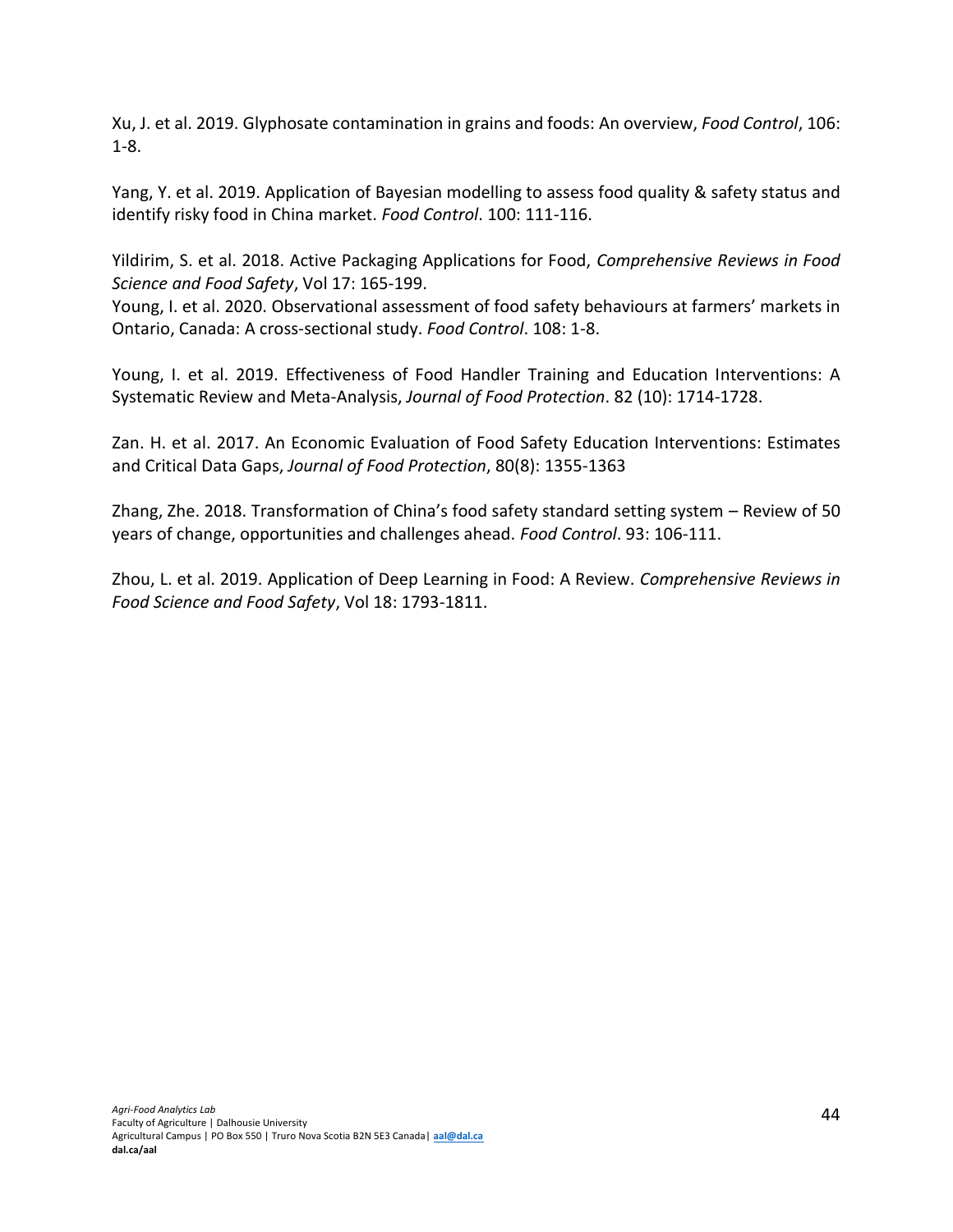Xu, J. et al. 2019. Glyphosate contamination in grains and foods: An overview, *Food Control*, 106: 1-8.

Yang, Y. et al. 2019. Application of Bayesian modelling to assess food quality & safety status and identify risky food in China market. *Food Control*. 100: 111-116.

Yildirim, S. et al. 2018. Active Packaging Applications for Food, *Comprehensive Reviews in Food Science and Food Safety*, Vol 17: 165-199.

Young, I. et al. 2020. Observational assessment of food safety behaviours at farmers' markets in Ontario, Canada: A cross-sectional study. *Food Control*. 108: 1-8.

Young, I. et al. 2019. Effectiveness of Food Handler Training and Education Interventions: A Systematic Review and Meta-Analysis, *Journal of Food Protection*. 82 (10): 1714-1728.

Zan. H. et al. 2017. An Economic Evaluation of Food Safety Education Interventions: Estimates and Critical Data Gaps, *Journal of Food Protection*, 80(8): 1355-1363

Zhang, Zhe. 2018. Transformation of China's food safety standard setting system – Review of 50 years of change, opportunities and challenges ahead. *Food Control*. 93: 106-111.

Zhou, L. et al. 2019. Application of Deep Learning in Food: A Review. *Comprehensive Reviews in Food Science and Food Safety*, Vol 18: 1793-1811.